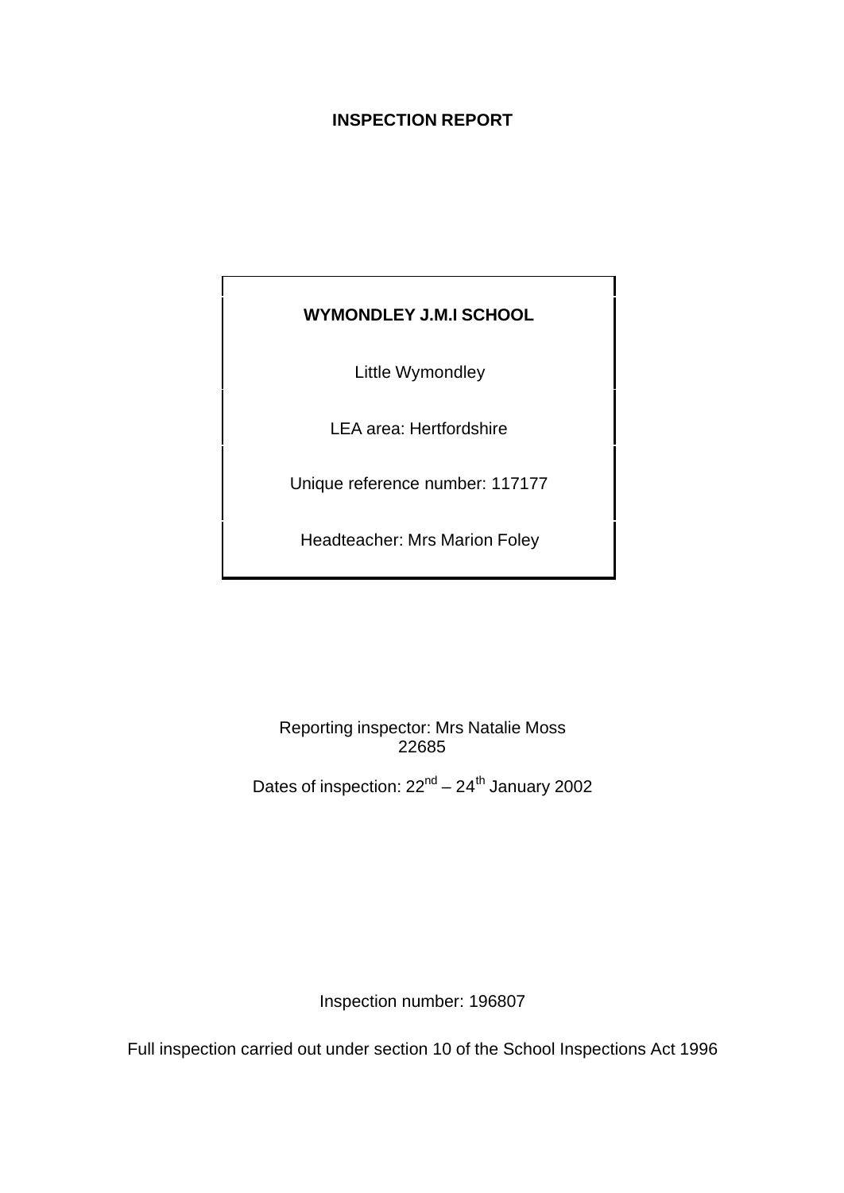# INSPECTION REPORT

**WYMONDLEY J.M.I SCHOOL**

Little Wymondley

LEA area: Hertfordshire

Unique reference number: 117177

Headteacher: Mrs Marion Foley

Reporting inspector: Mrs Natalie Moss
22685

Dates of inspection: 22nd – 24th January 2002

Inspection number: 196807

Full inspection carried out under section 10 of the School Inspections Act 1996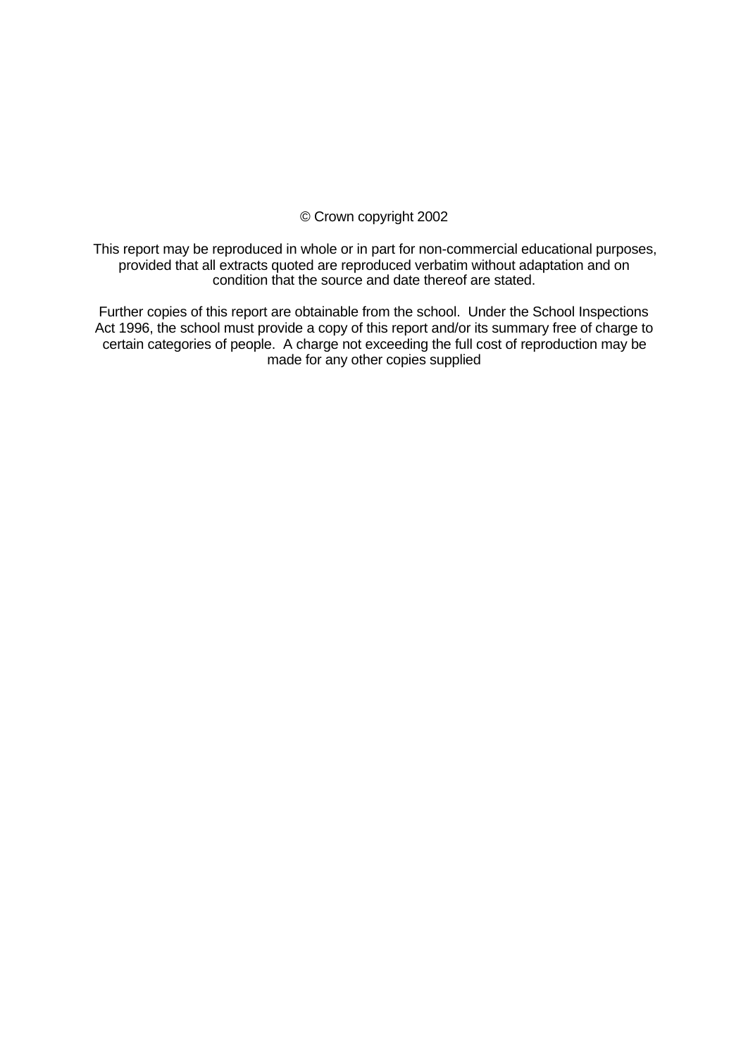© Crown copyright 2002

This report may be reproduced in whole or in part for non-commercial educational purposes, provided that all extracts quoted are reproduced verbatim without adaptation and on condition that the source and date thereof are stated.

Further copies of this report are obtainable from the school. Under the School Inspections Act 1996, the school must provide a copy of this report and/or its summary free of charge to certain categories of people. A charge not exceeding the full cost of reproduction may be made for any other copies supplied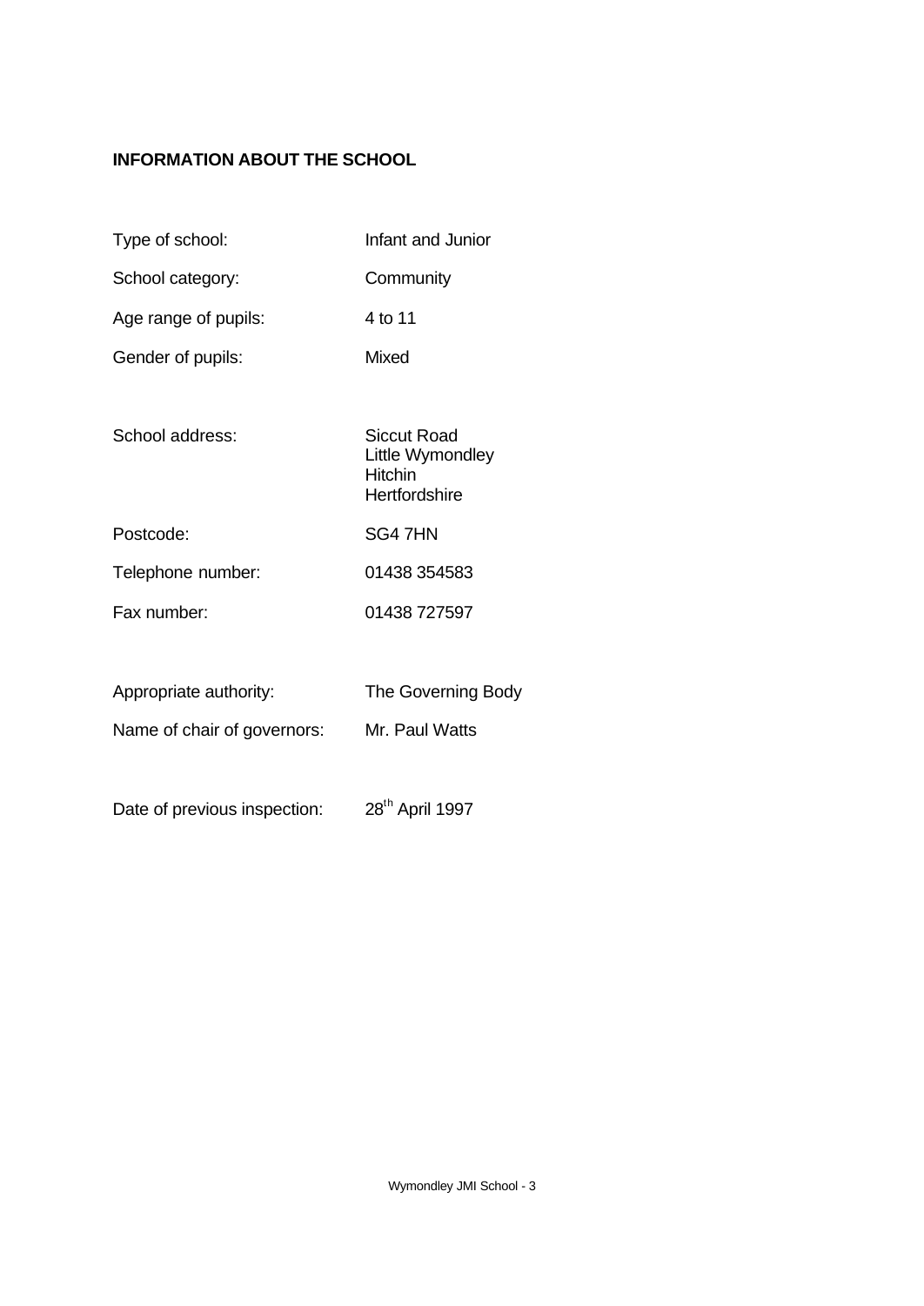## INFORMATION ABOUT THE SCHOOL

| | |
|---|---|
| Type of school: | Infant and Junior |
| School category: | Community |
| Age range of pupils: | 4 to 11 |
| Gender of pupils: | Mixed |
| School address: | Siccut Road<br>Little Wymondley<br>Hitchin<br>Hertfordshire |
| Postcode: | SG4 7HN |
| Telephone number: | 01438 354583 |
| Fax number: | 01438 727597 |
| Appropriate authority: | The Governing Body |
| Name of chair of governors: | Mr. Paul Watts |
| Date of previous inspection: | 28th April 1997 |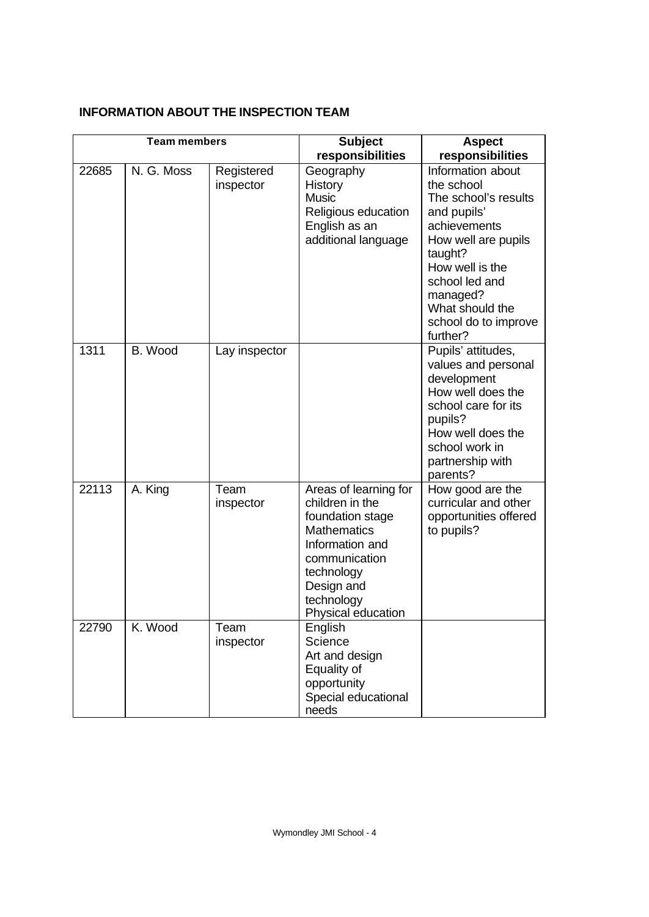## INFORMATION ABOUT THE INSPECTION TEAM

| Team members | | | Subject responsibilities | Aspect responsibilities |
|---|---|---|---|---|
| 22685 | N. G. Moss | Registered inspector | Geography<br>History<br>Music<br>Religious education<br>English as an additional language | Information about the school<br>The school's results and pupils' achievements<br>How well are pupils taught?<br>How well is the school led and managed?<br>What should the school do to improve further? |
| 1311 | B. Wood | Lay inspector | | Pupils' attitudes, values and personal development<br>How well does the school care for its pupils?<br>How well does the school work in partnership with parents? |
| 22113 | A. King | Team inspector | Areas of learning for children in the foundation stage<br>Mathematics<br>Information and communication technology<br>Design and technology<br>Physical education | How good are the curricular and other opportunities offered to pupils? |
| 22790 | K. Wood | Team inspector | English<br>Science<br>Art and design<br>Equality of opportunity<br>Special educational needs | |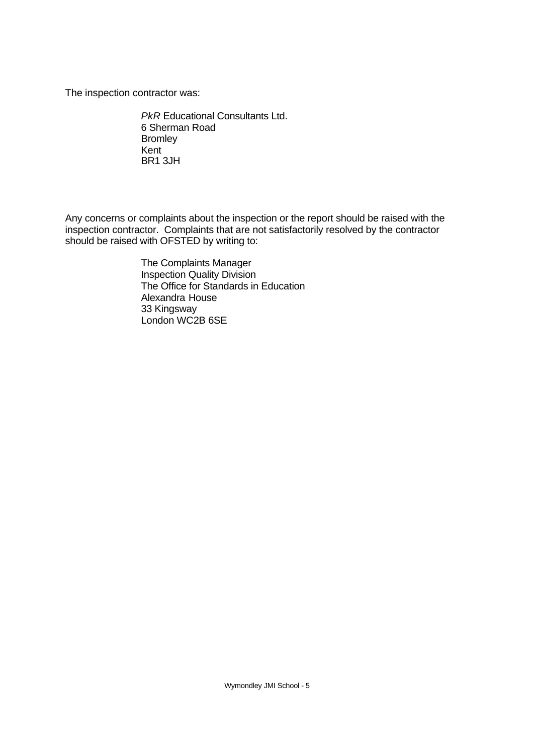The inspection contractor was:

*PkR* Educational Consultants Ltd.
6 Sherman Road
Bromley
Kent
BR1 3JH

Any concerns or complaints about the inspection or the report should be raised with the inspection contractor. Complaints that are not satisfactorily resolved by the contractor should be raised with OFSTED by writing to:

The Complaints Manager
Inspection Quality Division
The Office for Standards in Education
Alexandra House
33 Kingsway
London WC2B 6SE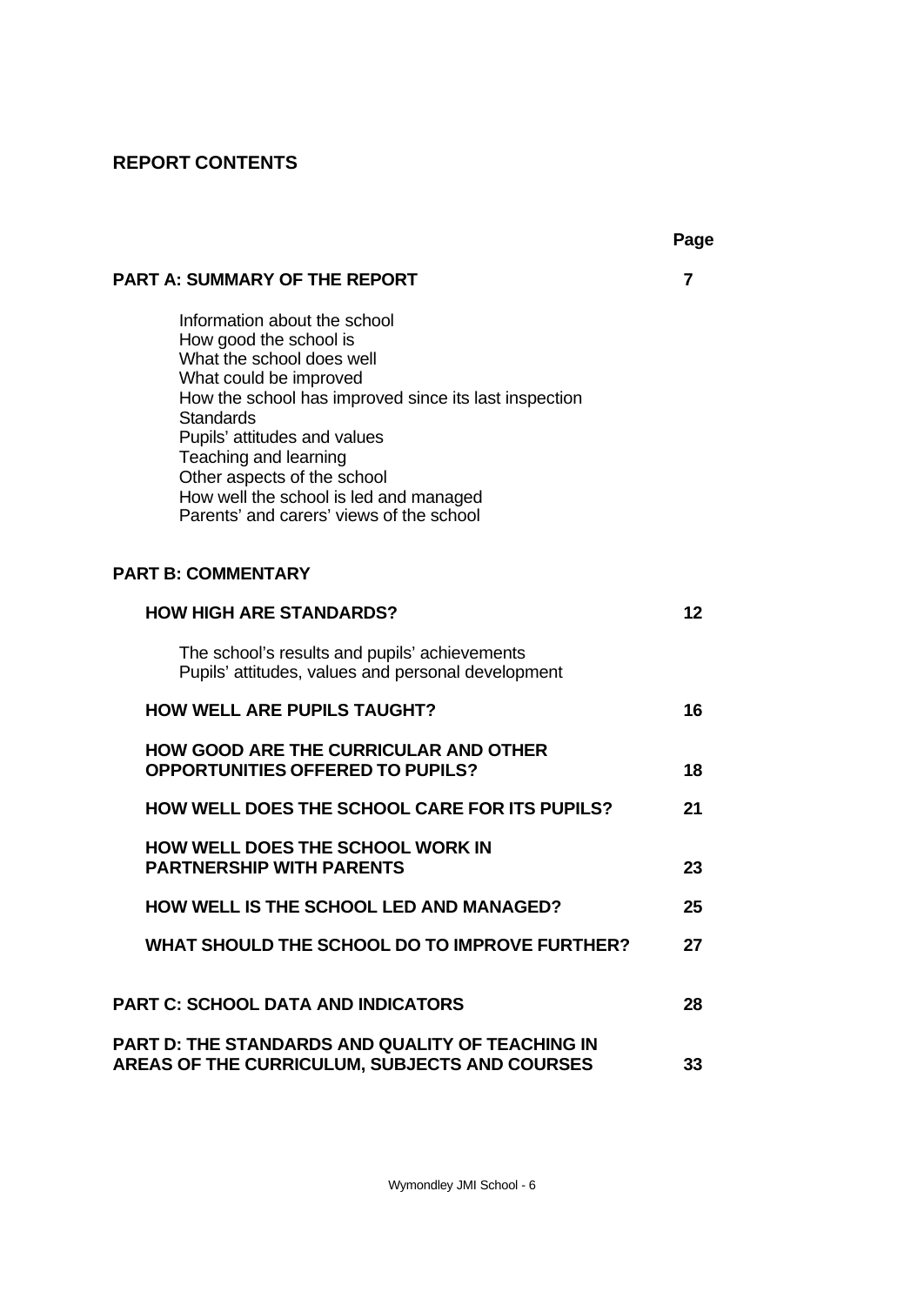## REPORT CONTENTS

| | Page |
|---|---|
| **PART A: SUMMARY OF THE REPORT** | **7** |
| Information about the school<br>How good the school is<br>What the school does well<br>What could be improved<br>How the school has improved since its last inspection<br>Standards<br>Pupils' attitudes and values<br>Teaching and learning<br>Other aspects of the school<br>How well the school is led and managed<br>Parents' and carers' views of the school | |
| **PART B: COMMENTARY** | |
| **HOW HIGH ARE STANDARDS?** | **12** |
| The school's results and pupils' achievements<br>Pupils' attitudes, values and personal development | |
| **HOW WELL ARE PUPILS TAUGHT?** | **16** |
| **HOW GOOD ARE THE CURRICULAR AND OTHER OPPORTUNITIES OFFERED TO PUPILS?** | **18** |
| **HOW WELL DOES THE SCHOOL CARE FOR ITS PUPILS?** | **21** |
| **HOW WELL DOES THE SCHOOL WORK IN PARTNERSHIP WITH PARENTS** | **23** |
| **HOW WELL IS THE SCHOOL LED AND MANAGED?** | **25** |
| **WHAT SHOULD THE SCHOOL DO TO IMPROVE FURTHER?** | **27** |
| **PART C: SCHOOL DATA AND INDICATORS** | **28** |
| **PART D: THE STANDARDS AND QUALITY OF TEACHING IN AREAS OF THE CURRICULUM, SUBJECTS AND COURSES** | **33** |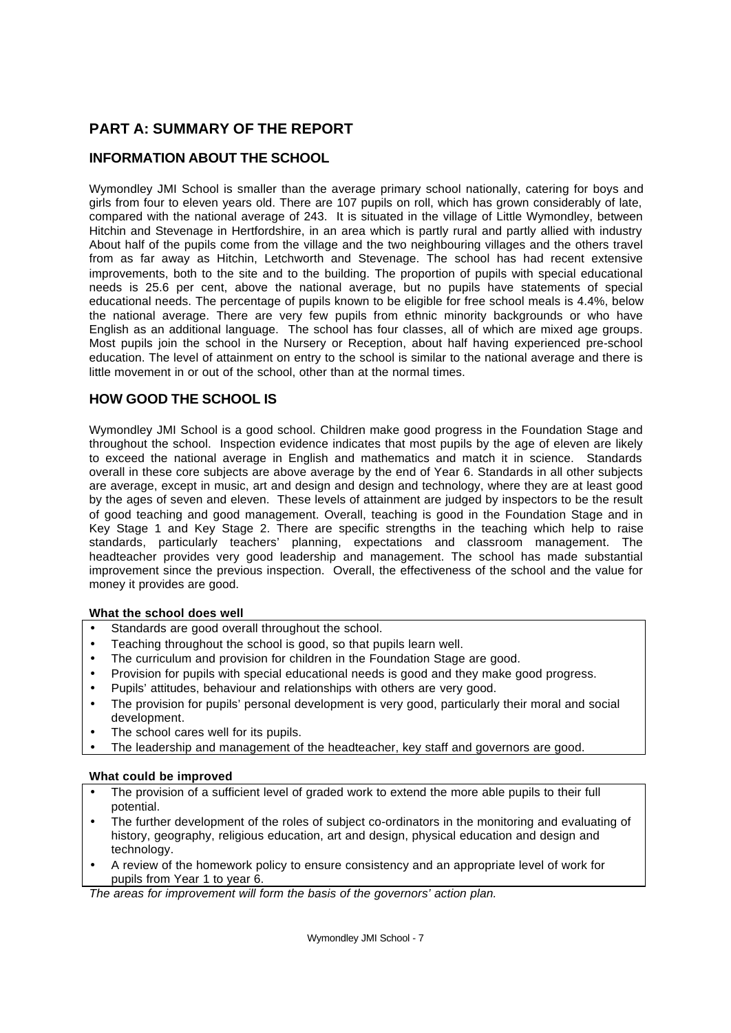# PART A: SUMMARY OF THE REPORT

## INFORMATION ABOUT THE SCHOOL

Wymondley JMI School is smaller than the average primary school nationally, catering for boys and girls from four to eleven years old. There are 107 pupils on roll, which has grown considerably of late, compared with the national average of 243. It is situated in the village of Little Wymondley, between Hitchin and Stevenage in Hertfordshire, in an area which is partly rural and partly allied with industry About half of the pupils come from the village and the two neighbouring villages and the others travel from as far away as Hitchin, Letchworth and Stevenage. The school has had recent extensive improvements, both to the site and to the building. The proportion of pupils with special educational needs is 25.6 per cent, above the national average, but no pupils have statements of special educational needs. The percentage of pupils known to be eligible for free school meals is 4.4%, below the national average. There are very few pupils from ethnic minority backgrounds or who have English as an additional language. The school has four classes, all of which are mixed age groups. Most pupils join the school in the Nursery or Reception, about half having experienced pre-school education. The level of attainment on entry to the school is similar to the national average and there is little movement in or out of the school, other than at the normal times.

## HOW GOOD THE SCHOOL IS

Wymondley JMI School is a good school. Children make good progress in the Foundation Stage and throughout the school. Inspection evidence indicates that most pupils by the age of eleven are likely to exceed the national average in English and mathematics and match it in science. Standards overall in these core subjects are above average by the end of Year 6. Standards in all other subjects are average, except in music, art and design and design and technology, where they are at least good by the ages of seven and eleven. These levels of attainment are judged by inspectors to be the result of good teaching and good management. Overall, teaching is good in the Foundation Stage and in Key Stage 1 and Key Stage 2. There are specific strengths in the teaching which help to raise standards, particularly teachers' planning, expectations and classroom management. The headteacher provides very good leadership and management. The school has made substantial improvement since the previous inspection. Overall, the effectiveness of the school and the value for money it provides are good.

**What the school does well**

- Standards are good overall throughout the school.
- Teaching throughout the school is good, so that pupils learn well.
- The curriculum and provision for children in the Foundation Stage are good.
- Provision for pupils with special educational needs is good and they make good progress.
- Pupils' attitudes, behaviour and relationships with others are very good.
- The provision for pupils' personal development is very good, particularly their moral and social development.
- The school cares well for its pupils.
- The leadership and management of the headteacher, key staff and governors are good.

**What could be improved**

- The provision of a sufficient level of graded work to extend the more able pupils to their full potential.
- The further development of the roles of subject co-ordinators in the monitoring and evaluating of history, geography, religious education, art and design, physical education and design and technology.
- A review of the homework policy to ensure consistency and an appropriate level of work for pupils from Year 1 to year 6.

*The areas for improvement will form the basis of the governors' action plan.*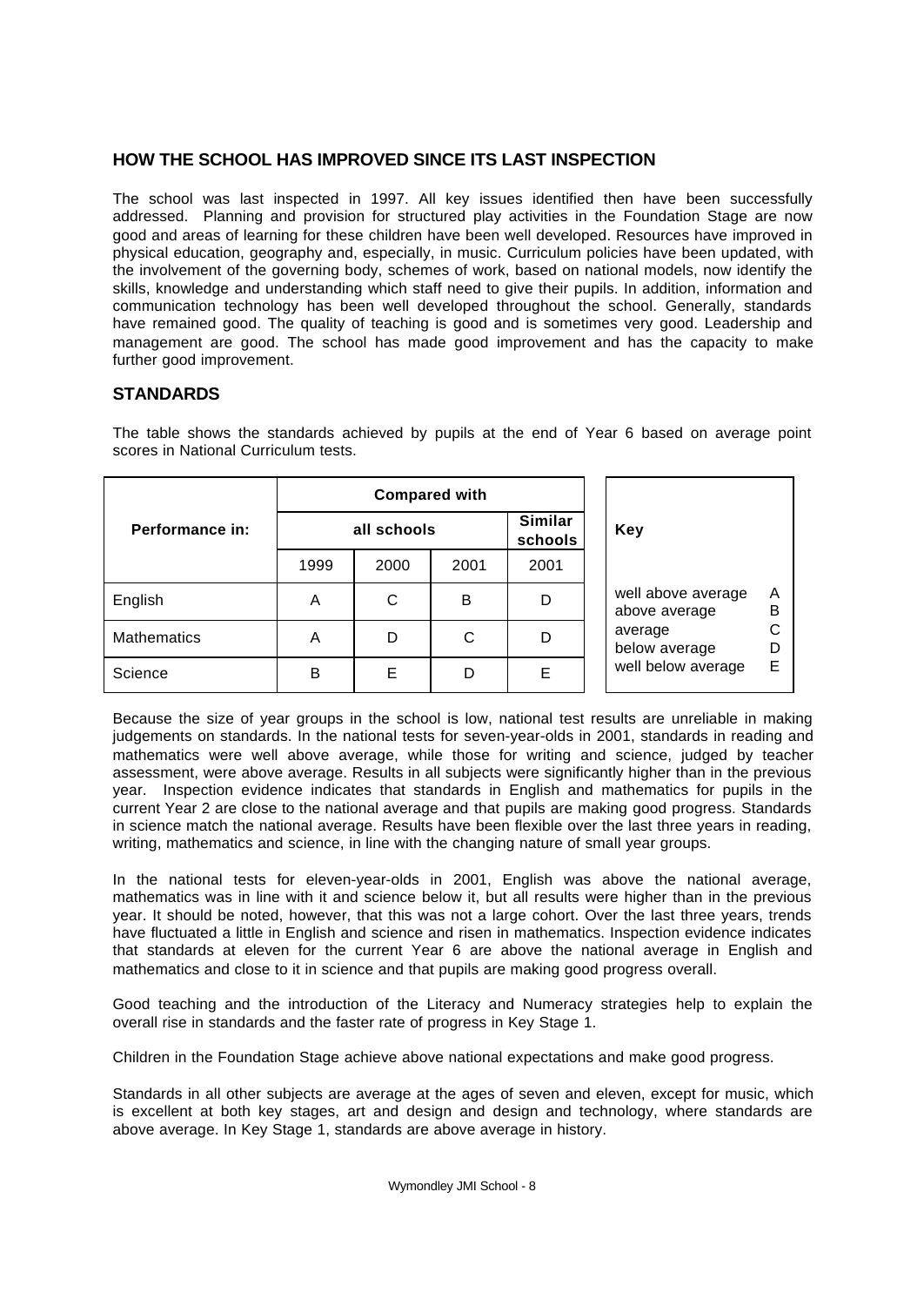## HOW THE SCHOOL HAS IMPROVED SINCE ITS LAST INSPECTION

The school was last inspected in 1997. All key issues identified then have been successfully addressed. Planning and provision for structured play activities in the Foundation Stage are now good and areas of learning for these children have been well developed. Resources have improved in physical education, geography and, especially, in music. Curriculum policies have been updated, with the involvement of the governing body, schemes of work, based on national models, now identify the skills, knowledge and understanding which staff need to give their pupils. In addition, information and communication technology has been well developed throughout the school. Generally, standards have remained good. The quality of teaching is good and is sometimes very good. Leadership and management are good. The school has made good improvement and has the capacity to make further good improvement.

## STANDARDS

The table shows the standards achieved by pupils at the end of Year 6 based on average point scores in National Curriculum tests.

| Performance in: | Compared with | | | |
|---|---|---|---|---|
| | all schools | | | Similar schools |
| | 1999 | 2000 | 2001 | 2001 |
| English | A | C | B | D |
| Mathematics | A | D | C | D |
| Science | B | E | D | E |

| Key | |
|---|---|
| well above average | A |
| above average | B |
| average | C |
| below average | D |
| well below average | E |

Because the size of year groups in the school is low, national test results are unreliable in making judgements on standards. In the national tests for seven-year-olds in 2001, standards in reading and mathematics were well above average, while those for writing and science, judged by teacher assessment, were above average. Results in all subjects were significantly higher than in the previous year. Inspection evidence indicates that standards in English and mathematics for pupils in the current Year 2 are close to the national average and that pupils are making good progress. Standards in science match the national average. Results have been flexible over the last three years in reading, writing, mathematics and science, in line with the changing nature of small year groups.

In the national tests for eleven-year-olds in 2001, English was above the national average, mathematics was in line with it and science below it, but all results were higher than in the previous year. It should be noted, however, that this was not a large cohort. Over the last three years, trends have fluctuated a little in English and science and risen in mathematics. Inspection evidence indicates that standards at eleven for the current Year 6 are above the national average in English and mathematics and close to it in science and that pupils are making good progress overall.

Good teaching and the introduction of the Literacy and Numeracy strategies help to explain the overall rise in standards and the faster rate of progress in Key Stage 1.

Children in the Foundation Stage achieve above national expectations and make good progress.

Standards in all other subjects are average at the ages of seven and eleven, except for music, which is excellent at both key stages, art and design and design and technology, where standards are above average. In Key Stage 1, standards are above average in history.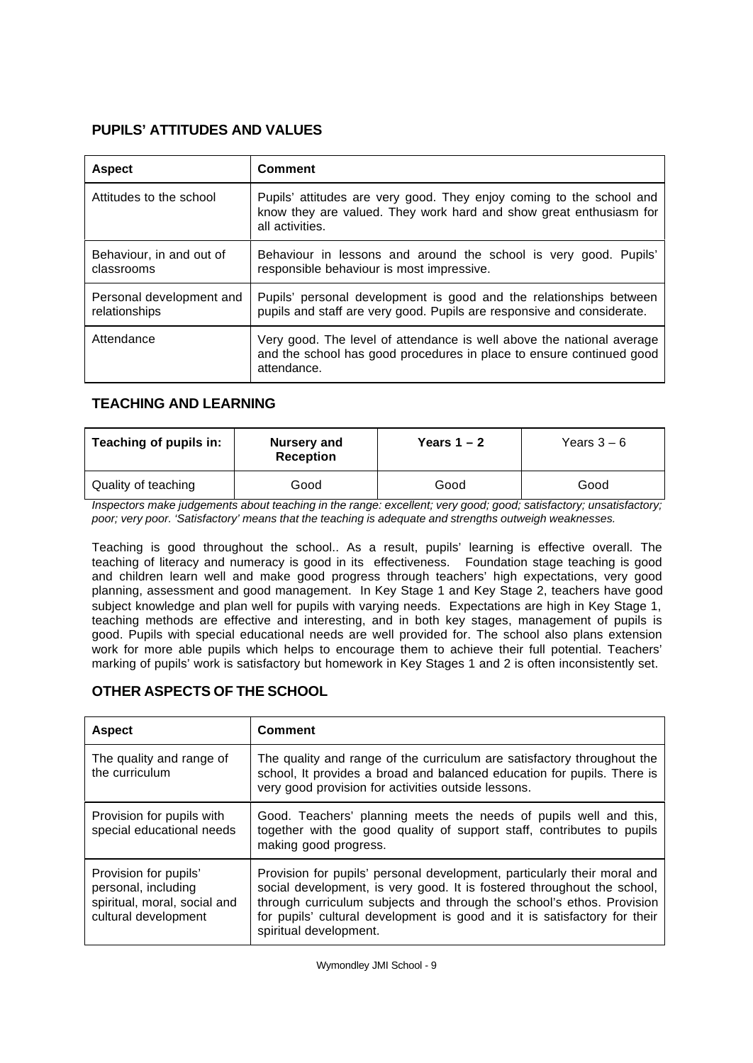## PUPILS' ATTITUDES AND VALUES

| Aspect | Comment |
|---|---|
| Attitudes to the school | Pupils' attitudes are very good. They enjoy coming to the school and know they are valued. They work hard and show great enthusiasm for all activities. |
| Behaviour, in and out of classrooms | Behaviour in lessons and around the school is very good. Pupils' responsible behaviour is most impressive. |
| Personal development and relationships | Pupils' personal development is good and the relationships between pupils and staff are very good. Pupils are responsive and considerate. |
| Attendance | Very good. The level of attendance is well above the national average and the school has good procedures in place to ensure continued good attendance. |

## TEACHING AND LEARNING

| Teaching of pupils in: | Nursery and Reception | Years 1 – 2 | Years 3 – 6 |
|---|---|---|---|
| Quality of teaching | Good | Good | Good |

*Inspectors make judgements about teaching in the range: excellent; very good; good; satisfactory; unsatisfactory; poor; very poor. 'Satisfactory' means that the teaching is adequate and strengths outweigh weaknesses.*

Teaching is good throughout the school.. As a result, pupils' learning is effective overall. The teaching of literacy and numeracy is good in its effectiveness. Foundation stage teaching is good and children learn well and make good progress through teachers' high expectations, very good planning, assessment and good management. In Key Stage 1 and Key Stage 2, teachers have good subject knowledge and plan well for pupils with varying needs. Expectations are high in Key Stage 1, teaching methods are effective and interesting, and in both key stages, management of pupils is good. Pupils with special educational needs are well provided for. The school also plans extension work for more able pupils which helps to encourage them to achieve their full potential. Teachers' marking of pupils' work is satisfactory but homework in Key Stages 1 and 2 is often inconsistently set.

## OTHER ASPECTS OF THE SCHOOL

| Aspect | Comment |
|---|---|
| The quality and range of the curriculum | The quality and range of the curriculum are satisfactory throughout the school, It provides a broad and balanced education for pupils. There is very good provision for activities outside lessons. |
| Provision for pupils with special educational needs | Good. Teachers' planning meets the needs of pupils well and this, together with the good quality of support staff, contributes to pupils making good progress. |
| Provision for pupils' personal, including spiritual, moral, social and cultural development | Provision for pupils' personal development, particularly their moral and social development, is very good. It is fostered throughout the school, through curriculum subjects and through the school's ethos. Provision for pupils' cultural development is good and it is satisfactory for their spiritual development. |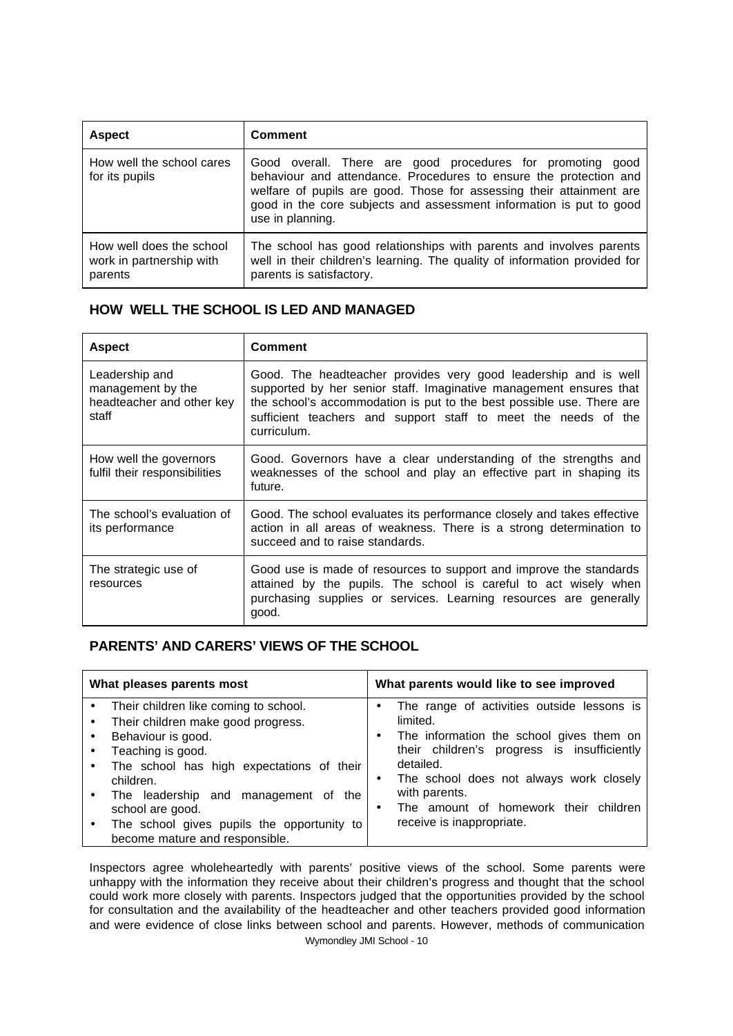| Aspect | Comment |
| --- | --- |
| How well the school cares for its pupils | Good overall. There are good procedures for promoting good behaviour and attendance. Procedures to ensure the protection and welfare of pupils are good. Those for assessing their attainment are good in the core subjects and assessment information is put to good use in planning. |
| How well does the school work in partnership with parents | The school has good relationships with parents and involves parents well in their children's learning. The quality of information provided for parents is satisfactory. |

## HOW WELL THE SCHOOL IS LED AND MANAGED

| Aspect | Comment |
| --- | --- |
| Leadership and management by the headteacher and other key staff | Good. The headteacher provides very good leadership and is well supported by her senior staff. Imaginative management ensures that the school's accommodation is put to the best possible use. There are sufficient teachers and support staff to meet the needs of the curriculum. |
| How well the governors fulfil their responsibilities | Good. Governors have a clear understanding of the strengths and weaknesses of the school and play an effective part in shaping its future. |
| The school's evaluation of its performance | Good. The school evaluates its performance closely and takes effective action in all areas of weakness. There is a strong determination to succeed and to raise standards. |
| The strategic use of resources | Good use is made of resources to support and improve the standards attained by the pupils. The school is careful to act wisely when purchasing supplies or services. Learning resources are generally good. |

## PARENTS' AND CARERS' VIEWS OF THE SCHOOL

| What pleases parents most | What parents would like to see improved |
| --- | --- |
| • Their children like coming to school.<br>• Their children make good progress.<br>• Behaviour is good.<br>• Teaching is good.<br>• The school has high expectations of their children.<br>• The leadership and management of the school are good.<br>• The school gives pupils the opportunity to become mature and responsible. | • The range of activities outside lessons is limited.<br>• The information the school gives them on their children's progress is insufficiently detailed.<br>• The school does not always work closely with parents.<br>• The amount of homework their children receive is inappropriate. |

Inspectors agree wholeheartedly with parents' positive views of the school. Some parents were unhappy with the information they receive about their children's progress and thought that the school could work more closely with parents. Inspectors judged that the opportunities provided by the school for consultation and the availability of the headteacher and other teachers provided good information and were evidence of close links between school and parents. However, methods of communication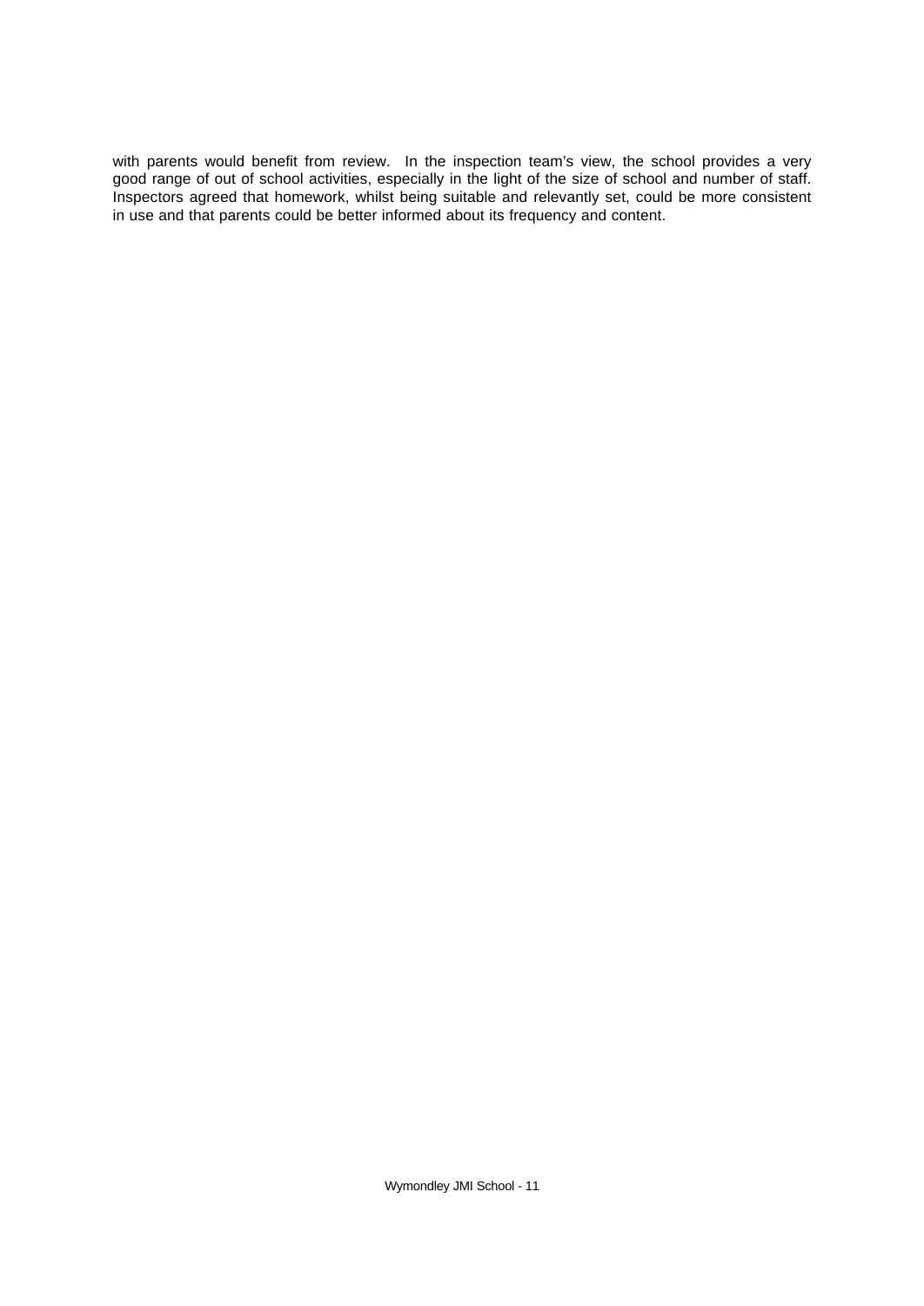with parents would benefit from review.  In the inspection team's view, the school provides a very good range of out of school activities, especially in the light of the size of school and number of staff. Inspectors agreed that homework, whilst being suitable and relevantly set, could be more consistent in use and that parents could be better informed about its frequency and content.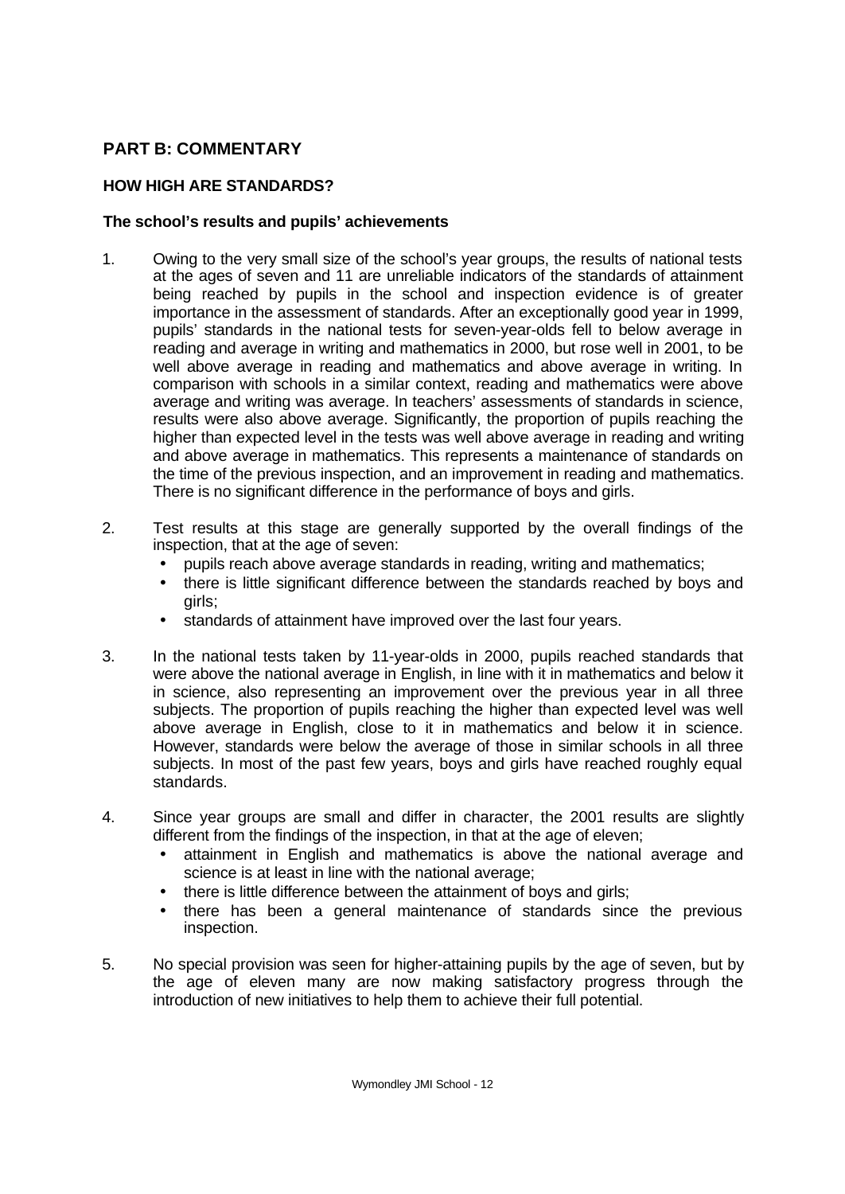## PART B: COMMENTARY

### HOW HIGH ARE STANDARDS?

#### The school's results and pupils' achievements

1. Owing to the very small size of the school's year groups, the results of national tests at the ages of seven and 11 are unreliable indicators of the standards of attainment being reached by pupils in the school and inspection evidence is of greater importance in the assessment of standards. After an exceptionally good year in 1999, pupils' standards in the national tests for seven-year-olds fell to below average in reading and average in writing and mathematics in 2000, but rose well in 2001, to be well above average in reading and mathematics and above average in writing. In comparison with schools in a similar context, reading and mathematics were above average and writing was average. In teachers' assessments of standards in science, results were also above average. Significantly, the proportion of pupils reaching the higher than expected level in the tests was well above average in reading and writing and above average in mathematics. This represents a maintenance of standards on the time of the previous inspection, and an improvement in reading and mathematics. There is no significant difference in the performance of boys and girls.

2. Test results at this stage are generally supported by the overall findings of the inspection, that at the age of seven:
   - pupils reach above average standards in reading, writing and mathematics;
   - there is little significant difference between the standards reached by boys and girls;
   - standards of attainment have improved over the last four years.

3. In the national tests taken by 11-year-olds in 2000, pupils reached standards that were above the national average in English, in line with it in mathematics and below it in science, also representing an improvement over the previous year in all three subjects. The proportion of pupils reaching the higher than expected level was well above average in English, close to it in mathematics and below it in science. However, standards were below the average of those in similar schools in all three subjects. In most of the past few years, boys and girls have reached roughly equal standards.

4. Since year groups are small and differ in character, the 2001 results are slightly different from the findings of the inspection, in that at the age of eleven;
   - attainment in English and mathematics is above the national average and science is at least in line with the national average;
   - there is little difference between the attainment of boys and girls;
   - there has been a general maintenance of standards since the previous inspection.

5. No special provision was seen for higher-attaining pupils by the age of seven, but by the age of eleven many are now making satisfactory progress through the introduction of new initiatives to help them to achieve their full potential.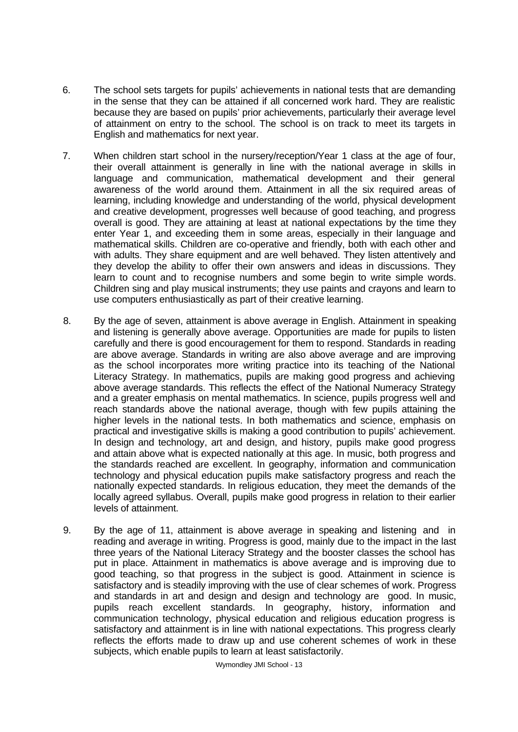6. The school sets targets for pupils' achievements in national tests that are demanding in the sense that they can be attained if all concerned work hard. They are realistic because they are based on pupils' prior achievements, particularly their average level of attainment on entry to the school. The school is on track to meet its targets in English and mathematics for next year.

7. When children start school in the nursery/reception/Year 1 class at the age of four, their overall attainment is generally in line with the national average in skills in language and communication, mathematical development and their general awareness of the world around them. Attainment in all the six required areas of learning, including knowledge and understanding of the world, physical development and creative development, progresses well because of good teaching, and progress overall is good. They are attaining at least at national expectations by the time they enter Year 1, and exceeding them in some areas, especially in their language and mathematical skills. Children are co-operative and friendly, both with each other and with adults. They share equipment and are well behaved. They listen attentively and they develop the ability to offer their own answers and ideas in discussions. They learn to count and to recognise numbers and some begin to write simple words. Children sing and play musical instruments; they use paints and crayons and learn to use computers enthusiastically as part of their creative learning.

8. By the age of seven, attainment is above average in English. Attainment in speaking and listening is generally above average. Opportunities are made for pupils to listen carefully and there is good encouragement for them to respond. Standards in reading are above average. Standards in writing are also above average and are improving as the school incorporates more writing practice into its teaching of the National Literacy Strategy. In mathematics, pupils are making good progress and achieving above average standards. This reflects the effect of the National Numeracy Strategy and a greater emphasis on mental mathematics. In science, pupils progress well and reach standards above the national average, though with few pupils attaining the higher levels in the national tests. In both mathematics and science, emphasis on practical and investigative skills is making a good contribution to pupils' achievement. In design and technology, art and design, and history, pupils make good progress and attain above what is expected nationally at this age. In music, both progress and the standards reached are excellent. In geography, information and communication technology and physical education pupils make satisfactory progress and reach the nationally expected standards. In religious education, they meet the demands of the locally agreed syllabus. Overall, pupils make good progress in relation to their earlier levels of attainment.

9. By the age of 11, attainment is above average in speaking and listening and in reading and average in writing. Progress is good, mainly due to the impact in the last three years of the National Literacy Strategy and the booster classes the school has put in place. Attainment in mathematics is above average and is improving due to good teaching, so that progress in the subject is good. Attainment in science is satisfactory and is steadily improving with the use of clear schemes of work. Progress and standards in art and design and design and technology are good. In music, pupils reach excellent standards. In geography, history, information and communication technology, physical education and religious education progress is satisfactory and attainment is in line with national expectations. This progress clearly reflects the efforts made to draw up and use coherent schemes of work in these subjects, which enable pupils to learn at least satisfactorily.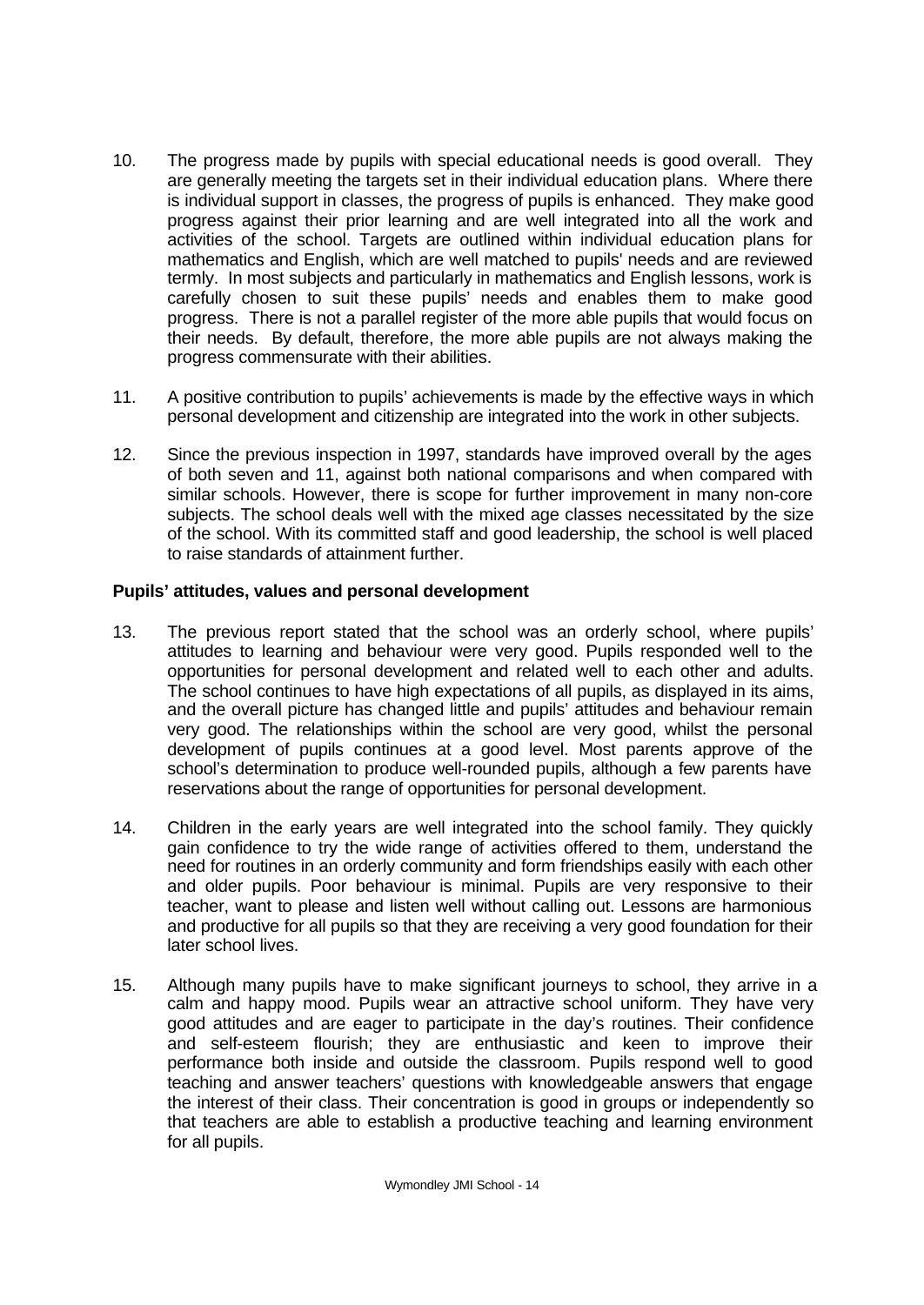10. The progress made by pupils with special educational needs is good overall. They are generally meeting the targets set in their individual education plans. Where there is individual support in classes, the progress of pupils is enhanced. They make good progress against their prior learning and are well integrated into all the work and activities of the school. Targets are outlined within individual education plans for mathematics and English, which are well matched to pupils' needs and are reviewed termly. In most subjects and particularly in mathematics and English lessons, work is carefully chosen to suit these pupils' needs and enables them to make good progress. There is not a parallel register of the more able pupils that would focus on their needs. By default, therefore, the more able pupils are not always making the progress commensurate with their abilities.

11. A positive contribution to pupils' achievements is made by the effective ways in which personal development and citizenship are integrated into the work in other subjects.

12. Since the previous inspection in 1997, standards have improved overall by the ages of both seven and 11, against both national comparisons and when compared with similar schools. However, there is scope for further improvement in many non-core subjects. The school deals well with the mixed age classes necessitated by the size of the school. With its committed staff and good leadership, the school is well placed to raise standards of attainment further.

**Pupils' attitudes, values and personal development**

13. The previous report stated that the school was an orderly school, where pupils' attitudes to learning and behaviour were very good. Pupils responded well to the opportunities for personal development and related well to each other and adults. The school continues to have high expectations of all pupils, as displayed in its aims, and the overall picture has changed little and pupils' attitudes and behaviour remain very good. The relationships within the school are very good, whilst the personal development of pupils continues at a good level. Most parents approve of the school's determination to produce well-rounded pupils, although a few parents have reservations about the range of opportunities for personal development.

14. Children in the early years are well integrated into the school family. They quickly gain confidence to try the wide range of activities offered to them, understand the need for routines in an orderly community and form friendships easily with each other and older pupils. Poor behaviour is minimal. Pupils are very responsive to their teacher, want to please and listen well without calling out. Lessons are harmonious and productive for all pupils so that they are receiving a very good foundation for their later school lives.

15. Although many pupils have to make significant journeys to school, they arrive in a calm and happy mood. Pupils wear an attractive school uniform. They have very good attitudes and are eager to participate in the day's routines. Their confidence and self-esteem flourish; they are enthusiastic and keen to improve their performance both inside and outside the classroom. Pupils respond well to good teaching and answer teachers' questions with knowledgeable answers that engage the interest of their class. Their concentration is good in groups or independently so that teachers are able to establish a productive teaching and learning environment for all pupils.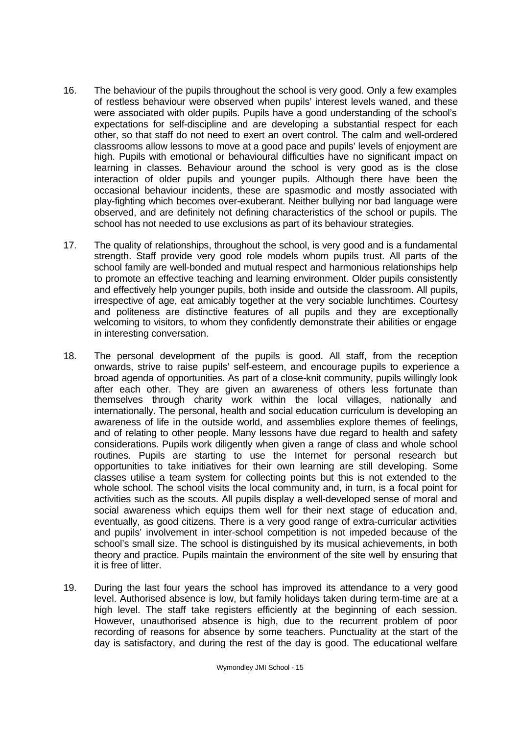16. The behaviour of the pupils throughout the school is very good. Only a few examples of restless behaviour were observed when pupils' interest levels waned, and these were associated with older pupils. Pupils have a good understanding of the school's expectations for self-discipline and are developing a substantial respect for each other, so that staff do not need to exert an overt control. The calm and well-ordered classrooms allow lessons to move at a good pace and pupils' levels of enjoyment are high. Pupils with emotional or behavioural difficulties have no significant impact on learning in classes. Behaviour around the school is very good as is the close interaction of older pupils and younger pupils. Although there have been the occasional behaviour incidents, these are spasmodic and mostly associated with play-fighting which becomes over-exuberant. Neither bullying nor bad language were observed, and are definitely not defining characteristics of the school or pupils. The school has not needed to use exclusions as part of its behaviour strategies.

17. The quality of relationships, throughout the school, is very good and is a fundamental strength. Staff provide very good role models whom pupils trust. All parts of the school family are well-bonded and mutual respect and harmonious relationships help to promote an effective teaching and learning environment. Older pupils consistently and effectively help younger pupils, both inside and outside the classroom. All pupils, irrespective of age, eat amicably together at the very sociable lunchtimes. Courtesy and politeness are distinctive features of all pupils and they are exceptionally welcoming to visitors, to whom they confidently demonstrate their abilities or engage in interesting conversation.

18. The personal development of the pupils is good. All staff, from the reception onwards, strive to raise pupils' self-esteem, and encourage pupils to experience a broad agenda of opportunities. As part of a close-knit community, pupils willingly look after each other. They are given an awareness of others less fortunate than themselves through charity work within the local villages, nationally and internationally. The personal, health and social education curriculum is developing an awareness of life in the outside world, and assemblies explore themes of feelings, and of relating to other people. Many lessons have due regard to health and safety considerations. Pupils work diligently when given a range of class and whole school routines. Pupils are starting to use the Internet for personal research but opportunities to take initiatives for their own learning are still developing. Some classes utilise a team system for collecting points but this is not extended to the whole school. The school visits the local community and, in turn, is a focal point for activities such as the scouts. All pupils display a well-developed sense of moral and social awareness which equips them well for their next stage of education and, eventually, as good citizens. There is a very good range of extra-curricular activities and pupils' involvement in inter-school competition is not impeded because of the school's small size. The school is distinguished by its musical achievements, in both theory and practice. Pupils maintain the environment of the site well by ensuring that it is free of litter.

19. During the last four years the school has improved its attendance to a very good level. Authorised absence is low, but family holidays taken during term-time are at a high level. The staff take registers efficiently at the beginning of each session. However, unauthorised absence is high, due to the recurrent problem of poor recording of reasons for absence by some teachers. Punctuality at the start of the day is satisfactory, and during the rest of the day is good. The educational welfare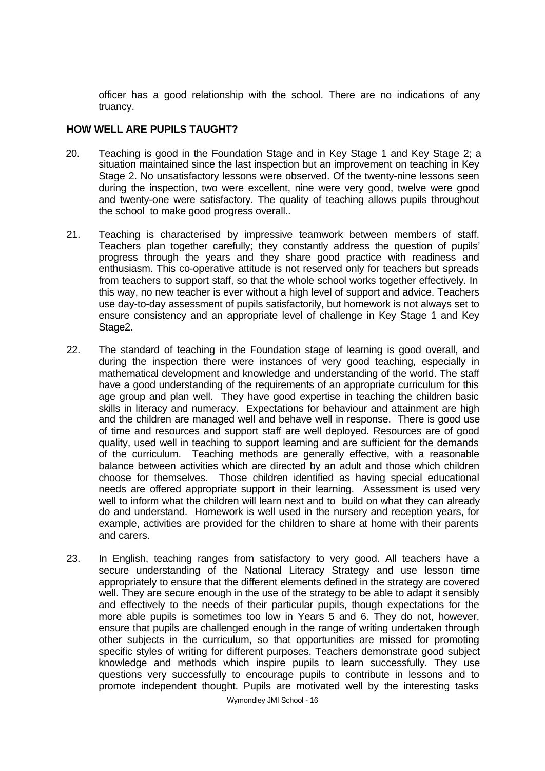officer has a good relationship with the school. There are no indications of any truancy.

## HOW WELL ARE PUPILS TAUGHT?

20. Teaching is good in the Foundation Stage and in Key Stage 1 and Key Stage 2; a situation maintained since the last inspection but an improvement on teaching in Key Stage 2. No unsatisfactory lessons were observed. Of the twenty-nine lessons seen during the inspection, two were excellent, nine were very good, twelve were good and twenty-one were satisfactory. The quality of teaching allows pupils throughout the school to make good progress overall..

21. Teaching is characterised by impressive teamwork between members of staff. Teachers plan together carefully; they constantly address the question of pupils' progress through the years and they share good practice with readiness and enthusiasm. This co-operative attitude is not reserved only for teachers but spreads from teachers to support staff, so that the whole school works together effectively. In this way, no new teacher is ever without a high level of support and advice. Teachers use day-to-day assessment of pupils satisfactorily, but homework is not always set to ensure consistency and an appropriate level of challenge in Key Stage 1 and Key Stage2.

22. The standard of teaching in the Foundation stage of learning is good overall, and during the inspection there were instances of very good teaching, especially in mathematical development and knowledge and understanding of the world. The staff have a good understanding of the requirements of an appropriate curriculum for this age group and plan well. They have good expertise in teaching the children basic skills in literacy and numeracy. Expectations for behaviour and attainment are high and the children are managed well and behave well in response. There is good use of time and resources and support staff are well deployed. Resources are of good quality, used well in teaching to support learning and are sufficient for the demands of the curriculum. Teaching methods are generally effective, with a reasonable balance between activities which are directed by an adult and those which children choose for themselves. Those children identified as having special educational needs are offered appropriate support in their learning. Assessment is used very well to inform what the children will learn next and to build on what they can already do and understand. Homework is well used in the nursery and reception years, for example, activities are provided for the children to share at home with their parents and carers.

23. In English, teaching ranges from satisfactory to very good. All teachers have a secure understanding of the National Literacy Strategy and use lesson time appropriately to ensure that the different elements defined in the strategy are covered well. They are secure enough in the use of the strategy to be able to adapt it sensibly and effectively to the needs of their particular pupils, though expectations for the more able pupils is sometimes too low in Years 5 and 6. They do not, however, ensure that pupils are challenged enough in the range of writing undertaken through other subjects in the curriculum, so that opportunities are missed for promoting specific styles of writing for different purposes. Teachers demonstrate good subject knowledge and methods which inspire pupils to learn successfully. They use questions very successfully to encourage pupils to contribute in lessons and to promote independent thought. Pupils are motivated well by the interesting tasks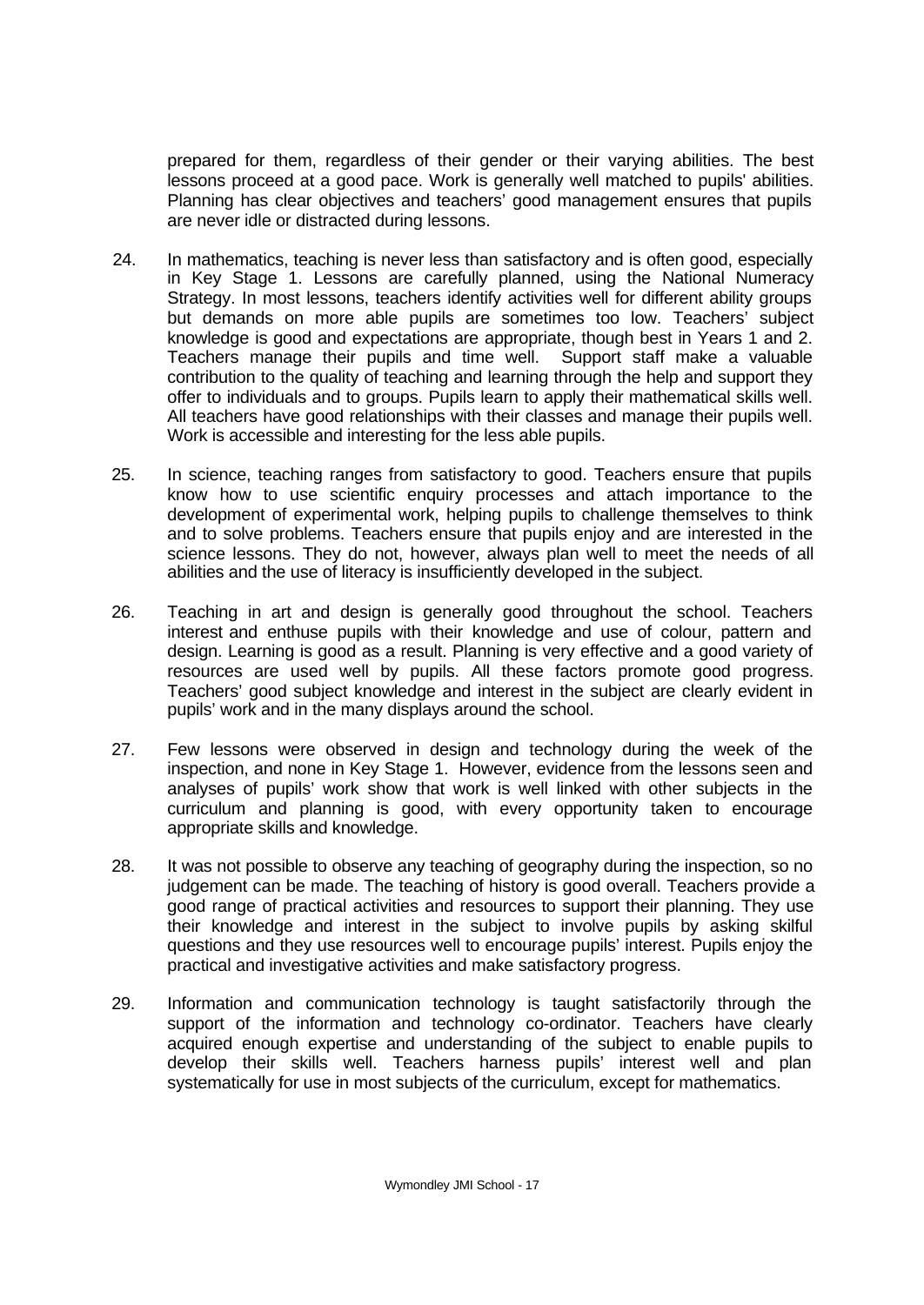prepared for them, regardless of their gender or their varying abilities. The best lessons proceed at a good pace. Work is generally well matched to pupils' abilities. Planning has clear objectives and teachers' good management ensures that pupils are never idle or distracted during lessons.

24. In mathematics, teaching is never less than satisfactory and is often good, especially in Key Stage 1. Lessons are carefully planned, using the National Numeracy Strategy. In most lessons, teachers identify activities well for different ability groups but demands on more able pupils are sometimes too low. Teachers' subject knowledge is good and expectations are appropriate, though best in Years 1 and 2. Teachers manage their pupils and time well. Support staff make a valuable contribution to the quality of teaching and learning through the help and support they offer to individuals and to groups. Pupils learn to apply their mathematical skills well. All teachers have good relationships with their classes and manage their pupils well. Work is accessible and interesting for the less able pupils.

25. In science, teaching ranges from satisfactory to good. Teachers ensure that pupils know how to use scientific enquiry processes and attach importance to the development of experimental work, helping pupils to challenge themselves to think and to solve problems. Teachers ensure that pupils enjoy and are interested in the science lessons. They do not, however, always plan well to meet the needs of all abilities and the use of literacy is insufficiently developed in the subject.

26. Teaching in art and design is generally good throughout the school. Teachers interest and enthuse pupils with their knowledge and use of colour, pattern and design. Learning is good as a result. Planning is very effective and a good variety of resources are used well by pupils. All these factors promote good progress. Teachers' good subject knowledge and interest in the subject are clearly evident in pupils' work and in the many displays around the school.

27. Few lessons were observed in design and technology during the week of the inspection, and none in Key Stage 1. However, evidence from the lessons seen and analyses of pupils' work show that work is well linked with other subjects in the curriculum and planning is good, with every opportunity taken to encourage appropriate skills and knowledge.

28. It was not possible to observe any teaching of geography during the inspection, so no judgement can be made. The teaching of history is good overall. Teachers provide a good range of practical activities and resources to support their planning. They use their knowledge and interest in the subject to involve pupils by asking skilful questions and they use resources well to encourage pupils' interest. Pupils enjoy the practical and investigative activities and make satisfactory progress.

29. Information and communication technology is taught satisfactorily through the support of the information and technology co-ordinator. Teachers have clearly acquired enough expertise and understanding of the subject to enable pupils to develop their skills well. Teachers harness pupils' interest well and plan systematically for use in most subjects of the curriculum, except for mathematics.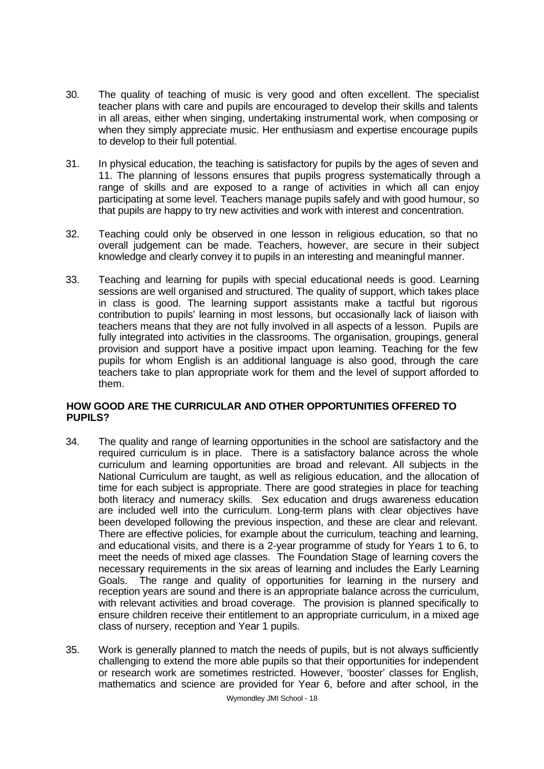30. The quality of teaching of music is very good and often excellent. The specialist teacher plans with care and pupils are encouraged to develop their skills and talents in all areas, either when singing, undertaking instrumental work, when composing or when they simply appreciate music. Her enthusiasm and expertise encourage pupils to develop to their full potential.

31. In physical education, the teaching is satisfactory for pupils by the ages of seven and 11. The planning of lessons ensures that pupils progress systematically through a range of skills and are exposed to a range of activities in which all can enjoy participating at some level. Teachers manage pupils safely and with good humour, so that pupils are happy to try new activities and work with interest and concentration.

32. Teaching could only be observed in one lesson in religious education, so that no overall judgement can be made. Teachers, however, are secure in their subject knowledge and clearly convey it to pupils in an interesting and meaningful manner.

33. Teaching and learning for pupils with special educational needs is good. Learning sessions are well organised and structured. The quality of support, which takes place in class is good. The learning support assistants make a tactful but rigorous contribution to pupils' learning in most lessons, but occasionally lack of liaison with teachers means that they are not fully involved in all aspects of a lesson. Pupils are fully integrated into activities in the classrooms. The organisation, groupings, general provision and support have a positive impact upon learning. Teaching for the few pupils for whom English is an additional language is also good, through the care teachers take to plan appropriate work for them and the level of support afforded to them.

**HOW GOOD ARE THE CURRICULAR AND OTHER OPPORTUNITIES OFFERED TO PUPILS?**

34. The quality and range of learning opportunities in the school are satisfactory and the required curriculum is in place. There is a satisfactory balance across the whole curriculum and learning opportunities are broad and relevant. All subjects in the National Curriculum are taught, as well as religious education, and the allocation of time for each subject is appropriate. There are good strategies in place for teaching both literacy and numeracy skills. Sex education and drugs awareness education are included well into the curriculum. Long-term plans with clear objectives have been developed following the previous inspection, and these are clear and relevant. There are effective policies, for example about the curriculum, teaching and learning, and educational visits, and there is a 2-year programme of study for Years 1 to 6, to meet the needs of mixed age classes. The Foundation Stage of learning covers the necessary requirements in the six areas of learning and includes the Early Learning Goals. The range and quality of opportunities for learning in the nursery and reception years are sound and there is an appropriate balance across the curriculum, with relevant activities and broad coverage. The provision is planned specifically to ensure children receive their entitlement to an appropriate curriculum, in a mixed age class of nursery, reception and Year 1 pupils.

35. Work is generally planned to match the needs of pupils, but is not always sufficiently challenging to extend the more able pupils so that their opportunities for independent or research work are sometimes restricted. However, 'booster' classes for English, mathematics and science are provided for Year 6, before and after school, in the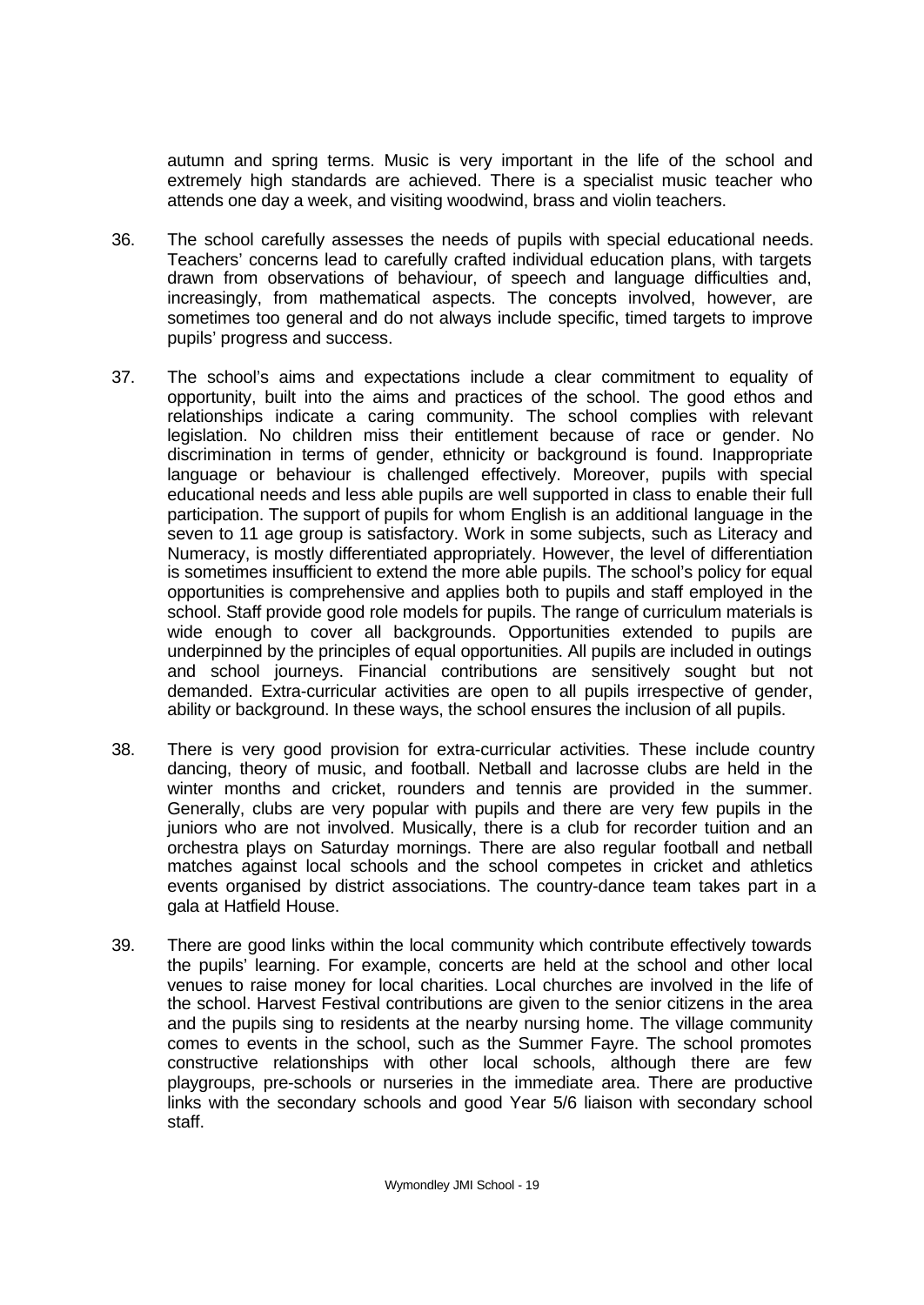autumn and spring terms. Music is very important in the life of the school and extremely high standards are achieved. There is a specialist music teacher who attends one day a week, and visiting woodwind, brass and violin teachers.

36. The school carefully assesses the needs of pupils with special educational needs. Teachers' concerns lead to carefully crafted individual education plans, with targets drawn from observations of behaviour, of speech and language difficulties and, increasingly, from mathematical aspects. The concepts involved, however, are sometimes too general and do not always include specific, timed targets to improve pupils' progress and success.

37. The school's aims and expectations include a clear commitment to equality of opportunity, built into the aims and practices of the school. The good ethos and relationships indicate a caring community. The school complies with relevant legislation. No children miss their entitlement because of race or gender. No discrimination in terms of gender, ethnicity or background is found. Inappropriate language or behaviour is challenged effectively. Moreover, pupils with special educational needs and less able pupils are well supported in class to enable their full participation. The support of pupils for whom English is an additional language in the seven to 11 age group is satisfactory. Work in some subjects, such as Literacy and Numeracy, is mostly differentiated appropriately. However, the level of differentiation is sometimes insufficient to extend the more able pupils. The school's policy for equal opportunities is comprehensive and applies both to pupils and staff employed in the school. Staff provide good role models for pupils. The range of curriculum materials is wide enough to cover all backgrounds. Opportunities extended to pupils are underpinned by the principles of equal opportunities. All pupils are included in outings and school journeys. Financial contributions are sensitively sought but not demanded. Extra-curricular activities are open to all pupils irrespective of gender, ability or background. In these ways, the school ensures the inclusion of all pupils.

38. There is very good provision for extra-curricular activities. These include country dancing, theory of music, and football. Netball and lacrosse clubs are held in the winter months and cricket, rounders and tennis are provided in the summer. Generally, clubs are very popular with pupils and there are very few pupils in the juniors who are not involved. Musically, there is a club for recorder tuition and an orchestra plays on Saturday mornings. There are also regular football and netball matches against local schools and the school competes in cricket and athletics events organised by district associations. The country-dance team takes part in a gala at Hatfield House.

39. There are good links within the local community which contribute effectively towards the pupils' learning. For example, concerts are held at the school and other local venues to raise money for local charities. Local churches are involved in the life of the school. Harvest Festival contributions are given to the senior citizens in the area and the pupils sing to residents at the nearby nursing home. The village community comes to events in the school, such as the Summer Fayre. The school promotes constructive relationships with other local schools, although there are few playgroups, pre-schools or nurseries in the immediate area. There are productive links with the secondary schools and good Year 5/6 liaison with secondary school staff.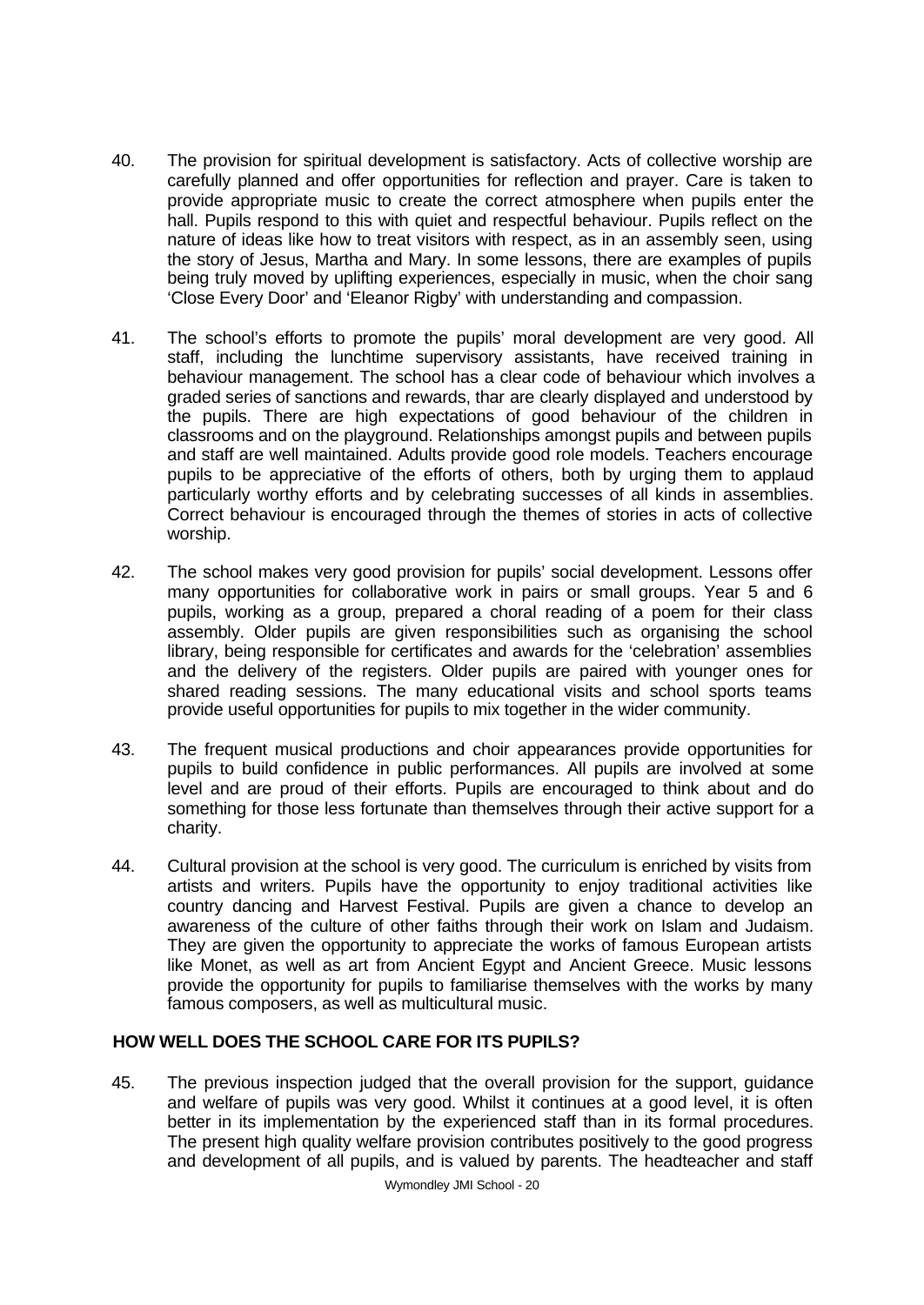40. The provision for spiritual development is satisfactory. Acts of collective worship are carefully planned and offer opportunities for reflection and prayer. Care is taken to provide appropriate music to create the correct atmosphere when pupils enter the hall. Pupils respond to this with quiet and respectful behaviour. Pupils reflect on the nature of ideas like how to treat visitors with respect, as in an assembly seen, using the story of Jesus, Martha and Mary. In some lessons, there are examples of pupils being truly moved by uplifting experiences, especially in music, when the choir sang 'Close Every Door' and 'Eleanor Rigby' with understanding and compassion.

41. The school's efforts to promote the pupils' moral development are very good. All staff, including the lunchtime supervisory assistants, have received training in behaviour management. The school has a clear code of behaviour which involves a graded series of sanctions and rewards, thar are clearly displayed and understood by the pupils. There are high expectations of good behaviour of the children in classrooms and on the playground. Relationships amongst pupils and between pupils and staff are well maintained. Adults provide good role models. Teachers encourage pupils to be appreciative of the efforts of others, both by urging them to applaud particularly worthy efforts and by celebrating successes of all kinds in assemblies. Correct behaviour is encouraged through the themes of stories in acts of collective worship.

42. The school makes very good provision for pupils' social development. Lessons offer many opportunities for collaborative work in pairs or small groups. Year 5 and 6 pupils, working as a group, prepared a choral reading of a poem for their class assembly. Older pupils are given responsibilities such as organising the school library, being responsible for certificates and awards for the 'celebration' assemblies and the delivery of the registers. Older pupils are paired with younger ones for shared reading sessions. The many educational visits and school sports teams provide useful opportunities for pupils to mix together in the wider community.

43. The frequent musical productions and choir appearances provide opportunities for pupils to build confidence in public performances. All pupils are involved at some level and are proud of their efforts. Pupils are encouraged to think about and do something for those less fortunate than themselves through their active support for a charity.

44. Cultural provision at the school is very good. The curriculum is enriched by visits from artists and writers. Pupils have the opportunity to enjoy traditional activities like country dancing and Harvest Festival. Pupils are given a chance to develop an awareness of the culture of other faiths through their work on Islam and Judaism. They are given the opportunity to appreciate the works of famous European artists like Monet, as well as art from Ancient Egypt and Ancient Greece. Music lessons provide the opportunity for pupils to familiarise themselves with the works by many famous composers, as well as multicultural music.

## HOW WELL DOES THE SCHOOL CARE FOR ITS PUPILS?

45. The previous inspection judged that the overall provision for the support, guidance and welfare of pupils was very good. Whilst it continues at a good level, it is often better in its implementation by the experienced staff than in its formal procedures. The present high quality welfare provision contributes positively to the good progress and development of all pupils, and is valued by parents. The headteacher and staff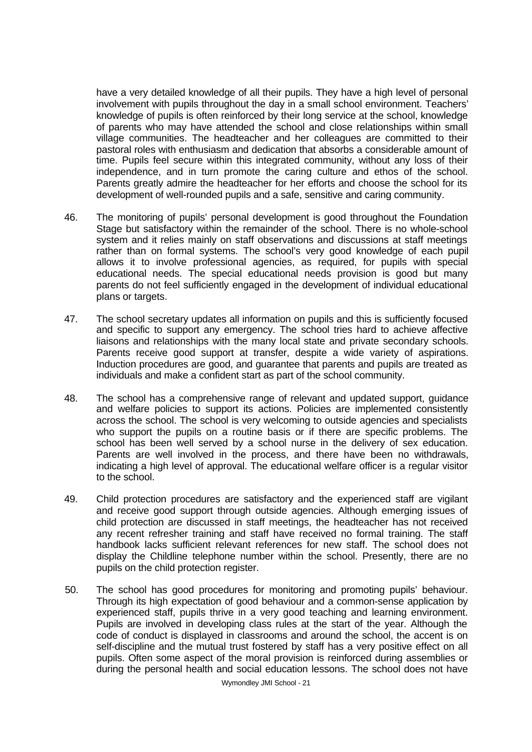have a very detailed knowledge of all their pupils. They have a high level of personal involvement with pupils throughout the day in a small school environment. Teachers' knowledge of pupils is often reinforced by their long service at the school, knowledge of parents who may have attended the school and close relationships within small village communities. The headteacher and her colleagues are committed to their pastoral roles with enthusiasm and dedication that absorbs a considerable amount of time. Pupils feel secure within this integrated community, without any loss of their independence, and in turn promote the caring culture and ethos of the school. Parents greatly admire the headteacher for her efforts and choose the school for its development of well-rounded pupils and a safe, sensitive and caring community.

46. The monitoring of pupils' personal development is good throughout the Foundation Stage but satisfactory within the remainder of the school. There is no whole-school system and it relies mainly on staff observations and discussions at staff meetings rather than on formal systems. The school's very good knowledge of each pupil allows it to involve professional agencies, as required, for pupils with special educational needs. The special educational needs provision is good but many parents do not feel sufficiently engaged in the development of individual educational plans or targets.

47. The school secretary updates all information on pupils and this is sufficiently focused and specific to support any emergency. The school tries hard to achieve affective liaisons and relationships with the many local state and private secondary schools. Parents receive good support at transfer, despite a wide variety of aspirations. Induction procedures are good, and guarantee that parents and pupils are treated as individuals and make a confident start as part of the school community.

48. The school has a comprehensive range of relevant and updated support, guidance and welfare policies to support its actions. Policies are implemented consistently across the school. The school is very welcoming to outside agencies and specialists who support the pupils on a routine basis or if there are specific problems. The school has been well served by a school nurse in the delivery of sex education. Parents are well involved in the process, and there have been no withdrawals, indicating a high level of approval. The educational welfare officer is a regular visitor to the school.

49. Child protection procedures are satisfactory and the experienced staff are vigilant and receive good support through outside agencies. Although emerging issues of child protection are discussed in staff meetings, the headteacher has not received any recent refresher training and staff have received no formal training. The staff handbook lacks sufficient relevant references for new staff. The school does not display the Childline telephone number within the school. Presently, there are no pupils on the child protection register.

50. The school has good procedures for monitoring and promoting pupils' behaviour. Through its high expectation of good behaviour and a common-sense application by experienced staff, pupils thrive in a very good teaching and learning environment. Pupils are involved in developing class rules at the start of the year. Although the code of conduct is displayed in classrooms and around the school, the accent is on self-discipline and the mutual trust fostered by staff has a very positive effect on all pupils. Often some aspect of the moral provision is reinforced during assemblies or during the personal health and social education lessons. The school does not have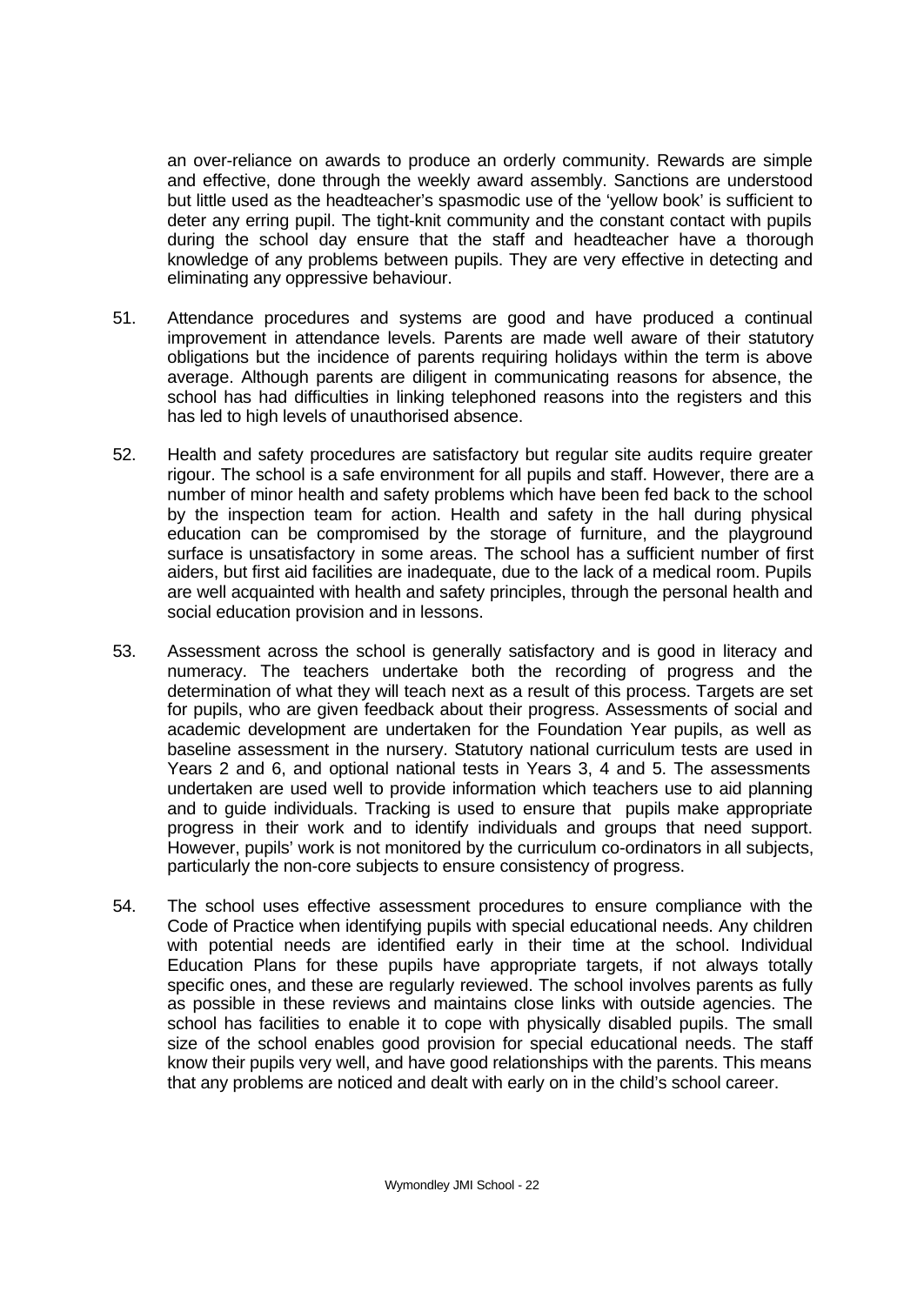an over-reliance on awards to produce an orderly community. Rewards are simple and effective, done through the weekly award assembly. Sanctions are understood but little used as the headteacher's spasmodic use of the 'yellow book' is sufficient to deter any erring pupil. The tight-knit community and the constant contact with pupils during the school day ensure that the staff and headteacher have a thorough knowledge of any problems between pupils. They are very effective in detecting and eliminating any oppressive behaviour.

51. Attendance procedures and systems are good and have produced a continual improvement in attendance levels. Parents are made well aware of their statutory obligations but the incidence of parents requiring holidays within the term is above average. Although parents are diligent in communicating reasons for absence, the school has had difficulties in linking telephoned reasons into the registers and this has led to high levels of unauthorised absence.

52. Health and safety procedures are satisfactory but regular site audits require greater rigour. The school is a safe environment for all pupils and staff. However, there are a number of minor health and safety problems which have been fed back to the school by the inspection team for action. Health and safety in the hall during physical education can be compromised by the storage of furniture, and the playground surface is unsatisfactory in some areas. The school has a sufficient number of first aiders, but first aid facilities are inadequate, due to the lack of a medical room. Pupils are well acquainted with health and safety principles, through the personal health and social education provision and in lessons.

53. Assessment across the school is generally satisfactory and is good in literacy and numeracy. The teachers undertake both the recording of progress and the determination of what they will teach next as a result of this process. Targets are set for pupils, who are given feedback about their progress. Assessments of social and academic development are undertaken for the Foundation Year pupils, as well as baseline assessment in the nursery. Statutory national curriculum tests are used in Years 2 and 6, and optional national tests in Years 3, 4 and 5. The assessments undertaken are used well to provide information which teachers use to aid planning and to guide individuals. Tracking is used to ensure that pupils make appropriate progress in their work and to identify individuals and groups that need support. However, pupils' work is not monitored by the curriculum co-ordinators in all subjects, particularly the non-core subjects to ensure consistency of progress.

54. The school uses effective assessment procedures to ensure compliance with the Code of Practice when identifying pupils with special educational needs. Any children with potential needs are identified early in their time at the school. Individual Education Plans for these pupils have appropriate targets, if not always totally specific ones, and these are regularly reviewed. The school involves parents as fully as possible in these reviews and maintains close links with outside agencies. The school has facilities to enable it to cope with physically disabled pupils. The small size of the school enables good provision for special educational needs. The staff know their pupils very well, and have good relationships with the parents. This means that any problems are noticed and dealt with early on in the child's school career.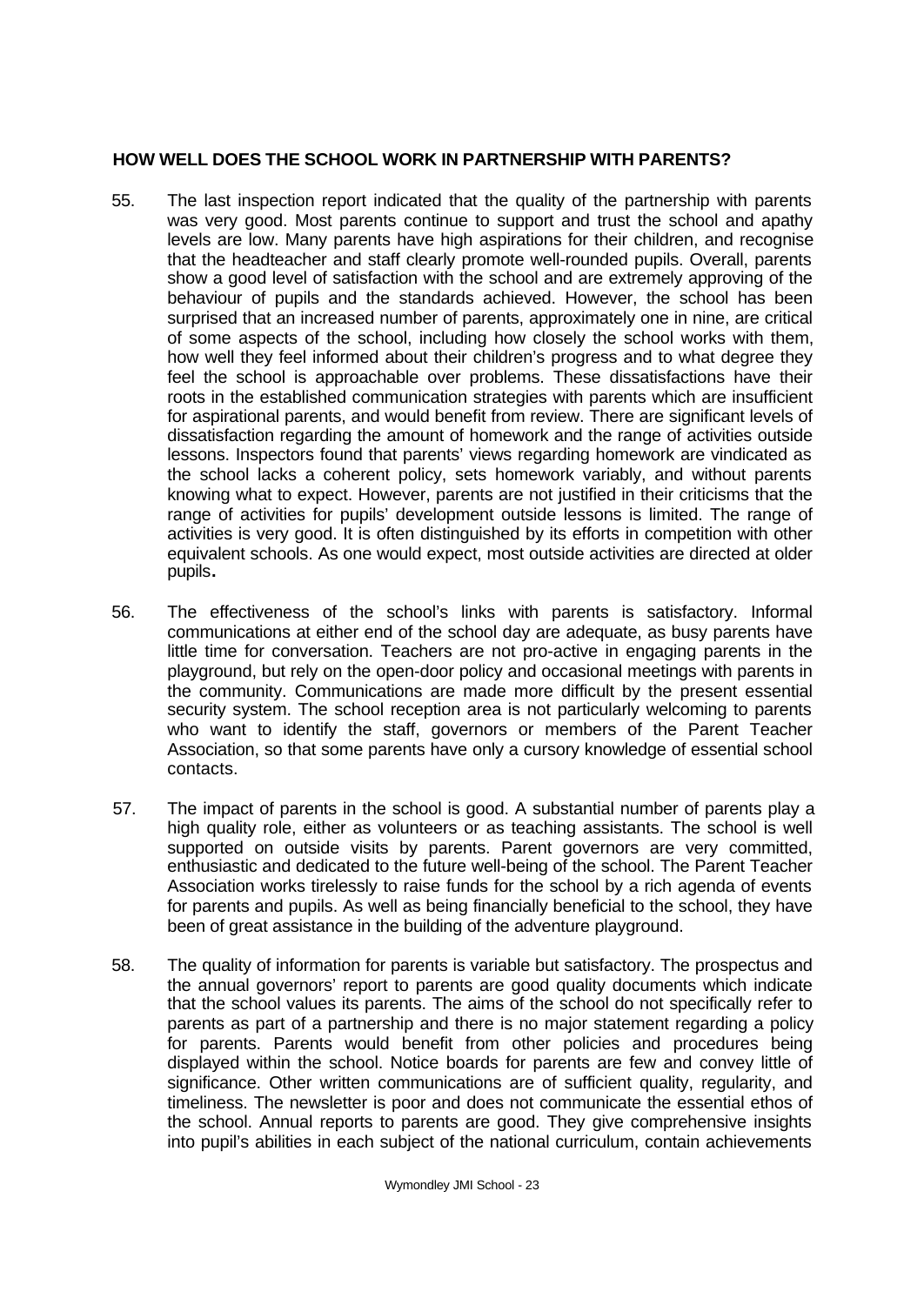## HOW WELL DOES THE SCHOOL WORK IN PARTNERSHIP WITH PARENTS?

55. The last inspection report indicated that the quality of the partnership with parents was very good. Most parents continue to support and trust the school and apathy levels are low. Many parents have high aspirations for their children, and recognise that the headteacher and staff clearly promote well-rounded pupils. Overall, parents show a good level of satisfaction with the school and are extremely approving of the behaviour of pupils and the standards achieved. However, the school has been surprised that an increased number of parents, approximately one in nine, are critical of some aspects of the school, including how closely the school works with them, how well they feel informed about their children's progress and to what degree they feel the school is approachable over problems. These dissatisfactions have their roots in the established communication strategies with parents which are insufficient for aspirational parents, and would benefit from review. There are significant levels of dissatisfaction regarding the amount of homework and the range of activities outside lessons. Inspectors found that parents' views regarding homework are vindicated as the school lacks a coherent policy, sets homework variably, and without parents knowing what to expect. However, parents are not justified in their criticisms that the range of activities for pupils' development outside lessons is limited. The range of activities is very good. It is often distinguished by its efforts in competition with other equivalent schools. As one would expect, most outside activities are directed at older pupils**.**

56. The effectiveness of the school's links with parents is satisfactory. Informal communications at either end of the school day are adequate, as busy parents have little time for conversation. Teachers are not pro-active in engaging parents in the playground, but rely on the open-door policy and occasional meetings with parents in the community. Communications are made more difficult by the present essential security system. The school reception area is not particularly welcoming to parents who want to identify the staff, governors or members of the Parent Teacher Association, so that some parents have only a cursory knowledge of essential school contacts.

57. The impact of parents in the school is good. A substantial number of parents play a high quality role, either as volunteers or as teaching assistants. The school is well supported on outside visits by parents. Parent governors are very committed, enthusiastic and dedicated to the future well-being of the school. The Parent Teacher Association works tirelessly to raise funds for the school by a rich agenda of events for parents and pupils. As well as being financially beneficial to the school, they have been of great assistance in the building of the adventure playground.

58. The quality of information for parents is variable but satisfactory. The prospectus and the annual governors' report to parents are good quality documents which indicate that the school values its parents. The aims of the school do not specifically refer to parents as part of a partnership and there is no major statement regarding a policy for parents. Parents would benefit from other policies and procedures being displayed within the school. Notice boards for parents are few and convey little of significance. Other written communications are of sufficient quality, regularity, and timeliness. The newsletter is poor and does not communicate the essential ethos of the school. Annual reports to parents are good. They give comprehensive insights into pupil's abilities in each subject of the national curriculum, contain achievements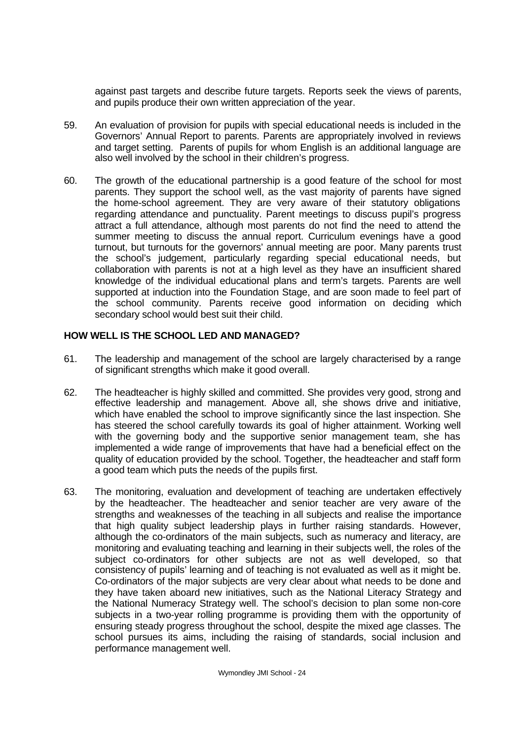against past targets and describe future targets. Reports seek the views of parents, and pupils produce their own written appreciation of the year.

59. An evaluation of provision for pupils with special educational needs is included in the Governors' Annual Report to parents. Parents are appropriately involved in reviews and target setting. Parents of pupils for whom English is an additional language are also well involved by the school in their children's progress.

60. The growth of the educational partnership is a good feature of the school for most parents. They support the school well, as the vast majority of parents have signed the home-school agreement. They are very aware of their statutory obligations regarding attendance and punctuality. Parent meetings to discuss pupil's progress attract a full attendance, although most parents do not find the need to attend the summer meeting to discuss the annual report. Curriculum evenings have a good turnout, but turnouts for the governors' annual meeting are poor. Many parents trust the school's judgement, particularly regarding special educational needs, but collaboration with parents is not at a high level as they have an insufficient shared knowledge of the individual educational plans and term's targets. Parents are well supported at induction into the Foundation Stage, and are soon made to feel part of the school community. Parents receive good information on deciding which secondary school would best suit their child.

## HOW WELL IS THE SCHOOL LED AND MANAGED?

61. The leadership and management of the school are largely characterised by a range of significant strengths which make it good overall.

62. The headteacher is highly skilled and committed. She provides very good, strong and effective leadership and management. Above all, she shows drive and initiative, which have enabled the school to improve significantly since the last inspection. She has steered the school carefully towards its goal of higher attainment. Working well with the governing body and the supportive senior management team, she has implemented a wide range of improvements that have had a beneficial effect on the quality of education provided by the school. Together, the headteacher and staff form a good team which puts the needs of the pupils first.

63. The monitoring, evaluation and development of teaching are undertaken effectively by the headteacher. The headteacher and senior teacher are very aware of the strengths and weaknesses of the teaching in all subjects and realise the importance that high quality subject leadership plays in further raising standards. However, although the co-ordinators of the main subjects, such as numeracy and literacy, are monitoring and evaluating teaching and learning in their subjects well, the roles of the subject co-ordinators for other subjects are not as well developed, so that consistency of pupils' learning and of teaching is not evaluated as well as it might be. Co-ordinators of the major subjects are very clear about what needs to be done and they have taken aboard new initiatives, such as the National Literacy Strategy and the National Numeracy Strategy well. The school's decision to plan some non-core subjects in a two-year rolling programme is providing them with the opportunity of ensuring steady progress throughout the school, despite the mixed age classes. The school pursues its aims, including the raising of standards, social inclusion and performance management well.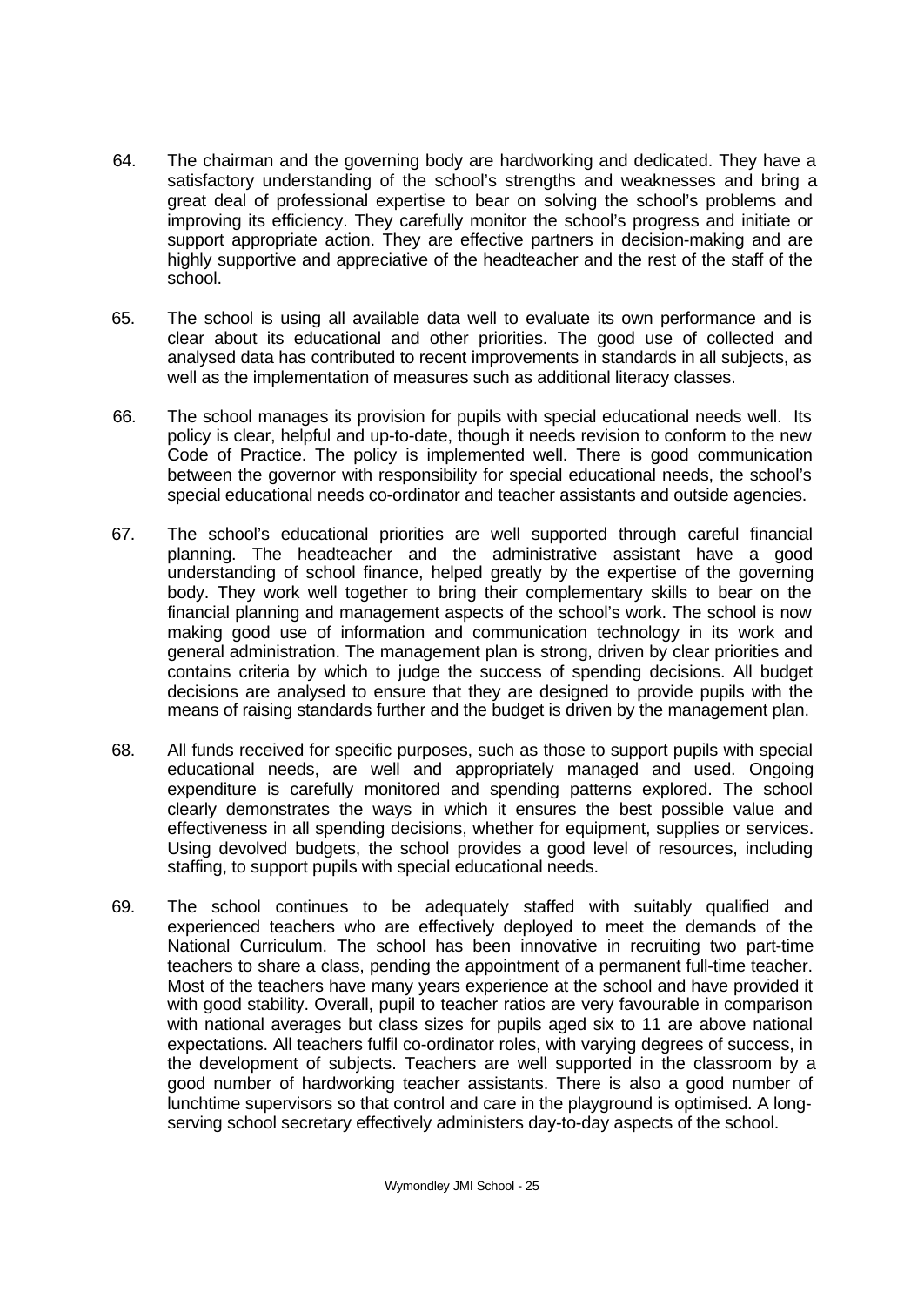64. The chairman and the governing body are hardworking and dedicated. They have a satisfactory understanding of the school's strengths and weaknesses and bring a great deal of professional expertise to bear on solving the school's problems and improving its efficiency. They carefully monitor the school's progress and initiate or support appropriate action. They are effective partners in decision-making and are highly supportive and appreciative of the headteacher and the rest of the staff of the school.

65. The school is using all available data well to evaluate its own performance and is clear about its educational and other priorities. The good use of collected and analysed data has contributed to recent improvements in standards in all subjects, as well as the implementation of measures such as additional literacy classes.

66. The school manages its provision for pupils with special educational needs well. Its policy is clear, helpful and up-to-date, though it needs revision to conform to the new Code of Practice. The policy is implemented well. There is good communication between the governor with responsibility for special educational needs, the school's special educational needs co-ordinator and teacher assistants and outside agencies.

67. The school's educational priorities are well supported through careful financial planning. The headteacher and the administrative assistant have a good understanding of school finance, helped greatly by the expertise of the governing body. They work well together to bring their complementary skills to bear on the financial planning and management aspects of the school's work. The school is now making good use of information and communication technology in its work and general administration. The management plan is strong, driven by clear priorities and contains criteria by which to judge the success of spending decisions. All budget decisions are analysed to ensure that they are designed to provide pupils with the means of raising standards further and the budget is driven by the management plan.

68. All funds received for specific purposes, such as those to support pupils with special educational needs, are well and appropriately managed and used. Ongoing expenditure is carefully monitored and spending patterns explored. The school clearly demonstrates the ways in which it ensures the best possible value and effectiveness in all spending decisions, whether for equipment, supplies or services. Using devolved budgets, the school provides a good level of resources, including staffing, to support pupils with special educational needs.

69. The school continues to be adequately staffed with suitably qualified and experienced teachers who are effectively deployed to meet the demands of the National Curriculum. The school has been innovative in recruiting two part-time teachers to share a class, pending the appointment of a permanent full-time teacher. Most of the teachers have many years experience at the school and have provided it with good stability. Overall, pupil to teacher ratios are very favourable in comparison with national averages but class sizes for pupils aged six to 11 are above national expectations. All teachers fulfil co-ordinator roles, with varying degrees of success, in the development of subjects. Teachers are well supported in the classroom by a good number of hardworking teacher assistants. There is also a good number of lunchtime supervisors so that control and care in the playground is optimised. A long-serving school secretary effectively administers day-to-day aspects of the school.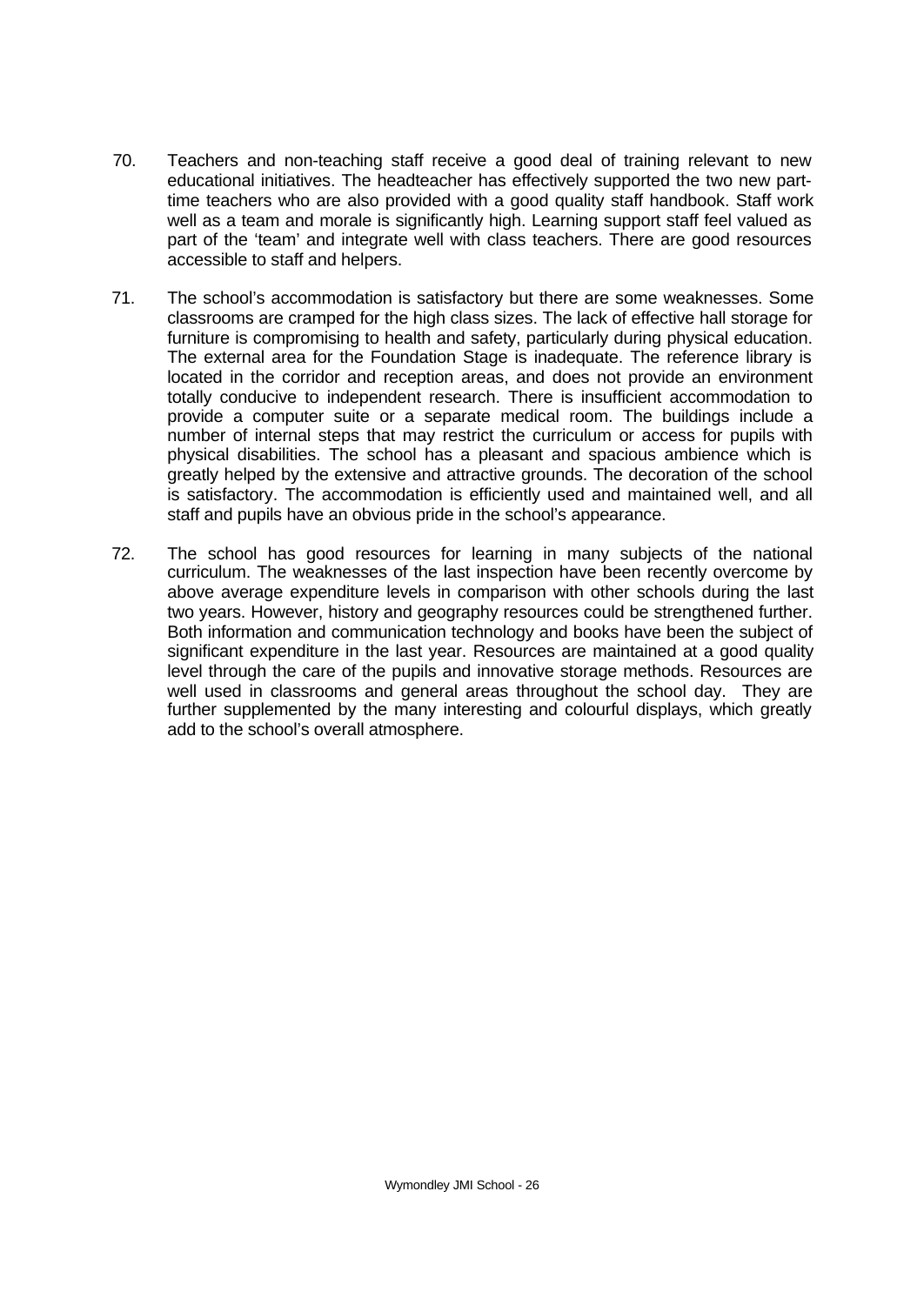70. Teachers and non-teaching staff receive a good deal of training relevant to new educational initiatives. The headteacher has effectively supported the two new part-time teachers who are also provided with a good quality staff handbook. Staff work well as a team and morale is significantly high. Learning support staff feel valued as part of the 'team' and integrate well with class teachers. There are good resources accessible to staff and helpers.

71. The school's accommodation is satisfactory but there are some weaknesses. Some classrooms are cramped for the high class sizes. The lack of effective hall storage for furniture is compromising to health and safety, particularly during physical education. The external area for the Foundation Stage is inadequate. The reference library is located in the corridor and reception areas, and does not provide an environment totally conducive to independent research. There is insufficient accommodation to provide a computer suite or a separate medical room. The buildings include a number of internal steps that may restrict the curriculum or access for pupils with physical disabilities. The school has a pleasant and spacious ambience which is greatly helped by the extensive and attractive grounds. The decoration of the school is satisfactory. The accommodation is efficiently used and maintained well, and all staff and pupils have an obvious pride in the school's appearance.

72. The school has good resources for learning in many subjects of the national curriculum. The weaknesses of the last inspection have been recently overcome by above average expenditure levels in comparison with other schools during the last two years. However, history and geography resources could be strengthened further. Both information and communication technology and books have been the subject of significant expenditure in the last year. Resources are maintained at a good quality level through the care of the pupils and innovative storage methods. Resources are well used in classrooms and general areas throughout the school day. They are further supplemented by the many interesting and colourful displays, which greatly add to the school's overall atmosphere.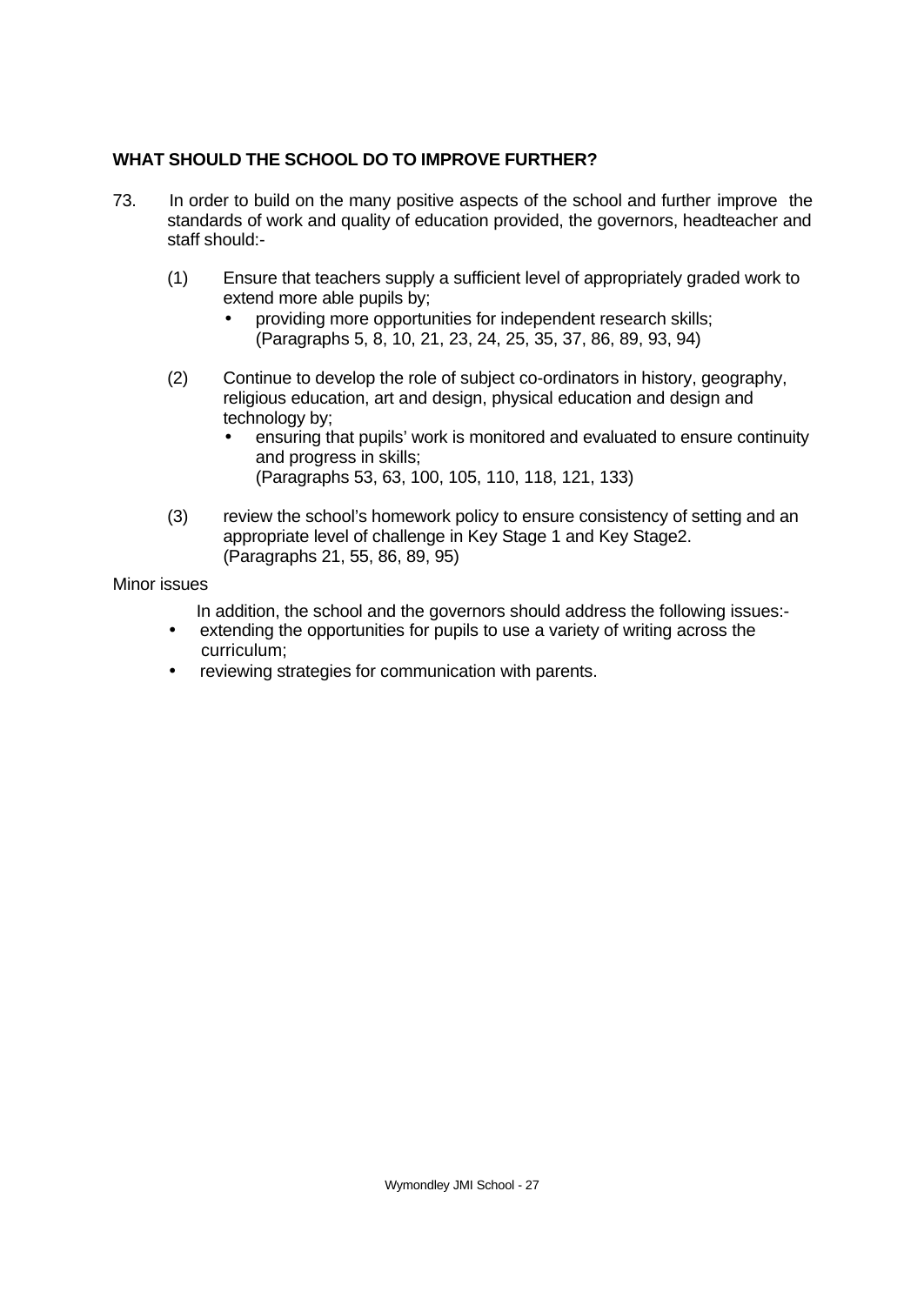## WHAT SHOULD THE SCHOOL DO TO IMPROVE FURTHER?

73. In order to build on the many positive aspects of the school and further improve the standards of work and quality of education provided, the governors, headteacher and staff should:-

(1) Ensure that teachers supply a sufficient level of appropriately graded work to extend more able pupils by;

- providing more opportunities for independent research skills;
  (Paragraphs 5, 8, 10, 21, 23, 24, 25, 35, 37, 86, 89, 93, 94)

(2) Continue to develop the role of subject co-ordinators in history, geography, religious education, art and design, physical education and design and technology by;

- ensuring that pupils' work is monitored and evaluated to ensure continuity and progress in skills;
  (Paragraphs 53, 63, 100, 105, 110, 118, 121, 133)

(3) review the school's homework policy to ensure consistency of setting and an appropriate level of challenge in Key Stage 1 and Key Stage2.
(Paragraphs 21, 55, 86, 89, 95)

Minor issues

In addition, the school and the governors should address the following issues:-

- extending the opportunities for pupils to use a variety of writing across the curriculum;
- reviewing strategies for communication with parents.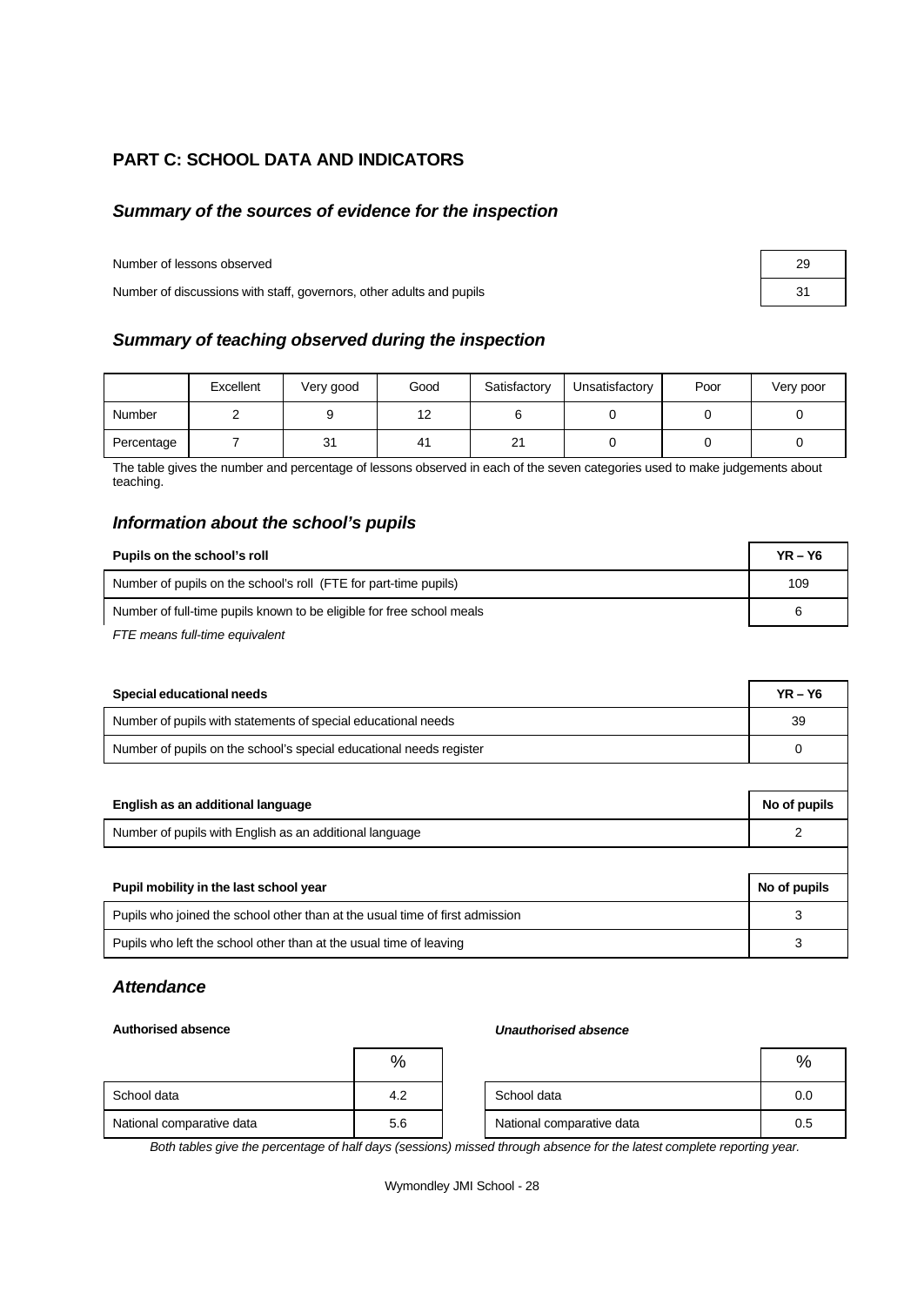## PART C: SCHOOL DATA AND INDICATORS

### *Summary of the sources of evidence for the inspection*

| | |
|---|---|
| Number of lessons observed | 29 |
| Number of discussions with staff, governors, other adults and pupils | 31 |

### *Summary of teaching observed during the inspection*

| | Excellent | Very good | Good | Satisfactory | Unsatisfactory | Poor | Very poor |
|---|---|---|---|---|---|---|---|
| Number | 2 | 9 | 12 | 6 | 0 | 0 | 0 |
| Percentage | 7 | 31 | 41 | 21 | 0 | 0 | 0 |

The table gives the number and percentage of lessons observed in each of the seven categories used to make judgements about teaching.

### *Information about the school's pupils*

| **Pupils on the school's roll** | **YR – Y6** |
|---|---|
| Number of pupils on the school's roll (FTE for part-time pupils) | 109 |
| Number of full-time pupils known to be eligible for free school meals | 6 |

*FTE means full-time equivalent*

| **Special educational needs** | **YR – Y6** |
|---|---|
| Number of pupils with statements of special educational needs | 39 |
| Number of pupils on the school's special educational needs register | 0 |

| **English as an additional language** | **No of pupils** |
|---|---|
| Number of pupils with English as an additional language | 2 |

| **Pupil mobility in the last school year** | **No of pupils** |
|---|---|
| Pupils who joined the school other than at the usual time of first admission | 3 |
| Pupils who left the school other than at the usual time of leaving | 3 |

### *Attendance*

**Authorised absence**

| | % |
|---|---|
| School data | 4.2 |
| National comparative data | 5.6 |

***Unauthorised absence***

| | % |
|---|---|
| School data | 0.0 |
| National comparative data | 0.5 |

*Both tables give the percentage of half days (sessions) missed through absence for the latest complete reporting year.*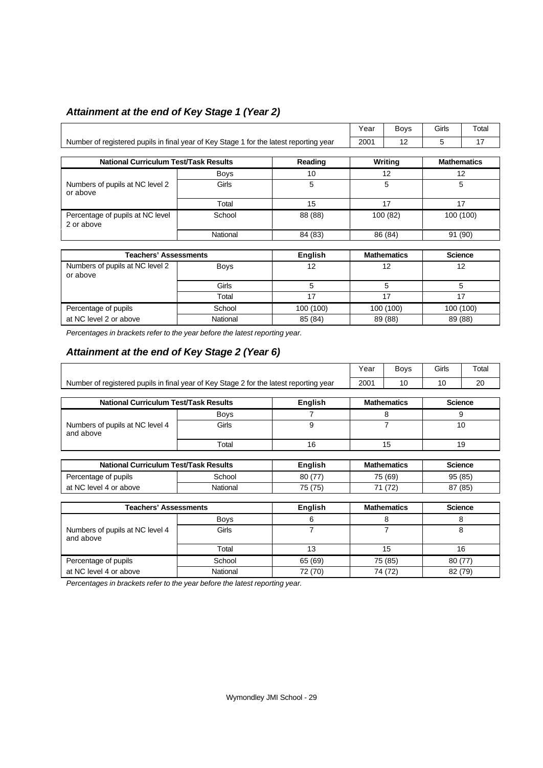## *Attainment at the end of Key Stage 1 (Year 2)*

| | Year | Boys | Girls | Total |
|---|---|---|---|---|
| Number of registered pupils in final year of Key Stage 1 for the latest reporting year | 2001 | 12 | 5 | 17 |

| National Curriculum Test/Task Results | | Reading | Writing | Mathematics |
|---|---|---|---|---|
| Numbers of pupils at NC level 2 or above | Boys | 10 | 12 | 12 |
| | Girls | 5 | 5 | 5 |
| | Total | 15 | 17 | 17 |
| Percentage of pupils at NC level 2 or above | School | 88 (88) | 100 (82) | 100 (100) |
| | National | 84 (83) | 86 (84) | 91 (90) |

| Teachers' Assessments | | English | Mathematics | Science |
|---|---|---|---|---|
| Numbers of pupils at NC level 2 or above | Boys | 12 | 12 | 12 |
| | Girls | 5 | 5 | 5 |
| | Total | 17 | 17 | 17 |
| Percentage of pupils | School | 100 (100) | 100 (100) | 100 (100) |
| at NC level 2 or above | National | 85 (84) | 89 (88) | 89 (88) |

*Percentages in brackets refer to the year before the latest reporting year.*

## *Attainment at the end of Key Stage 2 (Year 6)*

| | Year | Boys | Girls | Total |
|---|---|---|---|---|
| Number of registered pupils in final year of Key Stage 2 for the latest reporting year | 2001 | 10 | 10 | 20 |

| National Curriculum Test/Task Results | | English | Mathematics | Science |
|---|---|---|---|---|
| Numbers of pupils at NC level 4 and above | Boys | 7 | 8 | 9 |
| | Girls | 9 | 7 | 10 |
| | Total | 16 | 15 | 19 |

| National Curriculum Test/Task Results | | English | Mathematics | Science |
|---|---|---|---|---|
| Percentage of pupils | School | 80 (77) | 75 (69) | 95 (85) |
| at NC level 4 or above | National | 75 (75) | 71 (72) | 87 (85) |

| Teachers' Assessments | | English | Mathematics | Science |
|---|---|---|---|---|
| Numbers of pupils at NC level 4 and above | Boys | 6 | 8 | 8 |
| | Girls | 7 | 7 | 8 |
| | Total | 13 | 15 | 16 |
| Percentage of pupils | School | 65 (69) | 75 (85) | 80 (77) |
| at NC level 4 or above | National | 72 (70) | 74 (72) | 82 (79) |

*Percentages in brackets refer to the year before the latest reporting year.*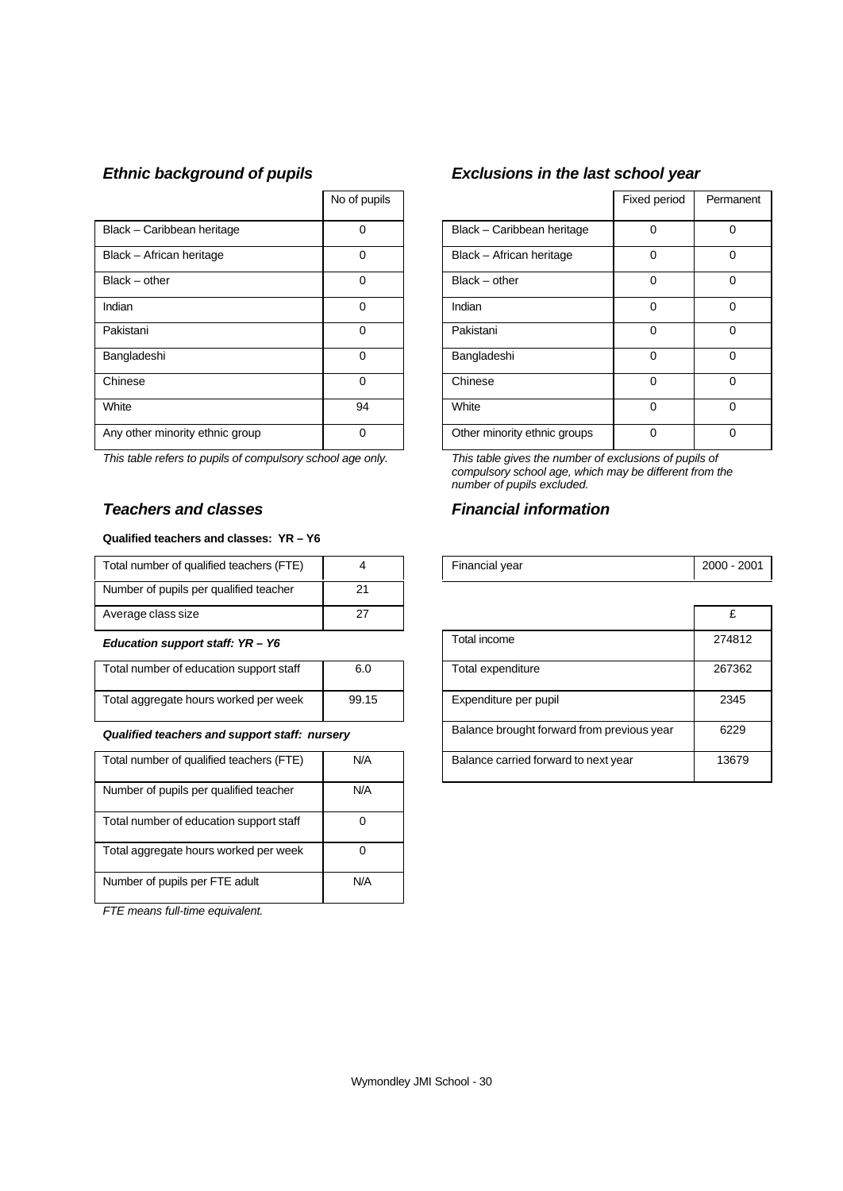### *Ethnic background of pupils*

| | No of pupils |
|---|---|
| Black – Caribbean heritage | 0 |
| Black – African heritage | 0 |
| Black – other | 0 |
| Indian | 0 |
| Pakistani | 0 |
| Bangladeshi | 0 |
| Chinese | 0 |
| White | 94 |
| Any other minority ethnic group | 0 |

*This table refers to pupils of compulsory school age only.*

### *Exclusions in the last school year*

| | Fixed period | Permanent |
|---|---|---|
| Black – Caribbean heritage | 0 | 0 |
| Black – African heritage | 0 | 0 |
| Black – other | 0 | 0 |
| Indian | 0 | 0 |
| Pakistani | 0 | 0 |
| Bangladeshi | 0 | 0 |
| Chinese | 0 | 0 |
| White | 0 | 0 |
| Other minority ethnic groups | 0 | 0 |

*This table gives the number of exclusions of pupils of compulsory school age, which may be different from the number of pupils excluded.*

### *Teachers and classes*

**Qualified teachers and classes: YR – Y6**

| | |
|---|---|
| Total number of qualified teachers (FTE) | 4 |
| Number of pupils per qualified teacher | 21 |
| Average class size | 27 |

***Education support staff: YR – Y6***

| | |
|---|---|
| Total number of education support staff | 6.0 |
| Total aggregate hours worked per week | 99.15 |

***Qualified teachers and support staff: nursery***

| | |
|---|---|
| Total number of qualified teachers (FTE) | N/A |
| Number of pupils per qualified teacher | N/A |
| Total number of education support staff | 0 |
| Total aggregate hours worked per week | 0 |
| Number of pupils per FTE adult | N/A |

*FTE means full-time equivalent.*

### *Financial information*

| | |
|---|---|
| Financial year | 2000 - 2001 |

| | £ |
|---|---|
| Total income | 274812 |
| Total expenditure | 267362 |
| Expenditure per pupil | 2345 |
| Balance brought forward from previous year | 6229 |
| Balance carried forward to next year | 13679 |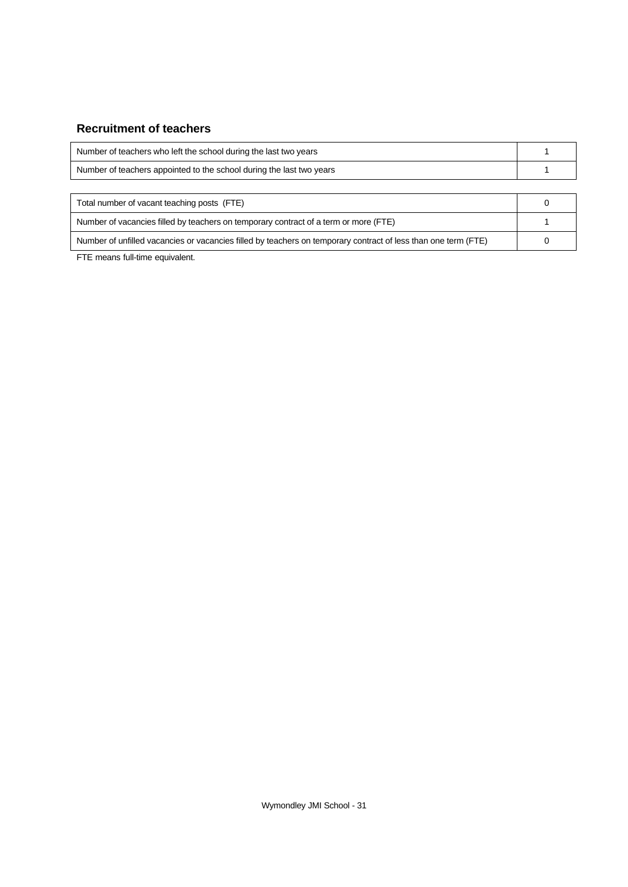### Recruitment of teachers

| | |
|---|---|
| Number of teachers who left the school during the last two years | 1 |
| Number of teachers appointed to the school during the last two years | 1 |

| | |
|---|---|
| Total number of vacant teaching posts (FTE) | 0 |
| Number of vacancies filled by teachers on temporary contract of a term or more (FTE) | 1 |
| Number of unfilled vacancies or vacancies filled by teachers on temporary contract of less than one term (FTE) | 0 |

FTE means full-time equivalent.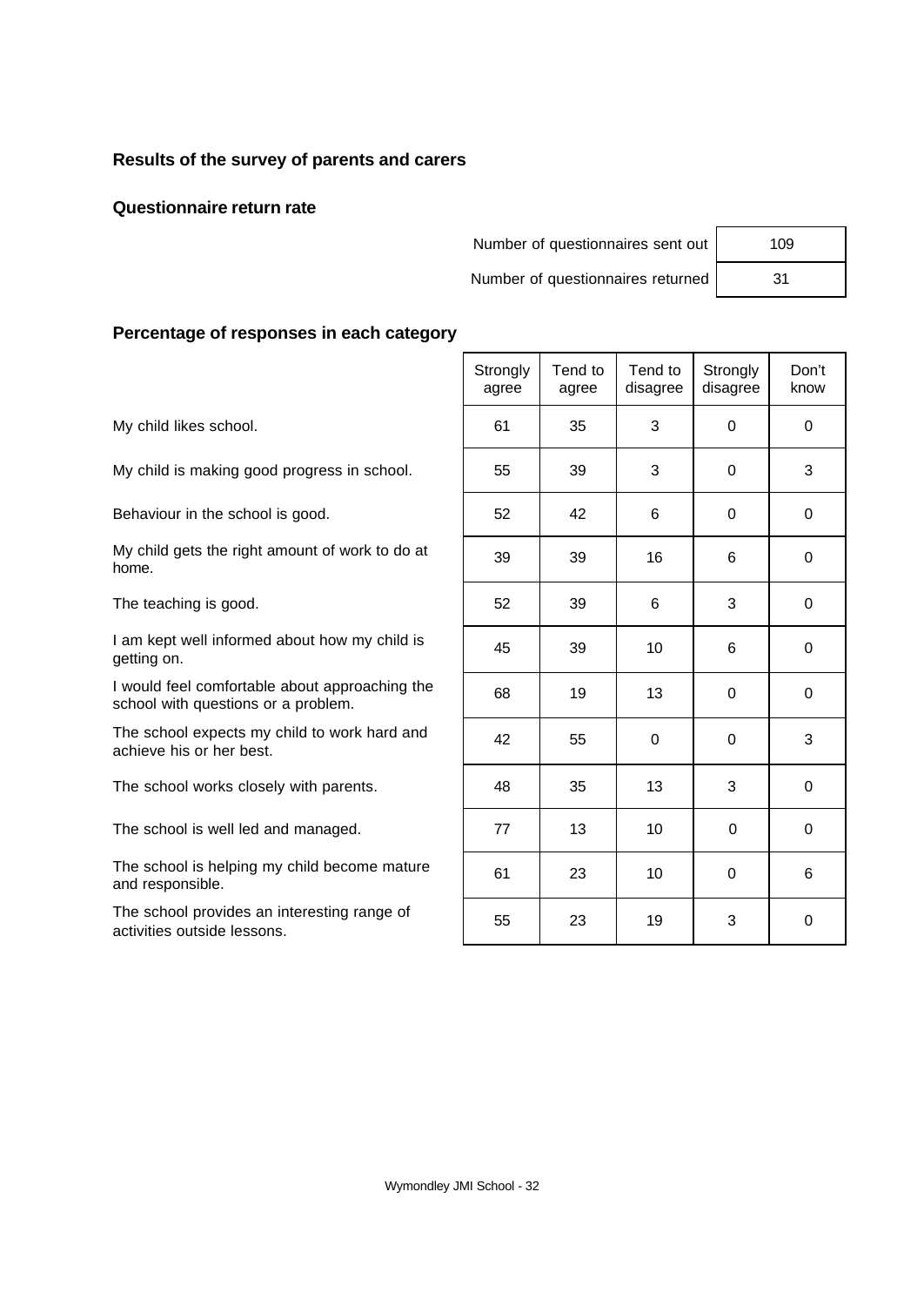## Results of the survey of parents and carers

### Questionnaire return rate

| | |
|---|---|
| Number of questionnaires sent out | 109 |
| Number of questionnaires returned | 31 |

### Percentage of responses in each category

| | Strongly agree | Tend to agree | Tend to disagree | Strongly disagree | Don't know |
|---|---|---|---|---|---|
| My child likes school. | 61 | 35 | 3 | 0 | 0 |
| My child is making good progress in school. | 55 | 39 | 3 | 0 | 3 |
| Behaviour in the school is good. | 52 | 42 | 6 | 0 | 0 |
| My child gets the right amount of work to do at home. | 39 | 39 | 16 | 6 | 0 |
| The teaching is good. | 52 | 39 | 6 | 3 | 0 |
| I am kept well informed about how my child is getting on. | 45 | 39 | 10 | 6 | 0 |
| I would feel comfortable about approaching the school with questions or a problem. | 68 | 19 | 13 | 0 | 0 |
| The school expects my child to work hard and achieve his or her best. | 42 | 55 | 0 | 0 | 3 |
| The school works closely with parents. | 48 | 35 | 13 | 3 | 0 |
| The school is well led and managed. | 77 | 13 | 10 | 0 | 0 |
| The school is helping my child become mature and responsible. | 61 | 23 | 10 | 0 | 6 |
| The school provides an interesting range of activities outside lessons. | 55 | 23 | 19 | 3 | 0 |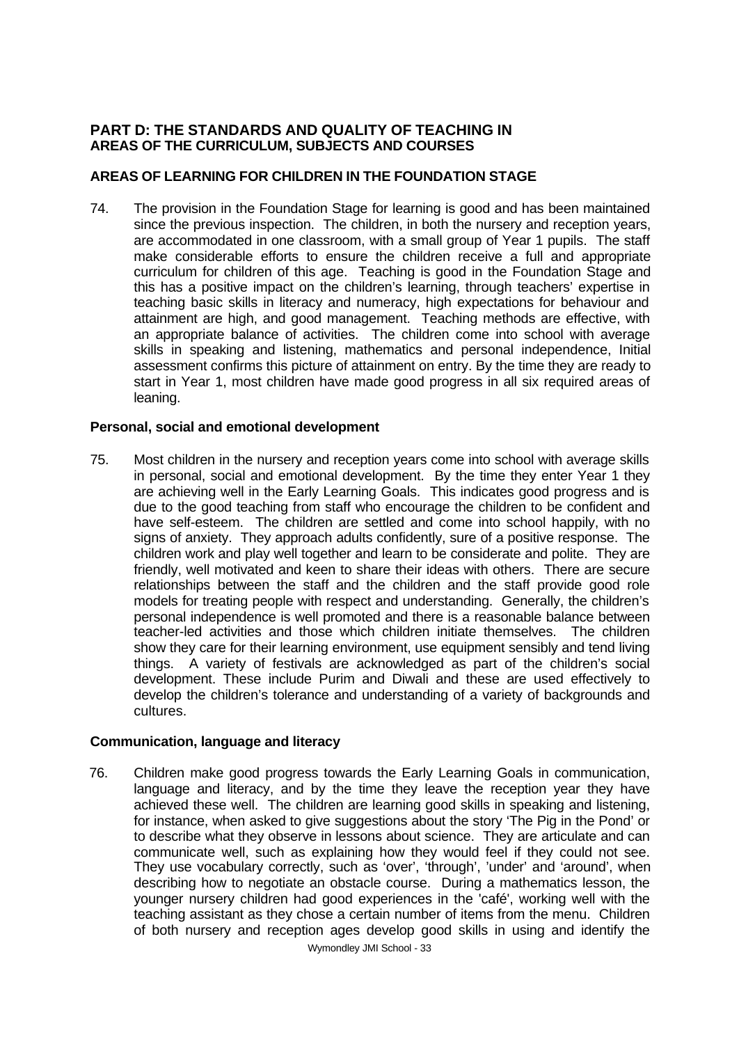## PART D: THE STANDARDS AND QUALITY OF TEACHING IN AREAS OF THE CURRICULUM, SUBJECTS AND COURSES

### AREAS OF LEARNING FOR CHILDREN IN THE FOUNDATION STAGE

74. The provision in the Foundation Stage for learning is good and has been maintained since the previous inspection. The children, in both the nursery and reception years, are accommodated in one classroom, with a small group of Year 1 pupils. The staff make considerable efforts to ensure the children receive a full and appropriate curriculum for children of this age. Teaching is good in the Foundation Stage and this has a positive impact on the children's learning, through teachers' expertise in teaching basic skills in literacy and numeracy, high expectations for behaviour and attainment are high, and good management. Teaching methods are effective, with an appropriate balance of activities. The children come into school with average skills in speaking and listening, mathematics and personal independence, Initial assessment confirms this picture of attainment on entry. By the time they are ready to start in Year 1, most children have made good progress in all six required areas of leaning.

#### Personal, social and emotional development

75. Most children in the nursery and reception years come into school with average skills in personal, social and emotional development. By the time they enter Year 1 they are achieving well in the Early Learning Goals. This indicates good progress and is due to the good teaching from staff who encourage the children to be confident and have self-esteem. The children are settled and come into school happily, with no signs of anxiety. They approach adults confidently, sure of a positive response. The children work and play well together and learn to be considerate and polite. They are friendly, well motivated and keen to share their ideas with others. There are secure relationships between the staff and the children and the staff provide good role models for treating people with respect and understanding. Generally, the children's personal independence is well promoted and there is a reasonable balance between teacher-led activities and those which children initiate themselves. The children show they care for their learning environment, use equipment sensibly and tend living things. A variety of festivals are acknowledged as part of the children's social development. These include Purim and Diwali and these are used effectively to develop the children's tolerance and understanding of a variety of backgrounds and cultures.

#### Communication, language and literacy

76. Children make good progress towards the Early Learning Goals in communication, language and literacy, and by the time they leave the reception year they have achieved these well. The children are learning good skills in speaking and listening, for instance, when asked to give suggestions about the story 'The Pig in the Pond' or to describe what they observe in lessons about science. They are articulate and can communicate well, such as explaining how they would feel if they could not see. They use vocabulary correctly, such as 'over', 'through', 'under' and 'around', when describing how to negotiate an obstacle course. During a mathematics lesson, the younger nursery children had good experiences in the 'café', working well with the teaching assistant as they chose a certain number of items from the menu. Children of both nursery and reception ages develop good skills in using and identify the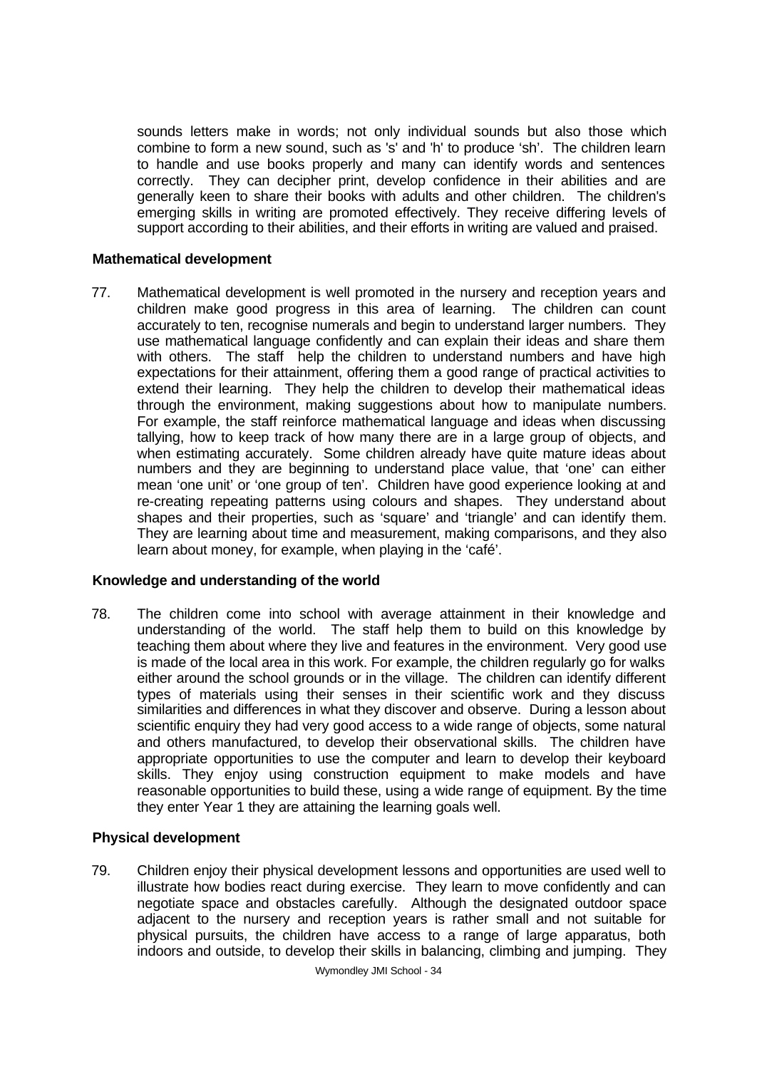sounds letters make in words; not only individual sounds but also those which combine to form a new sound, such as 's' and 'h' to produce 'sh'. The children learn to handle and use books properly and many can identify words and sentences correctly. They can decipher print, develop confidence in their abilities and are generally keen to share their books with adults and other children. The children's emerging skills in writing are promoted effectively. They receive differing levels of support according to their abilities, and their efforts in writing are valued and praised.

### Mathematical development

77. Mathematical development is well promoted in the nursery and reception years and children make good progress in this area of learning. The children can count accurately to ten, recognise numerals and begin to understand larger numbers. They use mathematical language confidently and can explain their ideas and share them with others. The staff help the children to understand numbers and have high expectations for their attainment, offering them a good range of practical activities to extend their learning. They help the children to develop their mathematical ideas through the environment, making suggestions about how to manipulate numbers. For example, the staff reinforce mathematical language and ideas when discussing tallying, how to keep track of how many there are in a large group of objects, and when estimating accurately. Some children already have quite mature ideas about numbers and they are beginning to understand place value, that 'one' can either mean 'one unit' or 'one group of ten'. Children have good experience looking at and re-creating repeating patterns using colours and shapes. They understand about shapes and their properties, such as 'square' and 'triangle' and can identify them. They are learning about time and measurement, making comparisons, and they also learn about money, for example, when playing in the 'café'.

### Knowledge and understanding of the world

78. The children come into school with average attainment in their knowledge and understanding of the world. The staff help them to build on this knowledge by teaching them about where they live and features in the environment. Very good use is made of the local area in this work. For example, the children regularly go for walks either around the school grounds or in the village. The children can identify different types of materials using their senses in their scientific work and they discuss similarities and differences in what they discover and observe. During a lesson about scientific enquiry they had very good access to a wide range of objects, some natural and others manufactured, to develop their observational skills. The children have appropriate opportunities to use the computer and learn to develop their keyboard skills. They enjoy using construction equipment to make models and have reasonable opportunities to build these, using a wide range of equipment. By the time they enter Year 1 they are attaining the learning goals well.

### Physical development

79. Children enjoy their physical development lessons and opportunities are used well to illustrate how bodies react during exercise. They learn to move confidently and can negotiate space and obstacles carefully. Although the designated outdoor space adjacent to the nursery and reception years is rather small and not suitable for physical pursuits, the children have access to a range of large apparatus, both indoors and outside, to develop their skills in balancing, climbing and jumping. They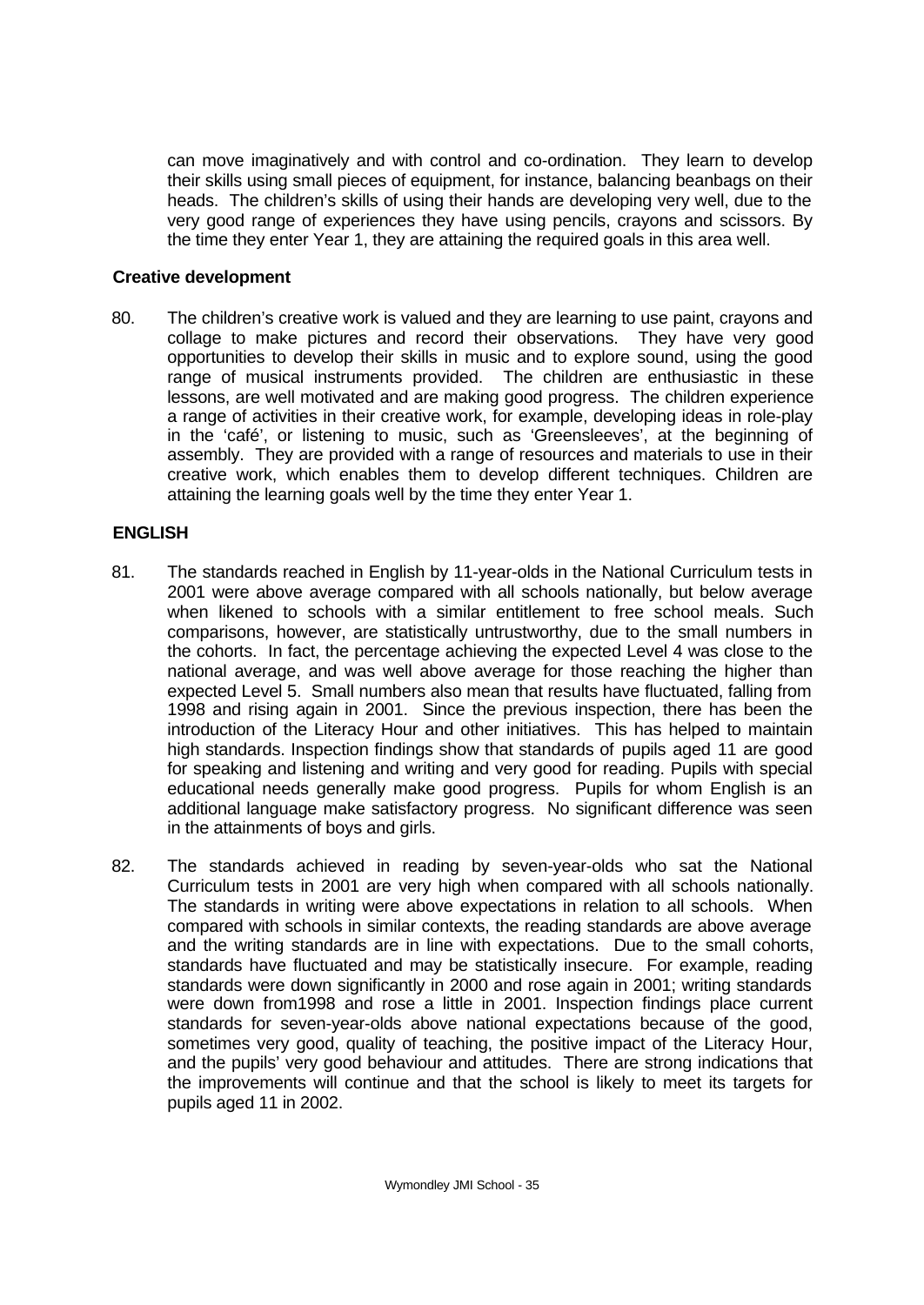can move imaginatively and with control and co-ordination. They learn to develop their skills using small pieces of equipment, for instance, balancing beanbags on their heads. The children's skills of using their hands are developing very well, due to the very good range of experiences they have using pencils, crayons and scissors. By the time they enter Year 1, they are attaining the required goals in this area well.

### Creative development

80. The children's creative work is valued and they are learning to use paint, crayons and collage to make pictures and record their observations. They have very good opportunities to develop their skills in music and to explore sound, using the good range of musical instruments provided. The children are enthusiastic in these lessons, are well motivated and are making good progress. The children experience a range of activities in their creative work, for example, developing ideas in role-play in the 'café', or listening to music, such as 'Greensleeves', at the beginning of assembly. They are provided with a range of resources and materials to use in their creative work, which enables them to develop different techniques. Children are attaining the learning goals well by the time they enter Year 1.

## ENGLISH

81. The standards reached in English by 11-year-olds in the National Curriculum tests in 2001 were above average compared with all schools nationally, but below average when likened to schools with a similar entitlement to free school meals. Such comparisons, however, are statistically untrustworthy, due to the small numbers in the cohorts. In fact, the percentage achieving the expected Level 4 was close to the national average, and was well above average for those reaching the higher than expected Level 5. Small numbers also mean that results have fluctuated, falling from 1998 and rising again in 2001. Since the previous inspection, there has been the introduction of the Literacy Hour and other initiatives. This has helped to maintain high standards. Inspection findings show that standards of pupils aged 11 are good for speaking and listening and writing and very good for reading. Pupils with special educational needs generally make good progress. Pupils for whom English is an additional language make satisfactory progress. No significant difference was seen in the attainments of boys and girls.

82. The standards achieved in reading by seven-year-olds who sat the National Curriculum tests in 2001 are very high when compared with all schools nationally. The standards in writing were above expectations in relation to all schools. When compared with schools in similar contexts, the reading standards are above average and the writing standards are in line with expectations. Due to the small cohorts, standards have fluctuated and may be statistically insecure. For example, reading standards were down significantly in 2000 and rose again in 2001; writing standards were down from1998 and rose a little in 2001. Inspection findings place current standards for seven-year-olds above national expectations because of the good, sometimes very good, quality of teaching, the positive impact of the Literacy Hour, and the pupils' very good behaviour and attitudes. There are strong indications that the improvements will continue and that the school is likely to meet its targets for pupils aged 11 in 2002.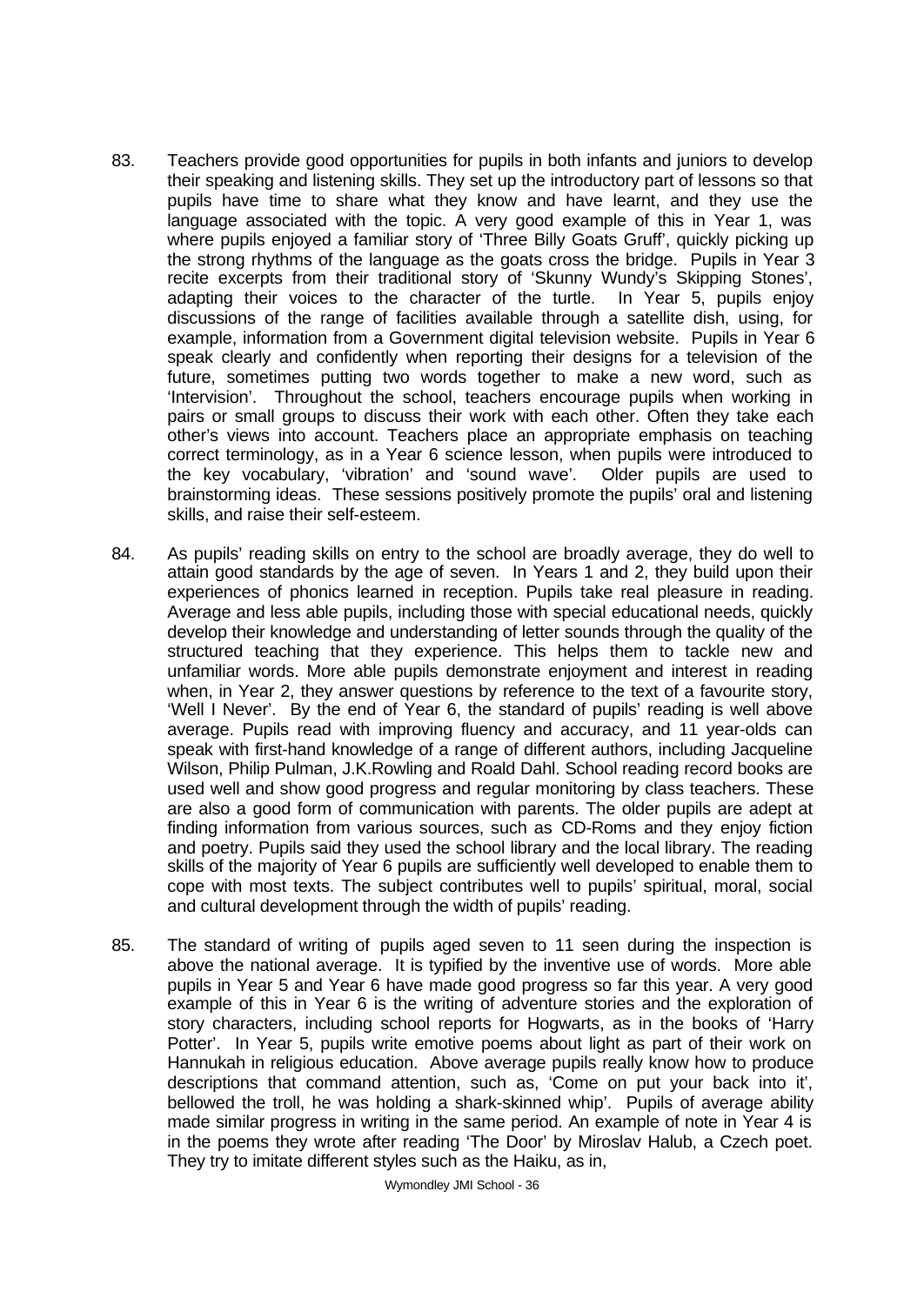83. Teachers provide good opportunities for pupils in both infants and juniors to develop their speaking and listening skills. They set up the introductory part of lessons so that pupils have time to share what they know and have learnt, and they use the language associated with the topic. A very good example of this in Year 1, was where pupils enjoyed a familiar story of 'Three Billy Goats Gruff', quickly picking up the strong rhythms of the language as the goats cross the bridge. Pupils in Year 3 recite excerpts from their traditional story of 'Skunny Wundy's Skipping Stones', adapting their voices to the character of the turtle. In Year 5, pupils enjoy discussions of the range of facilities available through a satellite dish, using, for example, information from a Government digital television website. Pupils in Year 6 speak clearly and confidently when reporting their designs for a television of the future, sometimes putting two words together to make a new word, such as 'Intervision'. Throughout the school, teachers encourage pupils when working in pairs or small groups to discuss their work with each other. Often they take each other's views into account. Teachers place an appropriate emphasis on teaching correct terminology, as in a Year 6 science lesson, when pupils were introduced to the key vocabulary, 'vibration' and 'sound wave'. Older pupils are used to brainstorming ideas. These sessions positively promote the pupils' oral and listening skills, and raise their self-esteem.

84. As pupils' reading skills on entry to the school are broadly average, they do well to attain good standards by the age of seven. In Years 1 and 2, they build upon their experiences of phonics learned in reception. Pupils take real pleasure in reading. Average and less able pupils, including those with special educational needs, quickly develop their knowledge and understanding of letter sounds through the quality of the structured teaching that they experience. This helps them to tackle new and unfamiliar words. More able pupils demonstrate enjoyment and interest in reading when, in Year 2, they answer questions by reference to the text of a favourite story, 'Well I Never'. By the end of Year 6, the standard of pupils' reading is well above average. Pupils read with improving fluency and accuracy, and 11 year-olds can speak with first-hand knowledge of a range of different authors, including Jacqueline Wilson, Philip Pulman, J.K.Rowling and Roald Dahl. School reading record books are used well and show good progress and regular monitoring by class teachers. These are also a good form of communication with parents. The older pupils are adept at finding information from various sources, such as CD-Roms and they enjoy fiction and poetry. Pupils said they used the school library and the local library. The reading skills of the majority of Year 6 pupils are sufficiently well developed to enable them to cope with most texts. The subject contributes well to pupils' spiritual, moral, social and cultural development through the width of pupils' reading.

85. The standard of writing of pupils aged seven to 11 seen during the inspection is above the national average. It is typified by the inventive use of words. More able pupils in Year 5 and Year 6 have made good progress so far this year. A very good example of this in Year 6 is the writing of adventure stories and the exploration of story characters, including school reports for Hogwarts, as in the books of 'Harry Potter'. In Year 5, pupils write emotive poems about light as part of their work on Hannukah in religious education. Above average pupils really know how to produce descriptions that command attention, such as, 'Come on put your back into it', bellowed the troll, he was holding a shark-skinned whip'. Pupils of average ability made similar progress in writing in the same period. An example of note in Year 4 is in the poems they wrote after reading 'The Door' by Miroslav Halub, a Czech poet. They try to imitate different styles such as the Haiku, as in,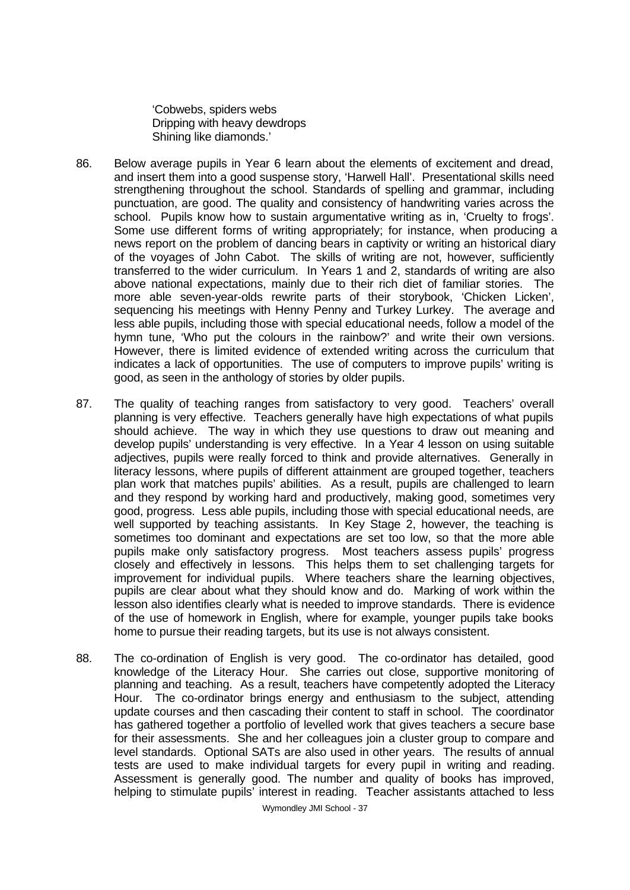> 'Cobwebs, spiders webs
> Dripping with heavy dewdrops
> Shining like diamonds.'

86. Below average pupils in Year 6 learn about the elements of excitement and dread, and insert them into a good suspense story, 'Harwell Hall'. Presentational skills need strengthening throughout the school. Standards of spelling and grammar, including punctuation, are good. The quality and consistency of handwriting varies across the school. Pupils know how to sustain argumentative writing as in, 'Cruelty to frogs'. Some use different forms of writing appropriately; for instance, when producing a news report on the problem of dancing bears in captivity or writing an historical diary of the voyages of John Cabot. The skills of writing are not, however, sufficiently transferred to the wider curriculum. In Years 1 and 2, standards of writing are also above national expectations, mainly due to their rich diet of familiar stories. The more able seven-year-olds rewrite parts of their storybook, 'Chicken Licken', sequencing his meetings with Henny Penny and Turkey Lurkey. The average and less able pupils, including those with special educational needs, follow a model of the hymn tune, 'Who put the colours in the rainbow?' and write their own versions. However, there is limited evidence of extended writing across the curriculum that indicates a lack of opportunities. The use of computers to improve pupils' writing is good, as seen in the anthology of stories by older pupils.

87. The quality of teaching ranges from satisfactory to very good. Teachers' overall planning is very effective. Teachers generally have high expectations of what pupils should achieve. The way in which they use questions to draw out meaning and develop pupils' understanding is very effective. In a Year 4 lesson on using suitable adjectives, pupils were really forced to think and provide alternatives. Generally in literacy lessons, where pupils of different attainment are grouped together, teachers plan work that matches pupils' abilities. As a result, pupils are challenged to learn and they respond by working hard and productively, making good, sometimes very good, progress. Less able pupils, including those with special educational needs, are well supported by teaching assistants. In Key Stage 2, however, the teaching is sometimes too dominant and expectations are set too low, so that the more able pupils make only satisfactory progress. Most teachers assess pupils' progress closely and effectively in lessons. This helps them to set challenging targets for improvement for individual pupils. Where teachers share the learning objectives, pupils are clear about what they should know and do. Marking of work within the lesson also identifies clearly what is needed to improve standards. There is evidence of the use of homework in English, where for example, younger pupils take books home to pursue their reading targets, but its use is not always consistent.

88. The co-ordination of English is very good. The co-ordinator has detailed, good knowledge of the Literacy Hour. She carries out close, supportive monitoring of planning and teaching. As a result, teachers have competently adopted the Literacy Hour. The co-ordinator brings energy and enthusiasm to the subject, attending update courses and then cascading their content to staff in school. The coordinator has gathered together a portfolio of levelled work that gives teachers a secure base for their assessments. She and her colleagues join a cluster group to compare and level standards. Optional SATs are also used in other years. The results of annual tests are used to make individual targets for every pupil in writing and reading. Assessment is generally good. The number and quality of books has improved, helping to stimulate pupils' interest in reading. Teacher assistants attached to less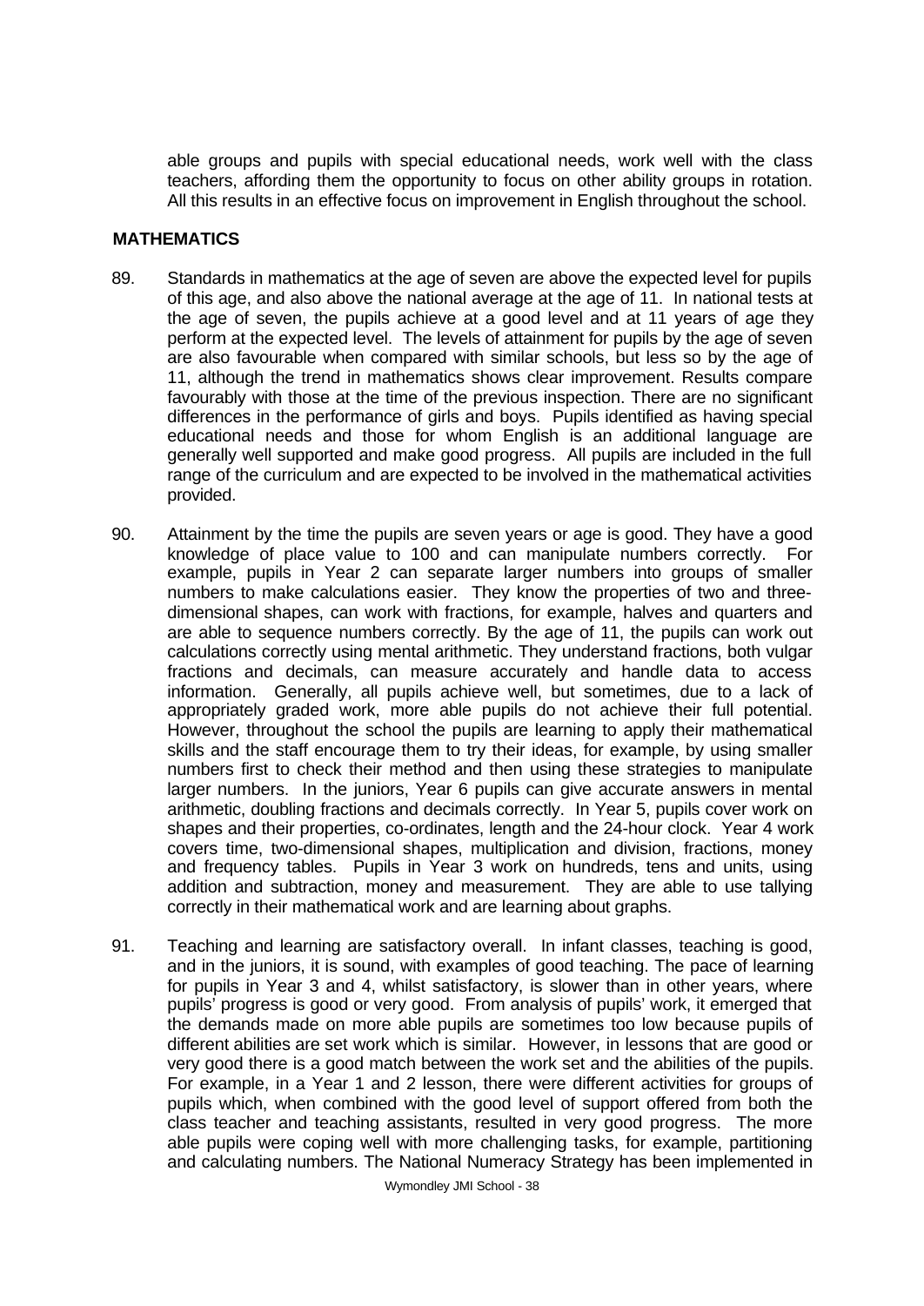able groups and pupils with special educational needs, work well with the class teachers, affording them the opportunity to focus on other ability groups in rotation. All this results in an effective focus on improvement in English throughout the school.

## MATHEMATICS

89. Standards in mathematics at the age of seven are above the expected level for pupils of this age, and also above the national average at the age of 11. In national tests at the age of seven, the pupils achieve at a good level and at 11 years of age they perform at the expected level. The levels of attainment for pupils by the age of seven are also favourable when compared with similar schools, but less so by the age of 11, although the trend in mathematics shows clear improvement. Results compare favourably with those at the time of the previous inspection. There are no significant differences in the performance of girls and boys. Pupils identified as having special educational needs and those for whom English is an additional language are generally well supported and make good progress. All pupils are included in the full range of the curriculum and are expected to be involved in the mathematical activities provided.

90. Attainment by the time the pupils are seven years or age is good. They have a good knowledge of place value to 100 and can manipulate numbers correctly. For example, pupils in Year 2 can separate larger numbers into groups of smaller numbers to make calculations easier. They know the properties of two and three-dimensional shapes, can work with fractions, for example, halves and quarters and are able to sequence numbers correctly. By the age of 11, the pupils can work out calculations correctly using mental arithmetic. They understand fractions, both vulgar fractions and decimals, can measure accurately and handle data to access information. Generally, all pupils achieve well, but sometimes, due to a lack of appropriately graded work, more able pupils do not achieve their full potential. However, throughout the school the pupils are learning to apply their mathematical skills and the staff encourage them to try their ideas, for example, by using smaller numbers first to check their method and then using these strategies to manipulate larger numbers. In the juniors, Year 6 pupils can give accurate answers in mental arithmetic, doubling fractions and decimals correctly. In Year 5, pupils cover work on shapes and their properties, co-ordinates, length and the 24-hour clock. Year 4 work covers time, two-dimensional shapes, multiplication and division, fractions, money and frequency tables. Pupils in Year 3 work on hundreds, tens and units, using addition and subtraction, money and measurement. They are able to use tallying correctly in their mathematical work and are learning about graphs.

91. Teaching and learning are satisfactory overall. In infant classes, teaching is good, and in the juniors, it is sound, with examples of good teaching. The pace of learning for pupils in Year 3 and 4, whilst satisfactory, is slower than in other years, where pupils' progress is good or very good. From analysis of pupils' work, it emerged that the demands made on more able pupils are sometimes too low because pupils of different abilities are set work which is similar. However, in lessons that are good or very good there is a good match between the work set and the abilities of the pupils. For example, in a Year 1 and 2 lesson, there were different activities for groups of pupils which, when combined with the good level of support offered from both the class teacher and teaching assistants, resulted in very good progress. The more able pupils were coping well with more challenging tasks, for example, partitioning and calculating numbers. The National Numeracy Strategy has been implemented in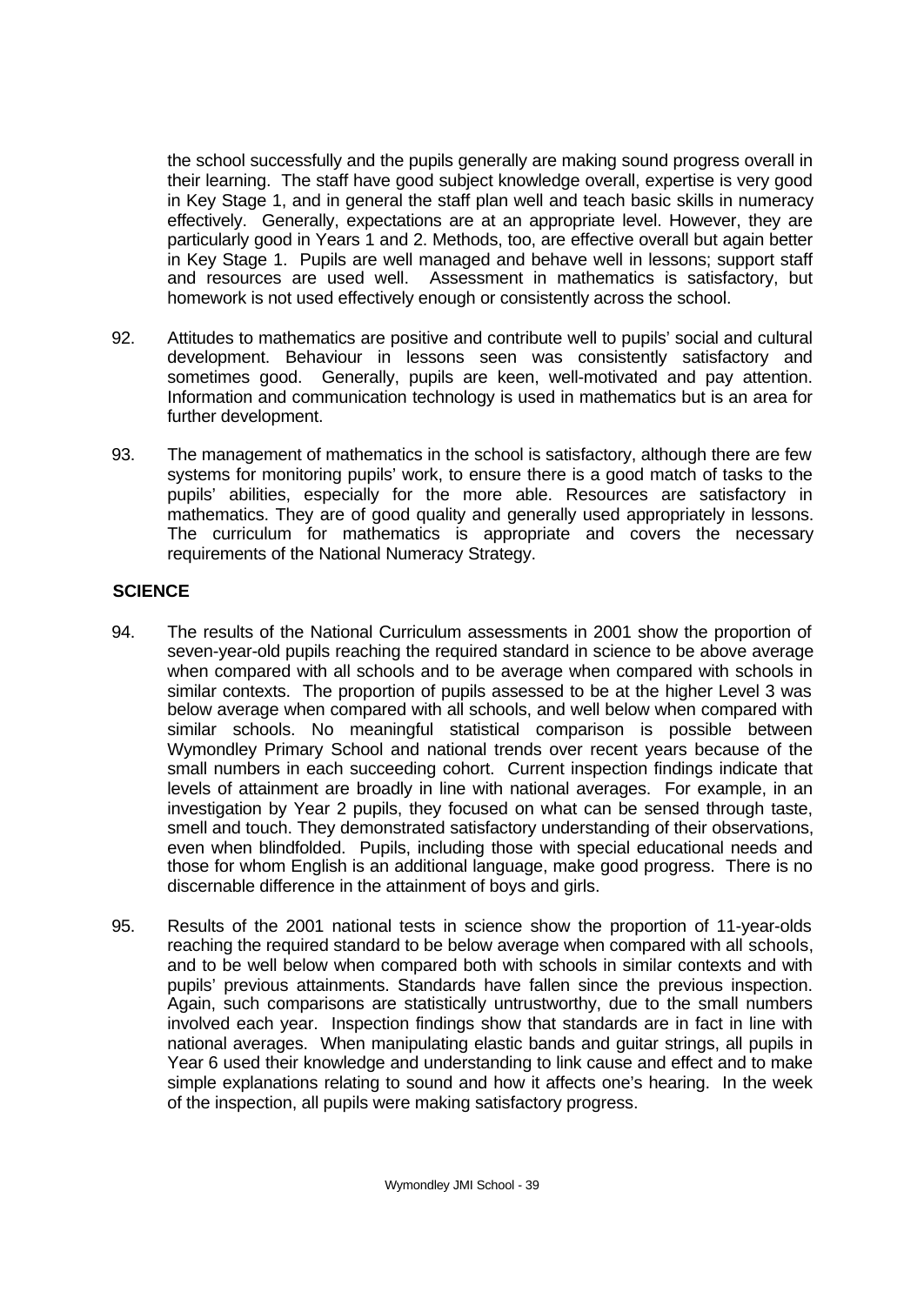the school successfully and the pupils generally are making sound progress overall in their learning. The staff have good subject knowledge overall, expertise is very good in Key Stage 1, and in general the staff plan well and teach basic skills in numeracy effectively. Generally, expectations are at an appropriate level. However, they are particularly good in Years 1 and 2. Methods, too, are effective overall but again better in Key Stage 1. Pupils are well managed and behave well in lessons; support staff and resources are used well. Assessment in mathematics is satisfactory, but homework is not used effectively enough or consistently across the school.

92. Attitudes to mathematics are positive and contribute well to pupils' social and cultural development. Behaviour in lessons seen was consistently satisfactory and sometimes good. Generally, pupils are keen, well-motivated and pay attention. Information and communication technology is used in mathematics but is an area for further development.

93. The management of mathematics in the school is satisfactory, although there are few systems for monitoring pupils' work, to ensure there is a good match of tasks to the pupils' abilities, especially for the more able. Resources are satisfactory in mathematics. They are of good quality and generally used appropriately in lessons. The curriculum for mathematics is appropriate and covers the necessary requirements of the National Numeracy Strategy.

## SCIENCE

94. The results of the National Curriculum assessments in 2001 show the proportion of seven-year-old pupils reaching the required standard in science to be above average when compared with all schools and to be average when compared with schools in similar contexts. The proportion of pupils assessed to be at the higher Level 3 was below average when compared with all schools, and well below when compared with similar schools. No meaningful statistical comparison is possible between Wymondley Primary School and national trends over recent years because of the small numbers in each succeeding cohort. Current inspection findings indicate that levels of attainment are broadly in line with national averages. For example, in an investigation by Year 2 pupils, they focused on what can be sensed through taste, smell and touch. They demonstrated satisfactory understanding of their observations, even when blindfolded. Pupils, including those with special educational needs and those for whom English is an additional language, make good progress. There is no discernable difference in the attainment of boys and girls.

95. Results of the 2001 national tests in science show the proportion of 11-year-olds reaching the required standard to be below average when compared with all schools, and to be well below when compared both with schools in similar contexts and with pupils' previous attainments. Standards have fallen since the previous inspection. Again, such comparisons are statistically untrustworthy, due to the small numbers involved each year. Inspection findings show that standards are in fact in line with national averages. When manipulating elastic bands and guitar strings, all pupils in Year 6 used their knowledge and understanding to link cause and effect and to make simple explanations relating to sound and how it affects one's hearing. In the week of the inspection, all pupils were making satisfactory progress.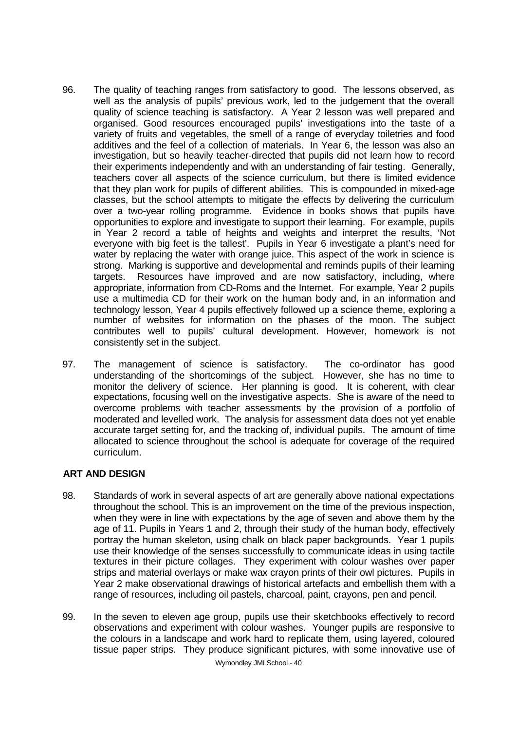96. The quality of teaching ranges from satisfactory to good. The lessons observed, as well as the analysis of pupils' previous work, led to the judgement that the overall quality of science teaching is satisfactory. A Year 2 lesson was well prepared and organised. Good resources encouraged pupils' investigations into the taste of a variety of fruits and vegetables, the smell of a range of everyday toiletries and food additives and the feel of a collection of materials. In Year 6, the lesson was also an investigation, but so heavily teacher-directed that pupils did not learn how to record their experiments independently and with an understanding of fair testing. Generally, teachers cover all aspects of the science curriculum, but there is limited evidence that they plan work for pupils of different abilities. This is compounded in mixed-age classes, but the school attempts to mitigate the effects by delivering the curriculum over a two-year rolling programme. Evidence in books shows that pupils have opportunities to explore and investigate to support their learning. For example, pupils in Year 2 record a table of heights and weights and interpret the results, 'Not everyone with big feet is the tallest'. Pupils in Year 6 investigate a plant's need for water by replacing the water with orange juice. This aspect of the work in science is strong. Marking is supportive and developmental and reminds pupils of their learning targets. Resources have improved and are now satisfactory, including, where appropriate, information from CD-Roms and the Internet. For example, Year 2 pupils use a multimedia CD for their work on the human body and, in an information and technology lesson, Year 4 pupils effectively followed up a science theme, exploring a number of websites for information on the phases of the moon. The subject contributes well to pupils' cultural development. However, homework is not consistently set in the subject.

97. The management of science is satisfactory. The co-ordinator has good understanding of the shortcomings of the subject. However, she has no time to monitor the delivery of science. Her planning is good. It is coherent, with clear expectations, focusing well on the investigative aspects. She is aware of the need to overcome problems with teacher assessments by the provision of a portfolio of moderated and levelled work. The analysis for assessment data does not yet enable accurate target setting for, and the tracking of, individual pupils. The amount of time allocated to science throughout the school is adequate for coverage of the required curriculum.

## ART AND DESIGN

98. Standards of work in several aspects of art are generally above national expectations throughout the school. This is an improvement on the time of the previous inspection, when they were in line with expectations by the age of seven and above them by the age of 11. Pupils in Years 1 and 2, through their study of the human body, effectively portray the human skeleton, using chalk on black paper backgrounds. Year 1 pupils use their knowledge of the senses successfully to communicate ideas in using tactile textures in their picture collages. They experiment with colour washes over paper strips and material overlays or make wax crayon prints of their owl pictures. Pupils in Year 2 make observational drawings of historical artefacts and embellish them with a range of resources, including oil pastels, charcoal, paint, crayons, pen and pencil.

99. In the seven to eleven age group, pupils use their sketchbooks effectively to record observations and experiment with colour washes. Younger pupils are responsive to the colours in a landscape and work hard to replicate them, using layered, coloured tissue paper strips. They produce significant pictures, with some innovative use of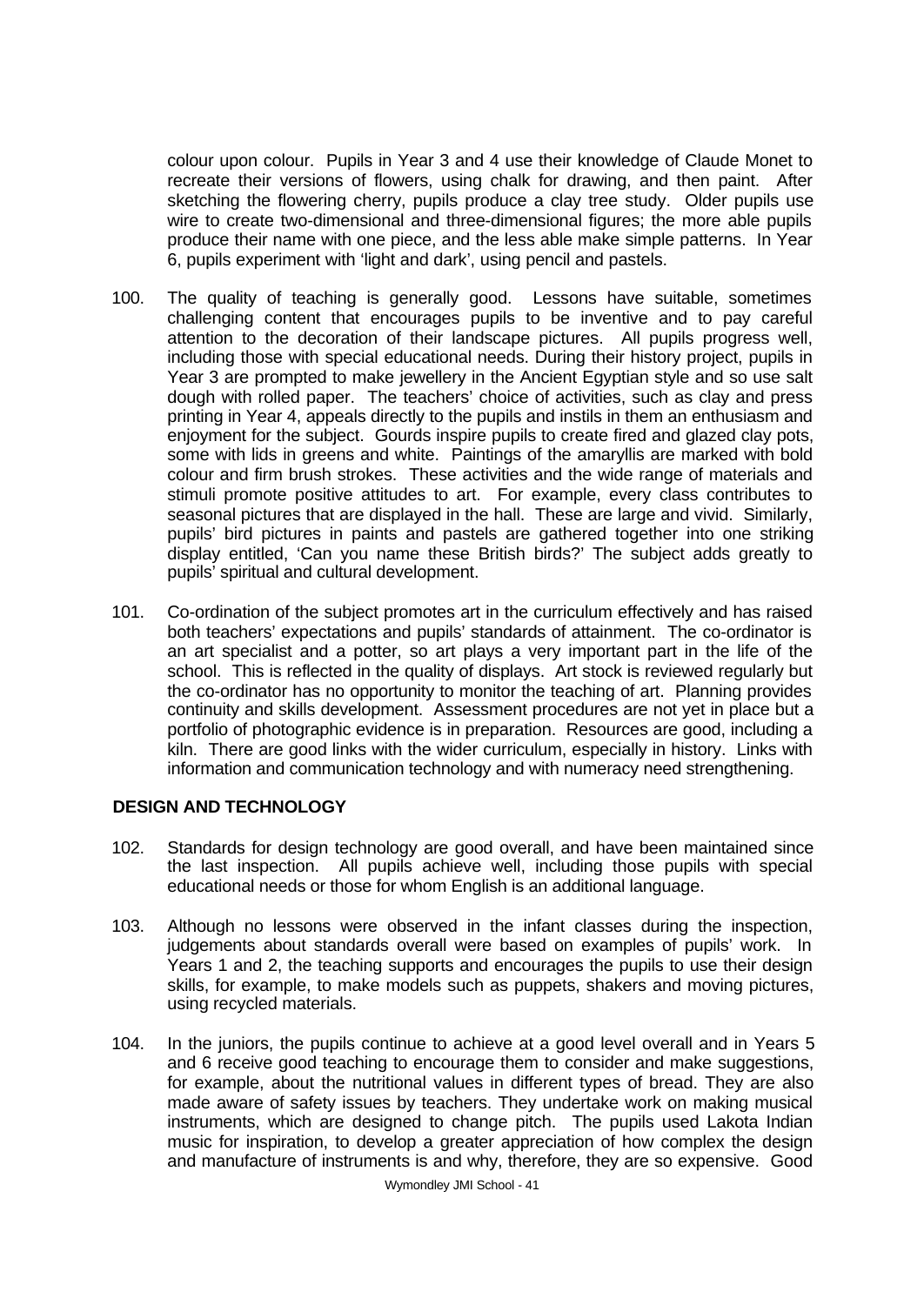colour upon colour. Pupils in Year 3 and 4 use their knowledge of Claude Monet to recreate their versions of flowers, using chalk for drawing, and then paint. After sketching the flowering cherry, pupils produce a clay tree study. Older pupils use wire to create two-dimensional and three-dimensional figures; the more able pupils produce their name with one piece, and the less able make simple patterns. In Year 6, pupils experiment with 'light and dark', using pencil and pastels.

100. The quality of teaching is generally good. Lessons have suitable, sometimes challenging content that encourages pupils to be inventive and to pay careful attention to the decoration of their landscape pictures. All pupils progress well, including those with special educational needs. During their history project, pupils in Year 3 are prompted to make jewellery in the Ancient Egyptian style and so use salt dough with rolled paper. The teachers' choice of activities, such as clay and press printing in Year 4, appeals directly to the pupils and instils in them an enthusiasm and enjoyment for the subject. Gourds inspire pupils to create fired and glazed clay pots, some with lids in greens and white. Paintings of the amaryllis are marked with bold colour and firm brush strokes. These activities and the wide range of materials and stimuli promote positive attitudes to art. For example, every class contributes to seasonal pictures that are displayed in the hall. These are large and vivid. Similarly, pupils' bird pictures in paints and pastels are gathered together into one striking display entitled, 'Can you name these British birds?' The subject adds greatly to pupils' spiritual and cultural development.

101. Co-ordination of the subject promotes art in the curriculum effectively and has raised both teachers' expectations and pupils' standards of attainment. The co-ordinator is an art specialist and a potter, so art plays a very important part in the life of the school. This is reflected in the quality of displays. Art stock is reviewed regularly but the co-ordinator has no opportunity to monitor the teaching of art. Planning provides continuity and skills development. Assessment procedures are not yet in place but a portfolio of photographic evidence is in preparation. Resources are good, including a kiln. There are good links with the wider curriculum, especially in history. Links with information and communication technology and with numeracy need strengthening.

## DESIGN AND TECHNOLOGY

102. Standards for design technology are good overall, and have been maintained since the last inspection. All pupils achieve well, including those pupils with special educational needs or those for whom English is an additional language.

103. Although no lessons were observed in the infant classes during the inspection, judgements about standards overall were based on examples of pupils' work. In Years 1 and 2, the teaching supports and encourages the pupils to use their design skills, for example, to make models such as puppets, shakers and moving pictures, using recycled materials.

104. In the juniors, the pupils continue to achieve at a good level overall and in Years 5 and 6 receive good teaching to encourage them to consider and make suggestions, for example, about the nutritional values in different types of bread. They are also made aware of safety issues by teachers. They undertake work on making musical instruments, which are designed to change pitch. The pupils used Lakota Indian music for inspiration, to develop a greater appreciation of how complex the design and manufacture of instruments is and why, therefore, they are so expensive. Good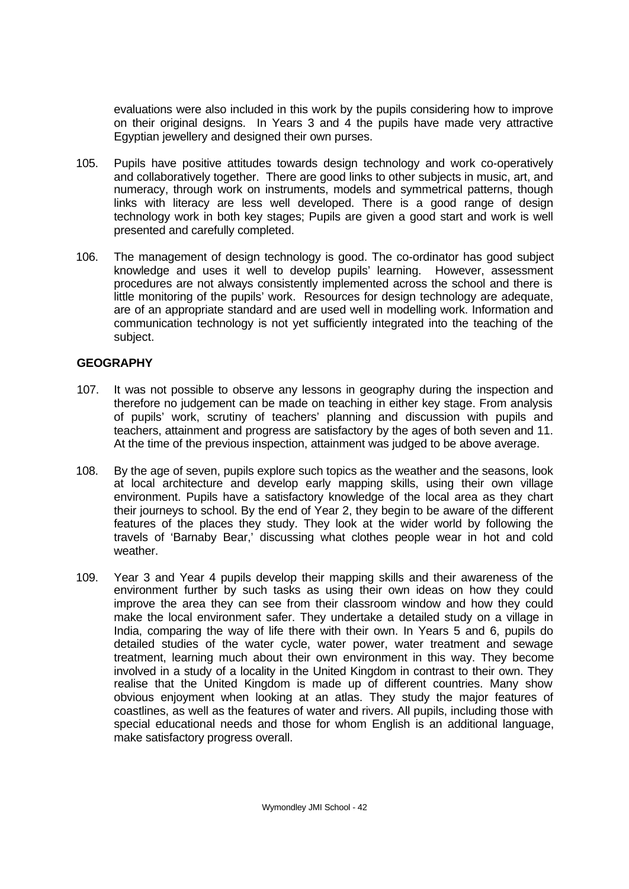evaluations were also included in this work by the pupils considering how to improve on their original designs. In Years 3 and 4 the pupils have made very attractive Egyptian jewellery and designed their own purses.

105. Pupils have positive attitudes towards design technology and work co-operatively and collaboratively together. There are good links to other subjects in music, art, and numeracy, through work on instruments, models and symmetrical patterns, though links with literacy are less well developed. There is a good range of design technology work in both key stages; Pupils are given a good start and work is well presented and carefully completed.

106. The management of design technology is good. The co-ordinator has good subject knowledge and uses it well to develop pupils' learning. However, assessment procedures are not always consistently implemented across the school and there is little monitoring of the pupils' work. Resources for design technology are adequate, are of an appropriate standard and are used well in modelling work. Information and communication technology is not yet sufficiently integrated into the teaching of the subject.

## GEOGRAPHY

107. It was not possible to observe any lessons in geography during the inspection and therefore no judgement can be made on teaching in either key stage. From analysis of pupils' work, scrutiny of teachers' planning and discussion with pupils and teachers, attainment and progress are satisfactory by the ages of both seven and 11. At the time of the previous inspection, attainment was judged to be above average.

108. By the age of seven, pupils explore such topics as the weather and the seasons, look at local architecture and develop early mapping skills, using their own village environment. Pupils have a satisfactory knowledge of the local area as they chart their journeys to school. By the end of Year 2, they begin to be aware of the different features of the places they study. They look at the wider world by following the travels of 'Barnaby Bear,' discussing what clothes people wear in hot and cold weather.

109. Year 3 and Year 4 pupils develop their mapping skills and their awareness of the environment further by such tasks as using their own ideas on how they could improve the area they can see from their classroom window and how they could make the local environment safer. They undertake a detailed study on a village in India, comparing the way of life there with their own. In Years 5 and 6, pupils do detailed studies of the water cycle, water power, water treatment and sewage treatment, learning much about their own environment in this way. They become involved in a study of a locality in the United Kingdom in contrast to their own. They realise that the United Kingdom is made up of different countries. Many show obvious enjoyment when looking at an atlas. They study the major features of coastlines, as well as the features of water and rivers. All pupils, including those with special educational needs and those for whom English is an additional language, make satisfactory progress overall.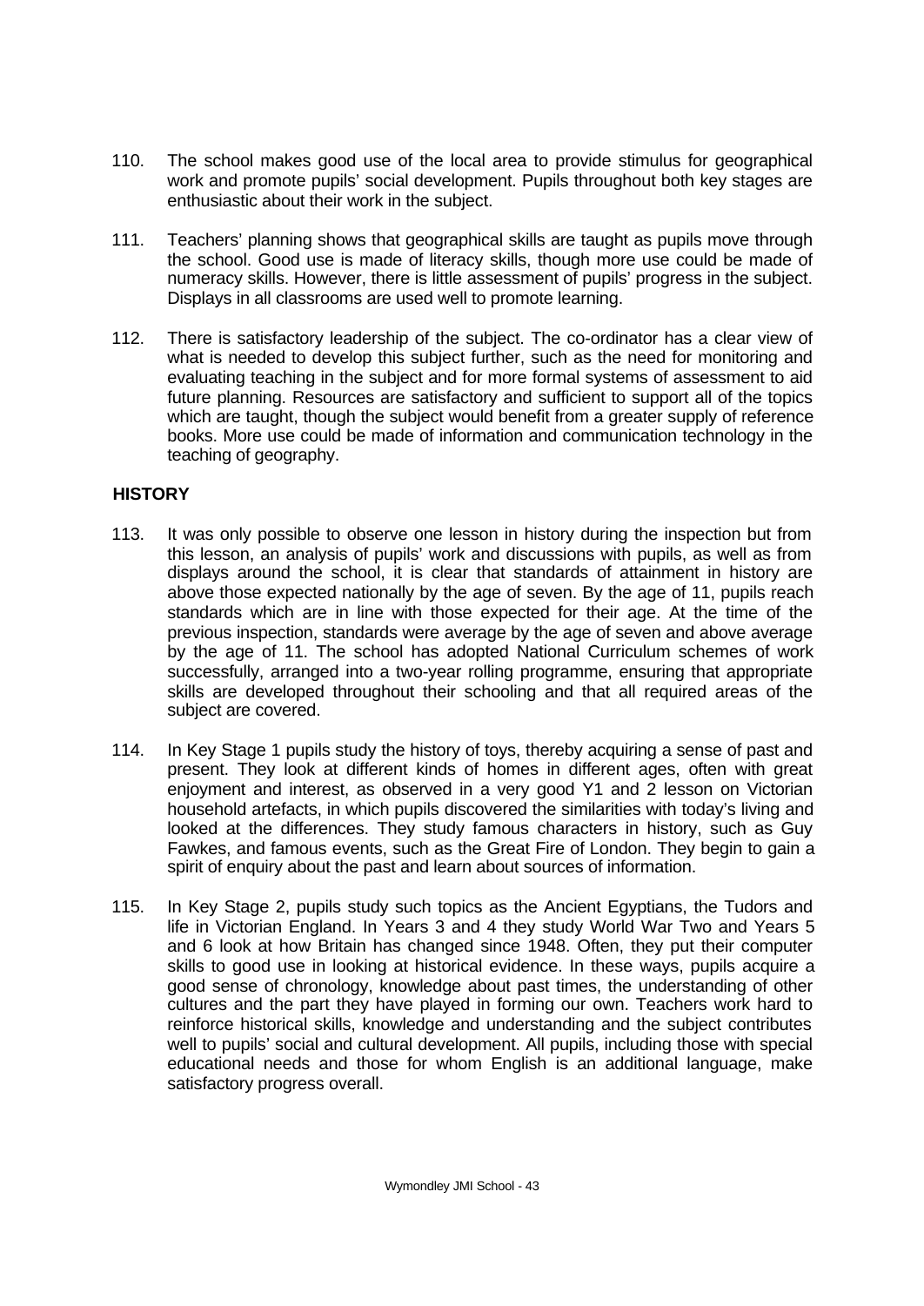110. The school makes good use of the local area to provide stimulus for geographical work and promote pupils' social development. Pupils throughout both key stages are enthusiastic about their work in the subject.

111. Teachers' planning shows that geographical skills are taught as pupils move through the school. Good use is made of literacy skills, though more use could be made of numeracy skills. However, there is little assessment of pupils' progress in the subject. Displays in all classrooms are used well to promote learning.

112. There is satisfactory leadership of the subject. The co-ordinator has a clear view of what is needed to develop this subject further, such as the need for monitoring and evaluating teaching in the subject and for more formal systems of assessment to aid future planning. Resources are satisfactory and sufficient to support all of the topics which are taught, though the subject would benefit from a greater supply of reference books. More use could be made of information and communication technology in the teaching of geography.

## HISTORY

113. It was only possible to observe one lesson in history during the inspection but from this lesson, an analysis of pupils' work and discussions with pupils, as well as from displays around the school, it is clear that standards of attainment in history are above those expected nationally by the age of seven. By the age of 11, pupils reach standards which are in line with those expected for their age. At the time of the previous inspection, standards were average by the age of seven and above average by the age of 11. The school has adopted National Curriculum schemes of work successfully, arranged into a two-year rolling programme, ensuring that appropriate skills are developed throughout their schooling and that all required areas of the subject are covered.

114. In Key Stage 1 pupils study the history of toys, thereby acquiring a sense of past and present. They look at different kinds of homes in different ages, often with great enjoyment and interest, as observed in a very good Y1 and 2 lesson on Victorian household artefacts, in which pupils discovered the similarities with today's living and looked at the differences. They study famous characters in history, such as Guy Fawkes, and famous events, such as the Great Fire of London. They begin to gain a spirit of enquiry about the past and learn about sources of information.

115. In Key Stage 2, pupils study such topics as the Ancient Egyptians, the Tudors and life in Victorian England. In Years 3 and 4 they study World War Two and Years 5 and 6 look at how Britain has changed since 1948. Often, they put their computer skills to good use in looking at historical evidence. In these ways, pupils acquire a good sense of chronology, knowledge about past times, the understanding of other cultures and the part they have played in forming our own. Teachers work hard to reinforce historical skills, knowledge and understanding and the subject contributes well to pupils' social and cultural development. All pupils, including those with special educational needs and those for whom English is an additional language, make satisfactory progress overall.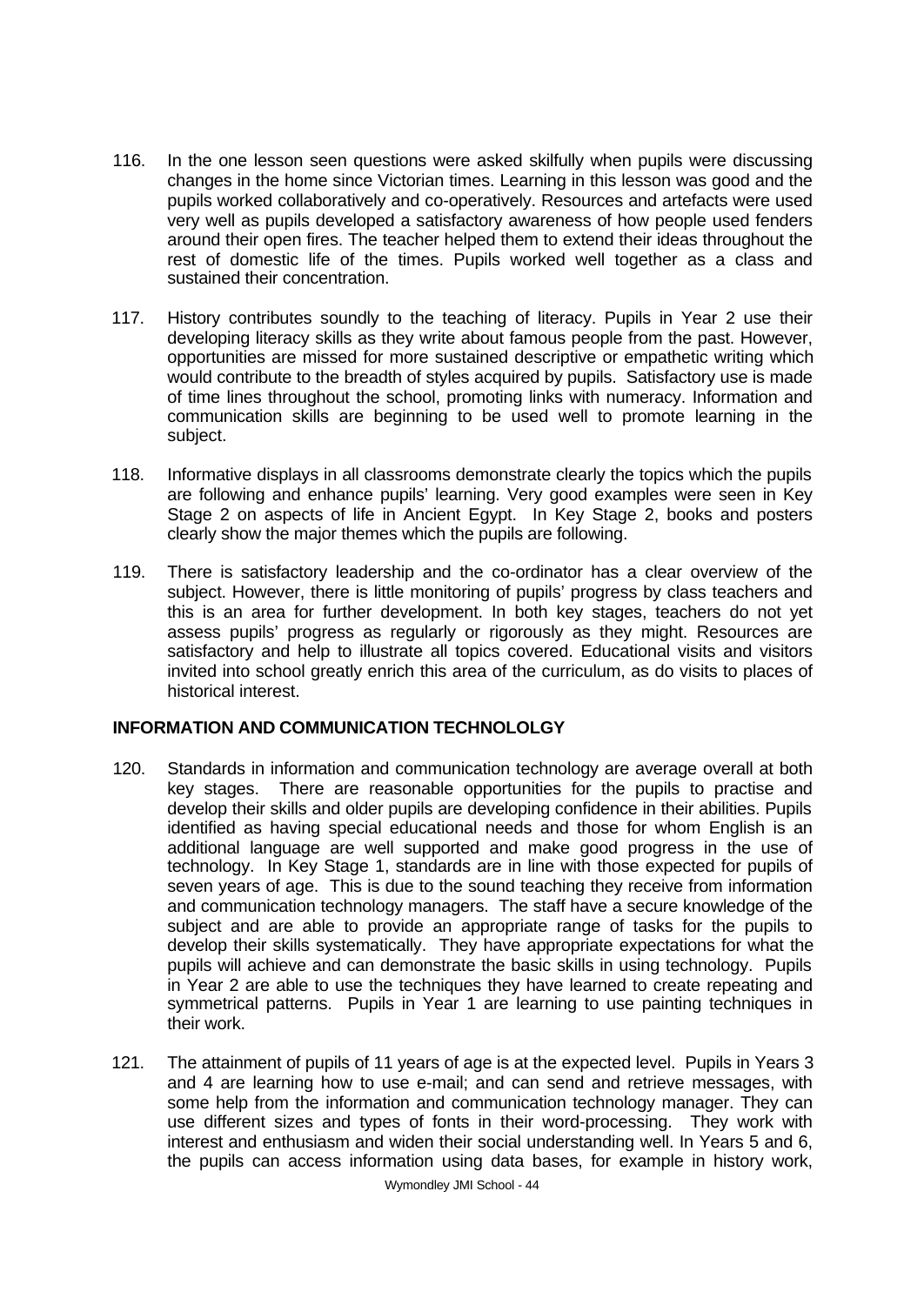116. In the one lesson seen questions were asked skilfully when pupils were discussing changes in the home since Victorian times. Learning in this lesson was good and the pupils worked collaboratively and co-operatively. Resources and artefacts were used very well as pupils developed a satisfactory awareness of how people used fenders around their open fires. The teacher helped them to extend their ideas throughout the rest of domestic life of the times. Pupils worked well together as a class and sustained their concentration.

117. History contributes soundly to the teaching of literacy. Pupils in Year 2 use their developing literacy skills as they write about famous people from the past. However, opportunities are missed for more sustained descriptive or empathetic writing which would contribute to the breadth of styles acquired by pupils. Satisfactory use is made of time lines throughout the school, promoting links with numeracy. Information and communication skills are beginning to be used well to promote learning in the subject.

118. Informative displays in all classrooms demonstrate clearly the topics which the pupils are following and enhance pupils' learning. Very good examples were seen in Key Stage 2 on aspects of life in Ancient Egypt. In Key Stage 2, books and posters clearly show the major themes which the pupils are following.

119. There is satisfactory leadership and the co-ordinator has a clear overview of the subject. However, there is little monitoring of pupils' progress by class teachers and this is an area for further development. In both key stages, teachers do not yet assess pupils' progress as regularly or rigorously as they might. Resources are satisfactory and help to illustrate all topics covered. Educational visits and visitors invited into school greatly enrich this area of the curriculum, as do visits to places of historical interest.

## INFORMATION AND COMMUNICATION TECHNOLOLGY

120. Standards in information and communication technology are average overall at both key stages. There are reasonable opportunities for the pupils to practise and develop their skills and older pupils are developing confidence in their abilities. Pupils identified as having special educational needs and those for whom English is an additional language are well supported and make good progress in the use of technology. In Key Stage 1, standards are in line with those expected for pupils of seven years of age. This is due to the sound teaching they receive from information and communication technology managers. The staff have a secure knowledge of the subject and are able to provide an appropriate range of tasks for the pupils to develop their skills systematically. They have appropriate expectations for what the pupils will achieve and can demonstrate the basic skills in using technology. Pupils in Year 2 are able to use the techniques they have learned to create repeating and symmetrical patterns. Pupils in Year 1 are learning to use painting techniques in their work.

121. The attainment of pupils of 11 years of age is at the expected level. Pupils in Years 3 and 4 are learning how to use e-mail; and can send and retrieve messages, with some help from the information and communication technology manager. They can use different sizes and types of fonts in their word-processing. They work with interest and enthusiasm and widen their social understanding well. In Years 5 and 6, the pupils can access information using data bases, for example in history work,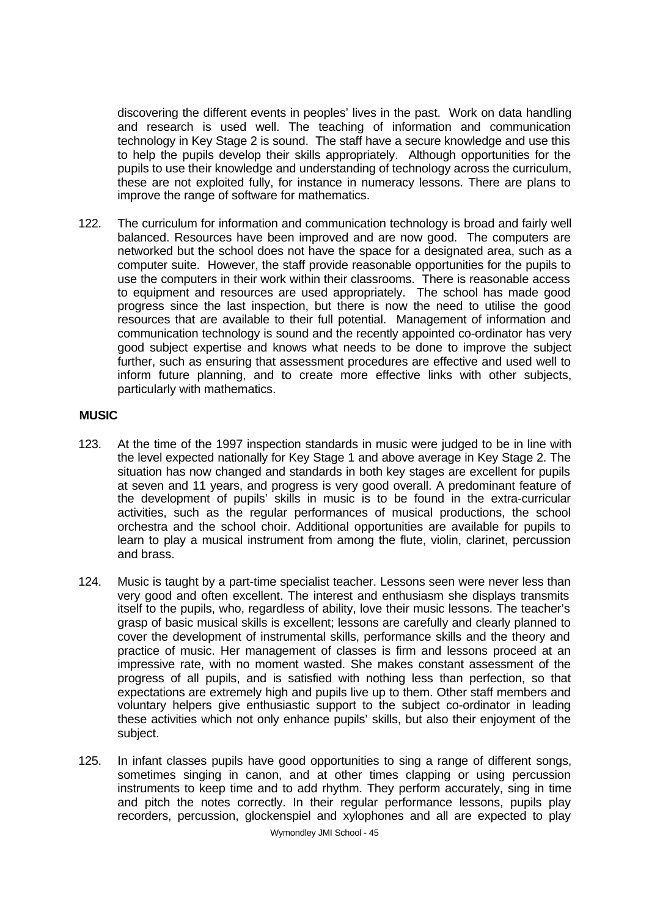discovering the different events in peoples' lives in the past. Work on data handling and research is used well. The teaching of information and communication technology in Key Stage 2 is sound. The staff have a secure knowledge and use this to help the pupils develop their skills appropriately. Although opportunities for the pupils to use their knowledge and understanding of technology across the curriculum, these are not exploited fully, for instance in numeracy lessons. There are plans to improve the range of software for mathematics.

122. The curriculum for information and communication technology is broad and fairly well balanced. Resources have been improved and are now good. The computers are networked but the school does not have the space for a designated area, such as a computer suite. However, the staff provide reasonable opportunities for the pupils to use the computers in their work within their classrooms. There is reasonable access to equipment and resources are used appropriately. The school has made good progress since the last inspection, but there is now the need to utilise the good resources that are available to their full potential. Management of information and communication technology is sound and the recently appointed co-ordinator has very good subject expertise and knows what needs to be done to improve the subject further, such as ensuring that assessment procedures are effective and used well to inform future planning, and to create more effective links with other subjects, particularly with mathematics.

**MUSIC**

123. At the time of the 1997 inspection standards in music were judged to be in line with the level expected nationally for Key Stage 1 and above average in Key Stage 2. The situation has now changed and standards in both key stages are excellent for pupils at seven and 11 years, and progress is very good overall. A predominant feature of the development of pupils' skills in music is to be found in the extra-curricular activities, such as the regular performances of musical productions, the school orchestra and the school choir. Additional opportunities are available for pupils to learn to play a musical instrument from among the flute, violin, clarinet, percussion and brass.

124. Music is taught by a part-time specialist teacher. Lessons seen were never less than very good and often excellent. The interest and enthusiasm she displays transmits itself to the pupils, who, regardless of ability, love their music lessons. The teacher's grasp of basic musical skills is excellent; lessons are carefully and clearly planned to cover the development of instrumental skills, performance skills and the theory and practice of music. Her management of classes is firm and lessons proceed at an impressive rate, with no moment wasted. She makes constant assessment of the progress of all pupils, and is satisfied with nothing less than perfection, so that expectations are extremely high and pupils live up to them. Other staff members and voluntary helpers give enthusiastic support to the subject co-ordinator in leading these activities which not only enhance pupils' skills, but also their enjoyment of the subject.

125. In infant classes pupils have good opportunities to sing a range of different songs, sometimes singing in canon, and at other times clapping or using percussion instruments to keep time and to add rhythm. They perform accurately, sing in time and pitch the notes correctly. In their regular performance lessons, pupils play recorders, percussion, glockenspiel and xylophones and all are expected to play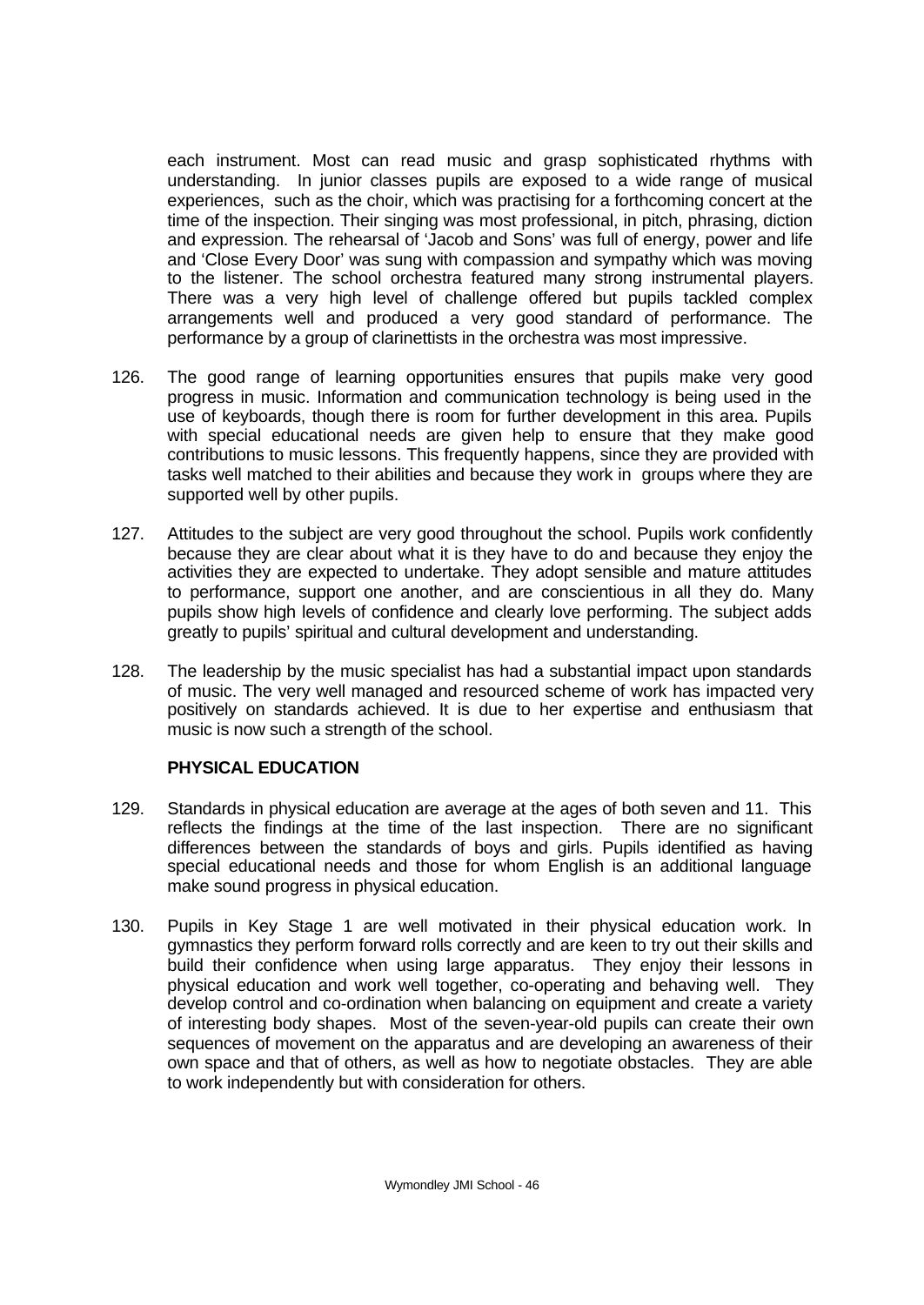each instrument. Most can read music and grasp sophisticated rhythms with understanding. In junior classes pupils are exposed to a wide range of musical experiences, such as the choir, which was practising for a forthcoming concert at the time of the inspection. Their singing was most professional, in pitch, phrasing, diction and expression. The rehearsal of 'Jacob and Sons' was full of energy, power and life and 'Close Every Door' was sung with compassion and sympathy which was moving to the listener. The school orchestra featured many strong instrumental players. There was a very high level of challenge offered but pupils tackled complex arrangements well and produced a very good standard of performance. The performance by a group of clarinettists in the orchestra was most impressive.

126. The good range of learning opportunities ensures that pupils make very good progress in music. Information and communication technology is being used in the use of keyboards, though there is room for further development in this area. Pupils with special educational needs are given help to ensure that they make good contributions to music lessons. This frequently happens, since they are provided with tasks well matched to their abilities and because they work in groups where they are supported well by other pupils.

127. Attitudes to the subject are very good throughout the school. Pupils work confidently because they are clear about what it is they have to do and because they enjoy the activities they are expected to undertake. They adopt sensible and mature attitudes to performance, support one another, and are conscientious in all they do. Many pupils show high levels of confidence and clearly love performing. The subject adds greatly to pupils' spiritual and cultural development and understanding.

128. The leadership by the music specialist has had a substantial impact upon standards of music. The very well managed and resourced scheme of work has impacted very positively on standards achieved. It is due to her expertise and enthusiasm that music is now such a strength of the school.

## PHYSICAL EDUCATION

129. Standards in physical education are average at the ages of both seven and 11. This reflects the findings at the time of the last inspection. There are no significant differences between the standards of boys and girls. Pupils identified as having special educational needs and those for whom English is an additional language make sound progress in physical education.

130. Pupils in Key Stage 1 are well motivated in their physical education work. In gymnastics they perform forward rolls correctly and are keen to try out their skills and build their confidence when using large apparatus. They enjoy their lessons in physical education and work well together, co-operating and behaving well. They develop control and co-ordination when balancing on equipment and create a variety of interesting body shapes. Most of the seven-year-old pupils can create their own sequences of movement on the apparatus and are developing an awareness of their own space and that of others, as well as how to negotiate obstacles. They are able to work independently but with consideration for others.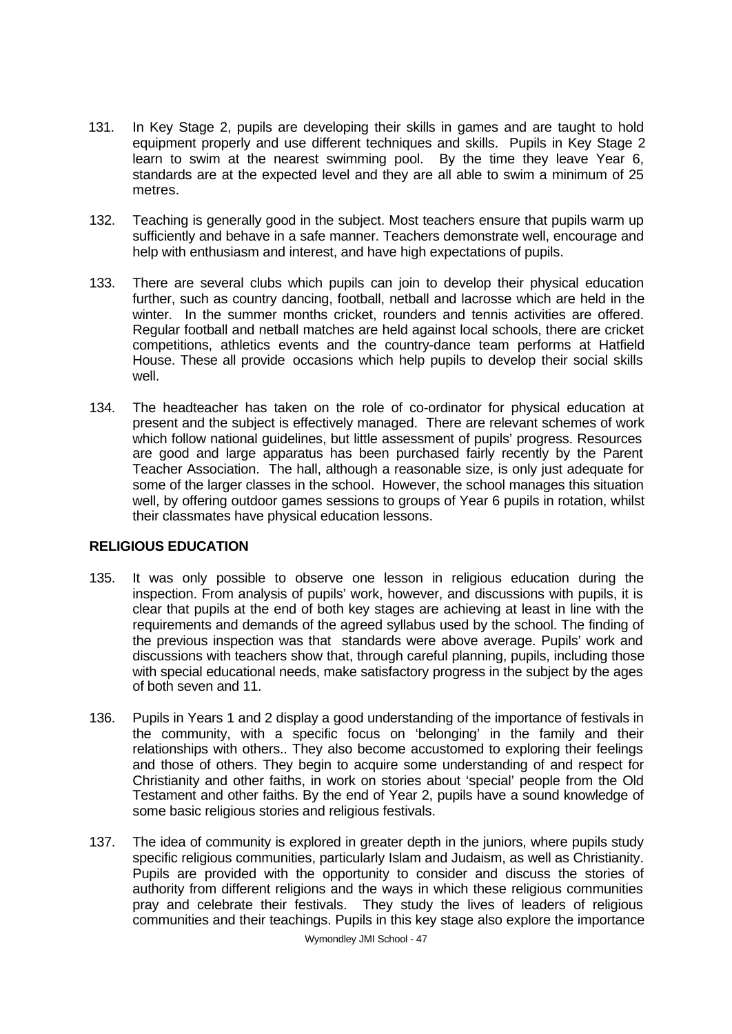131. In Key Stage 2, pupils are developing their skills in games and are taught to hold equipment properly and use different techniques and skills. Pupils in Key Stage 2 learn to swim at the nearest swimming pool. By the time they leave Year 6, standards are at the expected level and they are all able to swim a minimum of 25 metres.

132. Teaching is generally good in the subject. Most teachers ensure that pupils warm up sufficiently and behave in a safe manner. Teachers demonstrate well, encourage and help with enthusiasm and interest, and have high expectations of pupils.

133. There are several clubs which pupils can join to develop their physical education further, such as country dancing, football, netball and lacrosse which are held in the winter. In the summer months cricket, rounders and tennis activities are offered. Regular football and netball matches are held against local schools, there are cricket competitions, athletics events and the country-dance team performs at Hatfield House. These all provide occasions which help pupils to develop their social skills well.

134. The headteacher has taken on the role of co-ordinator for physical education at present and the subject is effectively managed. There are relevant schemes of work which follow national guidelines, but little assessment of pupils' progress. Resources are good and large apparatus has been purchased fairly recently by the Parent Teacher Association. The hall, although a reasonable size, is only just adequate for some of the larger classes in the school. However, the school manages this situation well, by offering outdoor games sessions to groups of Year 6 pupils in rotation, whilst their classmates have physical education lessons.

## RELIGIOUS EDUCATION

135. It was only possible to observe one lesson in religious education during the inspection. From analysis of pupils' work, however, and discussions with pupils, it is clear that pupils at the end of both key stages are achieving at least in line with the requirements and demands of the agreed syllabus used by the school. The finding of the previous inspection was that standards were above average. Pupils' work and discussions with teachers show that, through careful planning, pupils, including those with special educational needs, make satisfactory progress in the subject by the ages of both seven and 11.

136. Pupils in Years 1 and 2 display a good understanding of the importance of festivals in the community, with a specific focus on 'belonging' in the family and their relationships with others.. They also become accustomed to exploring their feelings and those of others. They begin to acquire some understanding of and respect for Christianity and other faiths, in work on stories about 'special' people from the Old Testament and other faiths. By the end of Year 2, pupils have a sound knowledge of some basic religious stories and religious festivals.

137. The idea of community is explored in greater depth in the juniors, where pupils study specific religious communities, particularly Islam and Judaism, as well as Christianity. Pupils are provided with the opportunity to consider and discuss the stories of authority from different religions and the ways in which these religious communities pray and celebrate their festivals. They study the lives of leaders of religious communities and their teachings. Pupils in this key stage also explore the importance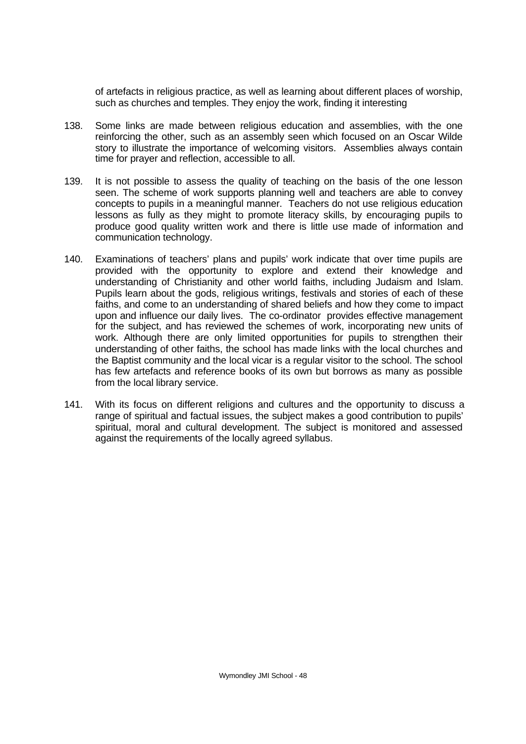of artefacts in religious practice, as well as learning about different places of worship, such as churches and temples. They enjoy the work, finding it interesting

138. Some links are made between religious education and assemblies, with the one reinforcing the other, such as an assembly seen which focused on an Oscar Wilde story to illustrate the importance of welcoming visitors. Assemblies always contain time for prayer and reflection, accessible to all.

139. It is not possible to assess the quality of teaching on the basis of the one lesson seen. The scheme of work supports planning well and teachers are able to convey concepts to pupils in a meaningful manner. Teachers do not use religious education lessons as fully as they might to promote literacy skills, by encouraging pupils to produce good quality written work and there is little use made of information and communication technology.

140. Examinations of teachers' plans and pupils' work indicate that over time pupils are provided with the opportunity to explore and extend their knowledge and understanding of Christianity and other world faiths, including Judaism and Islam. Pupils learn about the gods, religious writings, festivals and stories of each of these faiths, and come to an understanding of shared beliefs and how they come to impact upon and influence our daily lives. The co-ordinator provides effective management for the subject, and has reviewed the schemes of work, incorporating new units of work. Although there are only limited opportunities for pupils to strengthen their understanding of other faiths, the school has made links with the local churches and the Baptist community and the local vicar is a regular visitor to the school. The school has few artefacts and reference books of its own but borrows as many as possible from the local library service.

141. With its focus on different religions and cultures and the opportunity to discuss a range of spiritual and factual issues, the subject makes a good contribution to pupils' spiritual, moral and cultural development. The subject is monitored and assessed against the requirements of the locally agreed syllabus.